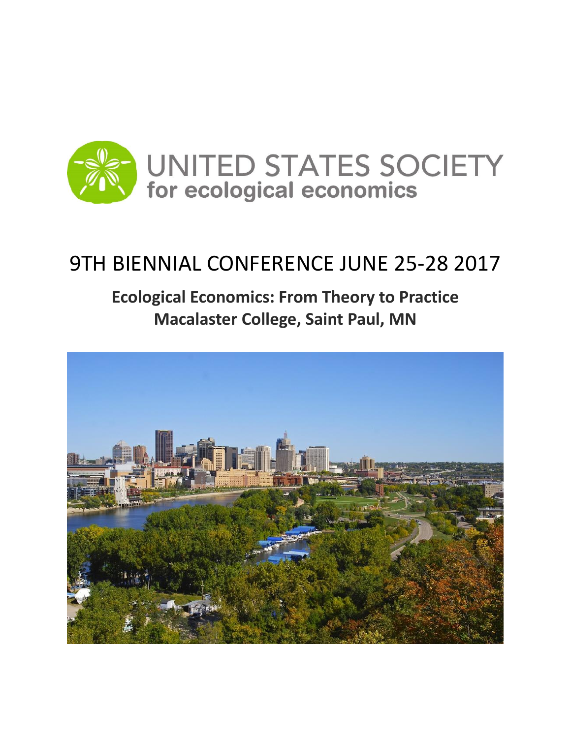# UNITED STATES SOCIETY for ecological economics

## 9TH BIENNIAL CONFERENCE JUNE 25-28 2017

**Ecological Economics: From Theory to Practice**
**Macalaster College, Saint Paul, MN**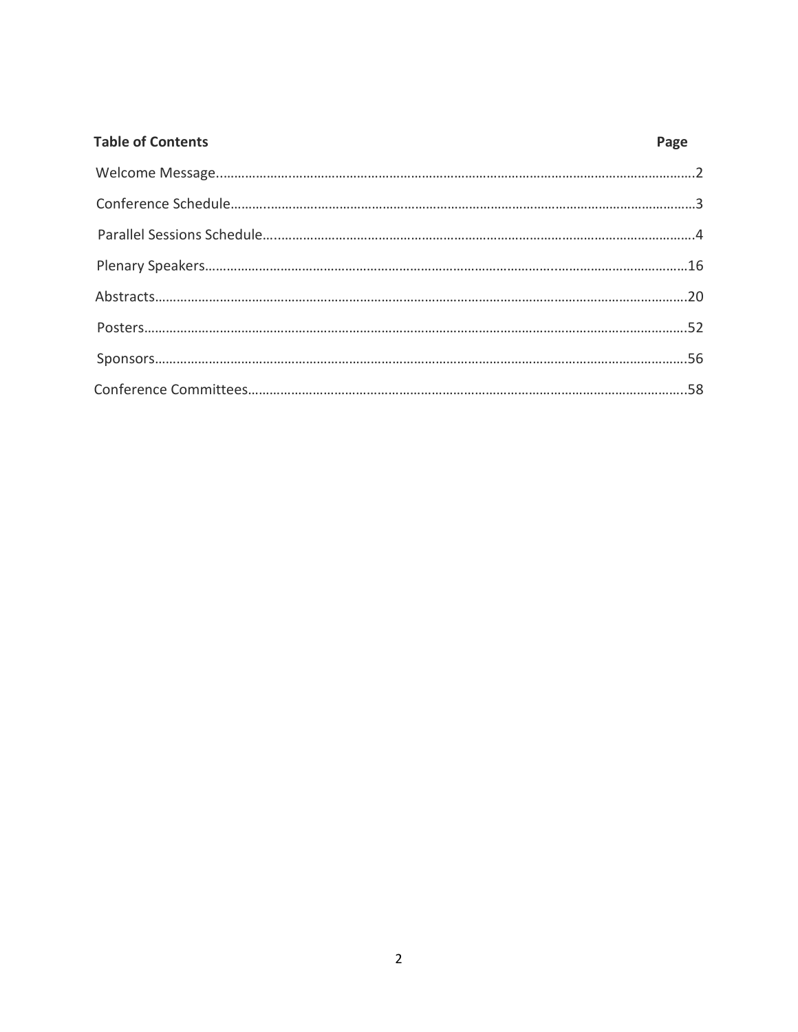## Table of Contents

| | Page |
|---|---|
| Welcome Message | 2 |
| Conference Schedule | 3 |
| Parallel Sessions Schedule | 4 |
| Plenary Speakers | 16 |
| Abstracts | 20 |
| Posters | 52 |
| Sponsors | 56 |
| Conference Committees | 58 |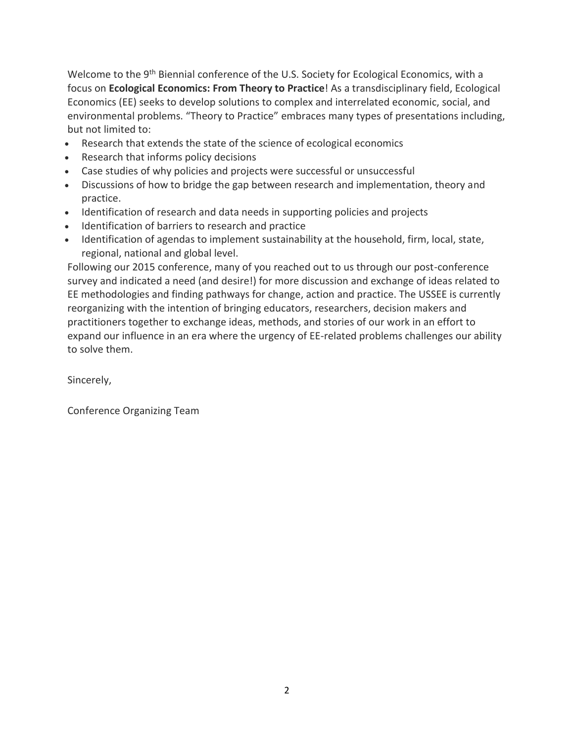Welcome to the 9th Biennial conference of the U.S. Society for Ecological Economics, with a focus on **Ecological Economics: From Theory to Practice**! As a transdisciplinary field, Ecological Economics (EE) seeks to develop solutions to complex and interrelated economic, social, and environmental problems. "Theory to Practice" embraces many types of presentations including, but not limited to:

- Research that extends the state of the science of ecological economics
- Research that informs policy decisions
- Case studies of why policies and projects were successful or unsuccessful
- Discussions of how to bridge the gap between research and implementation, theory and practice.
- Identification of research and data needs in supporting policies and projects
- Identification of barriers to research and practice
- Identification of agendas to implement sustainability at the household, firm, local, state, regional, national and global level.

Following our 2015 conference, many of you reached out to us through our post-conference survey and indicated a need (and desire!) for more discussion and exchange of ideas related to EE methodologies and finding pathways for change, action and practice. The USSEE is currently reorganizing with the intention of bringing educators, researchers, decision makers and practitioners together to exchange ideas, methods, and stories of our work in an effort to expand our influence in an era where the urgency of EE-related problems challenges our ability to solve them.

Sincerely,

Conference Organizing Team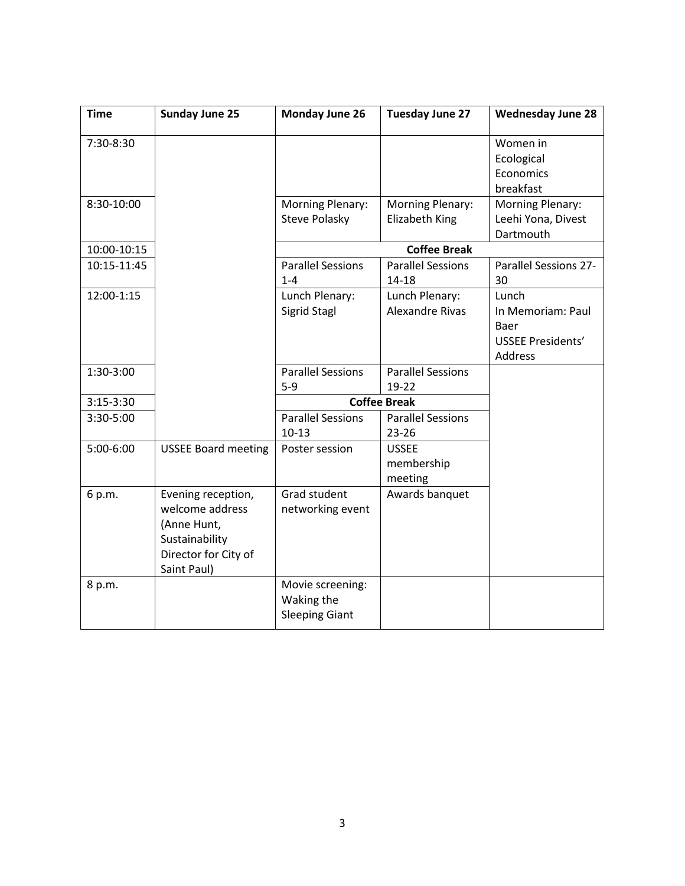| Time | Sunday June 25 | Monday June 26 | Tuesday June 27 | Wednesday June 28 |
|---|---|---|---|---|
| 7:30-8:30 | | | | Women in Ecological Economics breakfast |
| 8:30-10:00 | | Morning Plenary: Steve Polasky | Morning Plenary: Elizabeth King | Morning Plenary: Leehi Yona, Divest Dartmouth |
| 10:00-10:15 | | **Coffee Break** | | |
| 10:15-11:45 | | Parallel Sessions 1-4 | Parallel Sessions 14-18 | Parallel Sessions 27-30 |
| 12:00-1:15 | | Lunch Plenary: Sigrid Stagl | Lunch Plenary: Alexandre Rivas | Lunch In Memoriam: Paul Baer USSEE Presidents' Address |
| 1:30-3:00 | | Parallel Sessions 5-9 | Parallel Sessions 19-22 | |
| 3:15-3:30 | | **Coffee Break** | | |
| 3:30-5:00 | | Parallel Sessions 10-13 | Parallel Sessions 23-26 | |
| 5:00-6:00 | USSEE Board meeting | Poster session | USSEE membership meeting | |
| 6 p.m. | Evening reception, welcome address (Anne Hunt, Sustainability Director for City of Saint Paul) | Grad student networking event | Awards banquet | |
| 8 p.m. | | Movie screening: Waking the Sleeping Giant | | |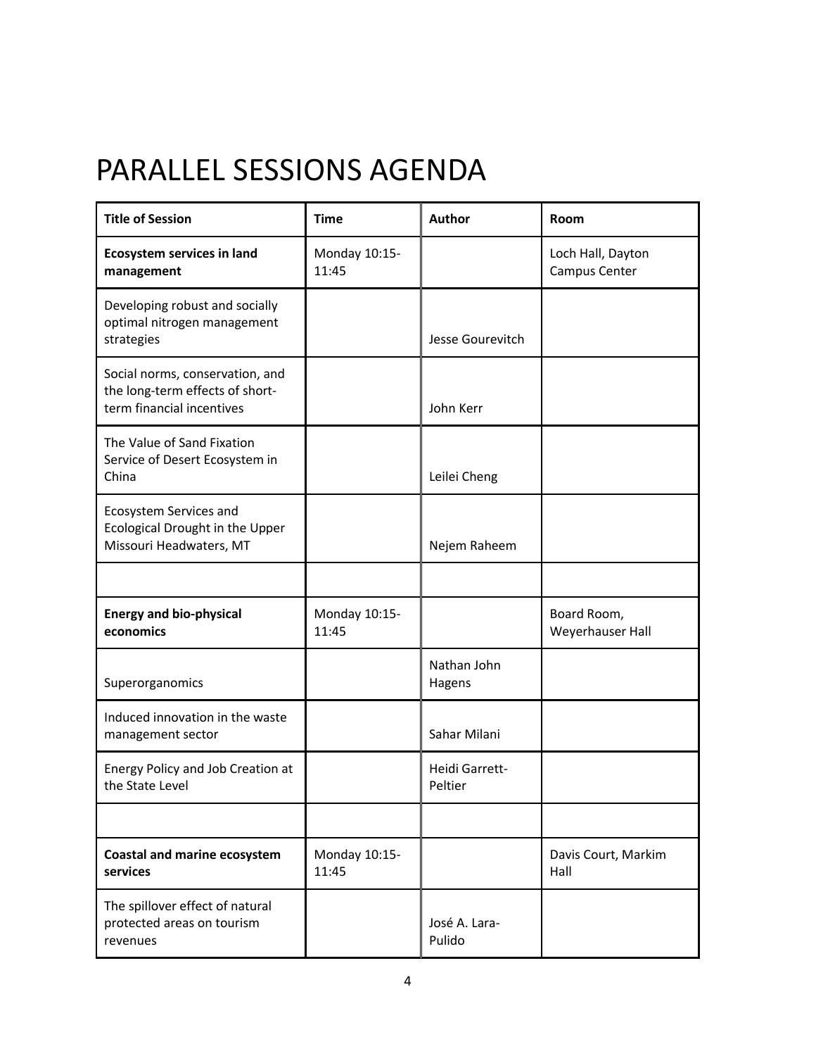# PARALLEL SESSIONS AGENDA

| **Title of Session** | **Time** | **Author** | **Room** |
|---|---|---|---|
| **Ecosystem services in land management** | Monday 10:15-11:45 | | Loch Hall, Dayton Campus Center |
| Developing robust and socially optimal nitrogen management strategies | | Jesse Gourevitch | |
| Social norms, conservation, and the long-term effects of short-term financial incentives | | John Kerr | |
| The Value of Sand Fixation Service of Desert Ecosystem in China | | Leilei Cheng | |
| Ecosystem Services and Ecological Drought in the Upper Missouri Headwaters, MT | | Nejem Raheem | |
| | | | |
| **Energy and bio-physical economics** | Monday 10:15-11:45 | | Board Room, Weyerhauser Hall |
| Superorganomics | | Nathan John Hagens | |
| Induced innovation in the waste management sector | | Sahar Milani | |
| Energy Policy and Job Creation at the State Level | | Heidi Garrett-Peltier | |
| | | | |
| **Coastal and marine ecosystem services** | Monday 10:15-11:45 | | Davis Court, Markim Hall |
| The spillover effect of natural protected areas on tourism revenues | | José A. Lara-Pulido | |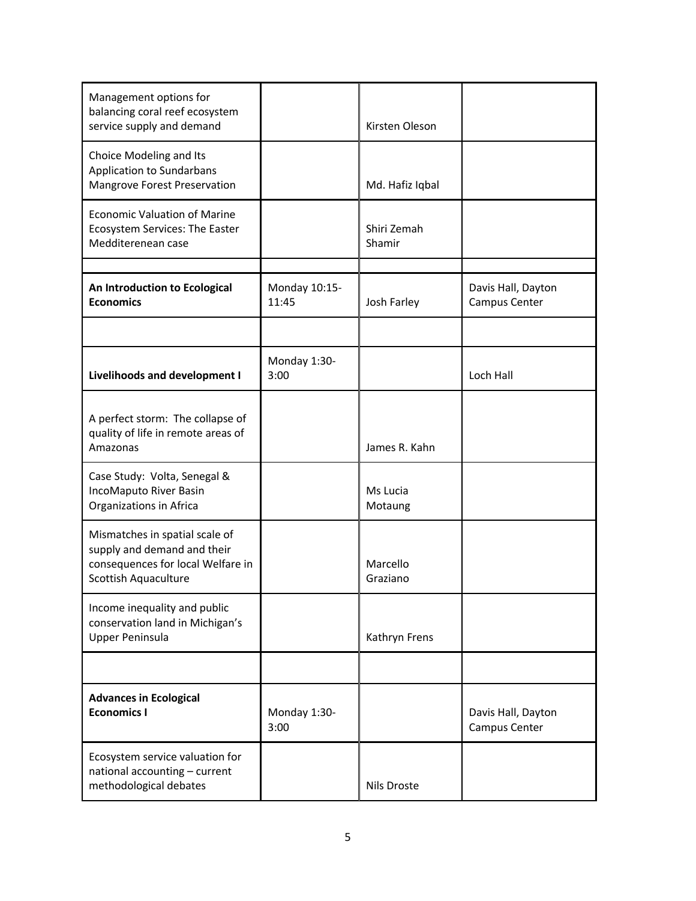| | | | |
|---|---|---|---|
| Management options for balancing coral reef ecosystem service supply and demand | | Kirsten Oleson | |
| Choice Modeling and Its Application to Sundarbans Mangrove Forest Preservation | | Md. Hafiz Iqbal | |
| Economic Valuation of Marine Ecosystem Services: The Easter Medditerenean case | | Shiri Zemah Shamir | |
| | | | |
| **An Introduction to Ecological Economics** | Monday 10:15-11:45 | Josh Farley | Davis Hall, Dayton Campus Center |
| | | | |
| **Livelihoods and development I** | Monday 1:30-3:00 | | Loch Hall |
| A perfect storm: The collapse of quality of life in remote areas of Amazonas | | James R. Kahn | |
| Case Study: Volta, Senegal & IncoMaputo River Basin Organizations in Africa | | Ms Lucia Motaung | |
| Mismatches in spatial scale of supply and demand and their consequences for local Welfare in Scottish Aquaculture | | Marcello Graziano | |
| Income inequality and public conservation land in Michigan's Upper Peninsula | | Kathryn Frens | |
| | | | |
| **Advances in Ecological Economics I** | Monday 1:30-3:00 | | Davis Hall, Dayton Campus Center |
| Ecosystem service valuation for national accounting – current methodological debates | | Nils Droste | |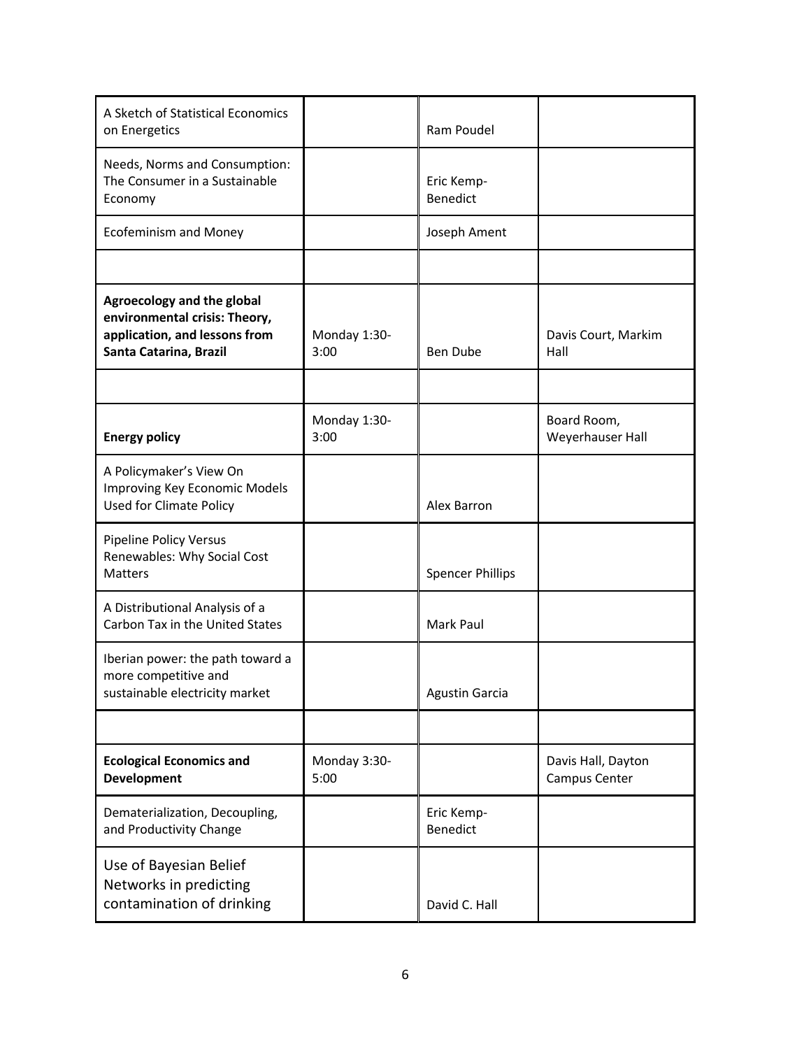| | | | |
|---|---|---|---|
| A Sketch of Statistical Economics on Energetics | | Ram Poudel | |
| Needs, Norms and Consumption: The Consumer in a Sustainable Economy | | Eric Kemp-Benedict | |
| Ecofeminism and Money | | Joseph Ament | |
| | | | |
| **Agroecology and the global environmental crisis: Theory, application, and lessons from Santa Catarina, Brazil** | Monday 1:30-3:00 | Ben Dube | Davis Court, Markim Hall |
| | | | |
| **Energy policy** | Monday 1:30-3:00 | | Board Room, Weyerhauser Hall |
| A Policymaker's View On Improving Key Economic Models Used for Climate Policy | | Alex Barron | |
| Pipeline Policy Versus Renewables: Why Social Cost Matters | | Spencer Phillips | |
| A Distributional Analysis of a Carbon Tax in the United States | | Mark Paul | |
| Iberian power: the path toward a more competitive and sustainable electricity market | | Agustin Garcia | |
| | | | |
| **Ecological Economics and Development** | Monday 3:30-5:00 | | Davis Hall, Dayton Campus Center |
| Dematerialization, Decoupling, and Productivity Change | | Eric Kemp-Benedict | |
| Use of Bayesian Belief Networks in predicting contamination of drinking | | David C. Hall | |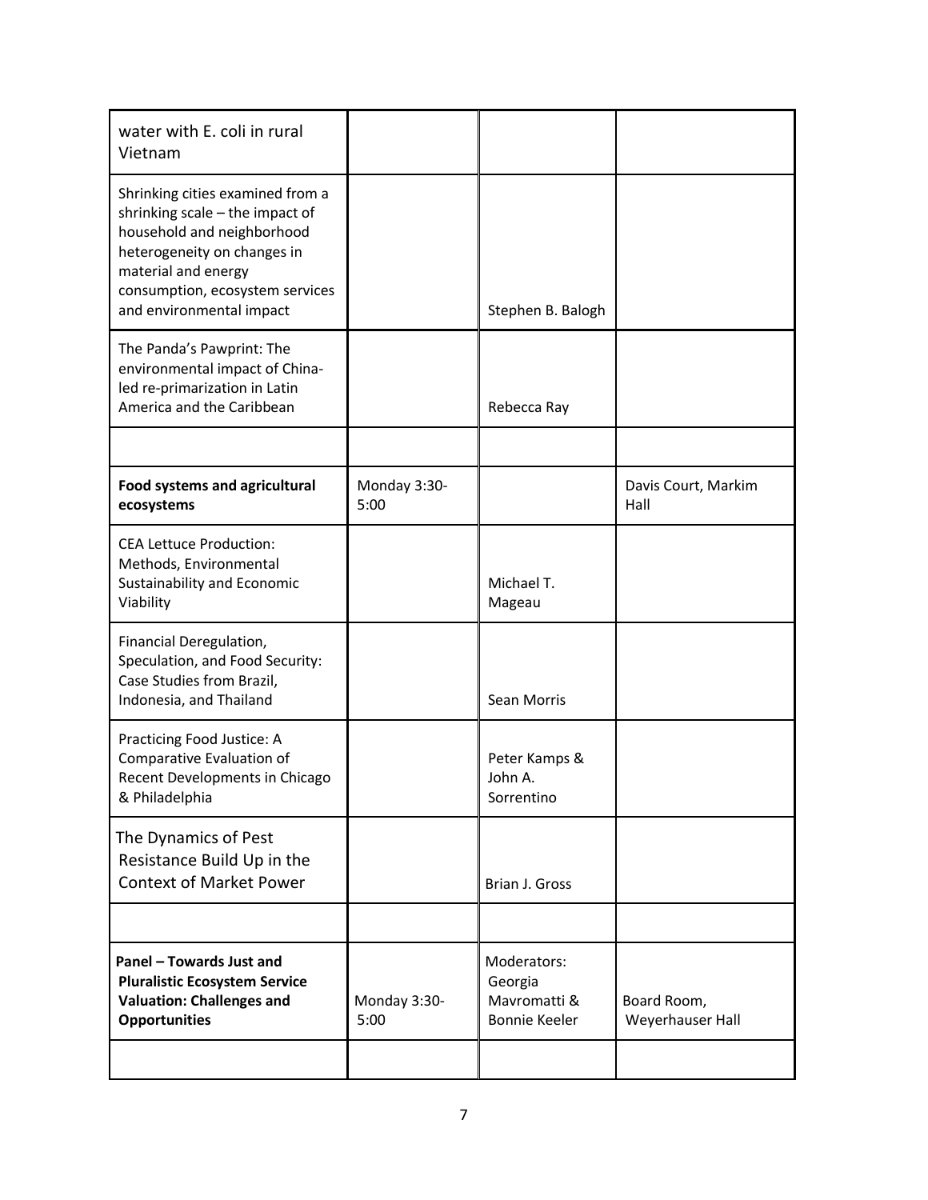| | | | |
|---|---|---|---|
| water with E. coli in rural Vietnam | | | |
| Shrinking cities examined from a shrinking scale – the impact of household and neighborhood heterogeneity on changes in material and energy consumption, ecosystem services and environmental impact | | Stephen B. Balogh | |
| The Panda's Pawprint: The environmental impact of China-led re-primarization in Latin America and the Caribbean | | Rebecca Ray | |
| | | | |
| **Food systems and agricultural ecosystems** | Monday 3:30-5:00 | | Davis Court, Markim Hall |
| CEA Lettuce Production: Methods, Environmental Sustainability and Economic Viability | | Michael T. Mageau | |
| Financial Deregulation, Speculation, and Food Security: Case Studies from Brazil, Indonesia, and Thailand | | Sean Morris | |
| Practicing Food Justice: A Comparative Evaluation of Recent Developments in Chicago & Philadelphia | | Peter Kamps & John A. Sorrentino | |
| The Dynamics of Pest Resistance Build Up in the Context of Market Power | | Brian J. Gross | |
| | | | |
| **Panel – Towards Just and Pluralistic Ecosystem Service Valuation: Challenges and Opportunities** | Monday 3:30-5:00 | Moderators: Georgia Mavromatti & Bonnie Keeler | Board Room, Weyerhauser Hall |
| | | | |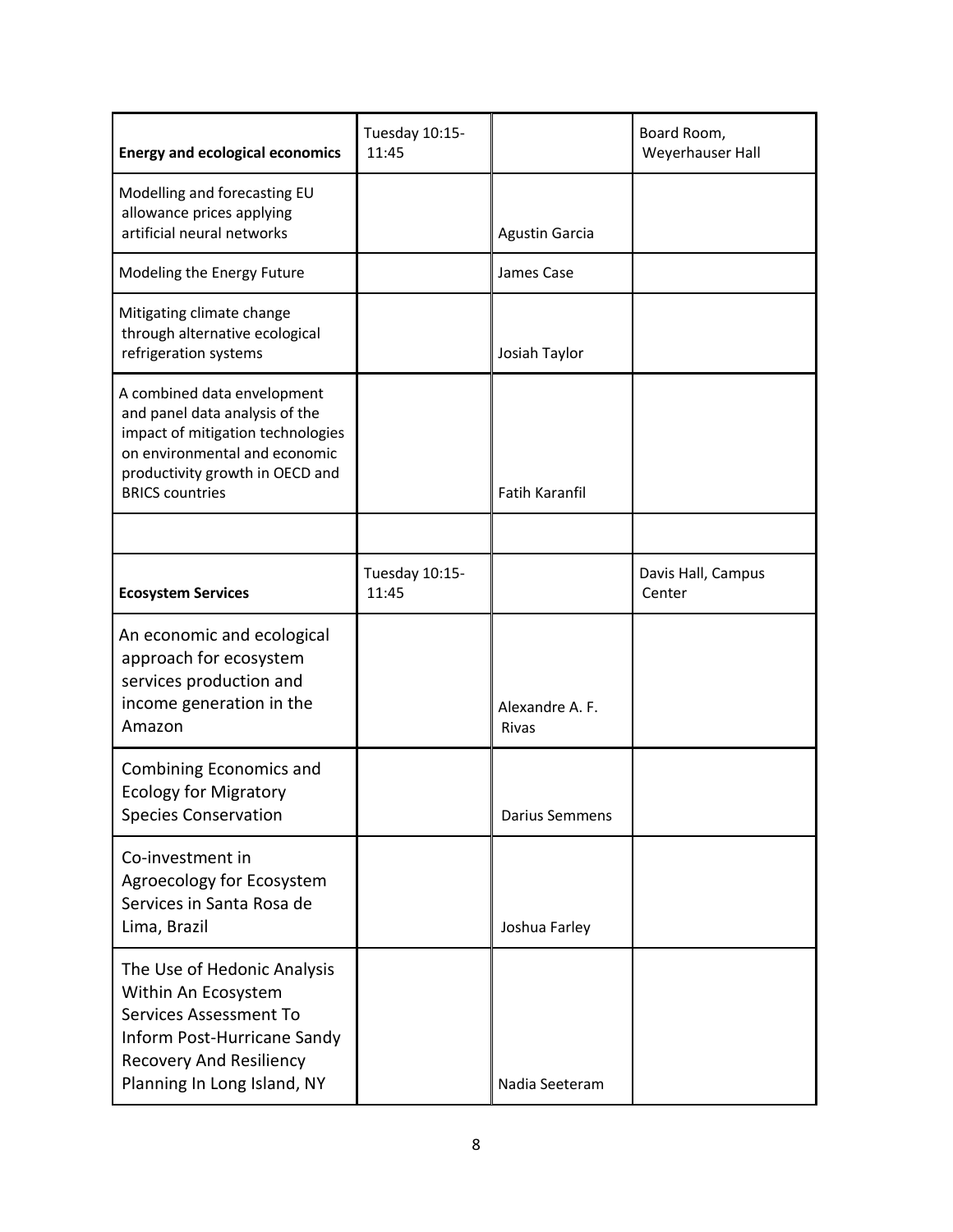| **Energy and ecological economics** | Tuesday 10:15-11:45 | | Board Room, Weyerhauser Hall |
|---|---|---|---|
| Modelling and forecasting EU allowance prices applying artificial neural networks | | Agustin Garcia | |
| Modeling the Energy Future | | James Case | |
| Mitigating climate change through alternative ecological refrigeration systems | | Josiah Taylor | |
| A combined data envelopment and panel data analysis of the impact of mitigation technologies on environmental and economic productivity growth in OECD and BRICS countries | | Fatih Karanfil | |
| | | | |
| **Ecosystem Services** | Tuesday 10:15-11:45 | | Davis Hall, Campus Center |
| An economic and ecological approach for ecosystem services production and income generation in the Amazon | | Alexandre A. F. Rivas | |
| Combining Economics and Ecology for Migratory Species Conservation | | Darius Semmens | |
| Co-investment in Agroecology for Ecosystem Services in Santa Rosa de Lima, Brazil | | Joshua Farley | |
| The Use of Hedonic Analysis Within An Ecosystem Services Assessment To Inform Post-Hurricane Sandy Recovery And Resiliency Planning In Long Island, NY | | Nadia Seeteram | |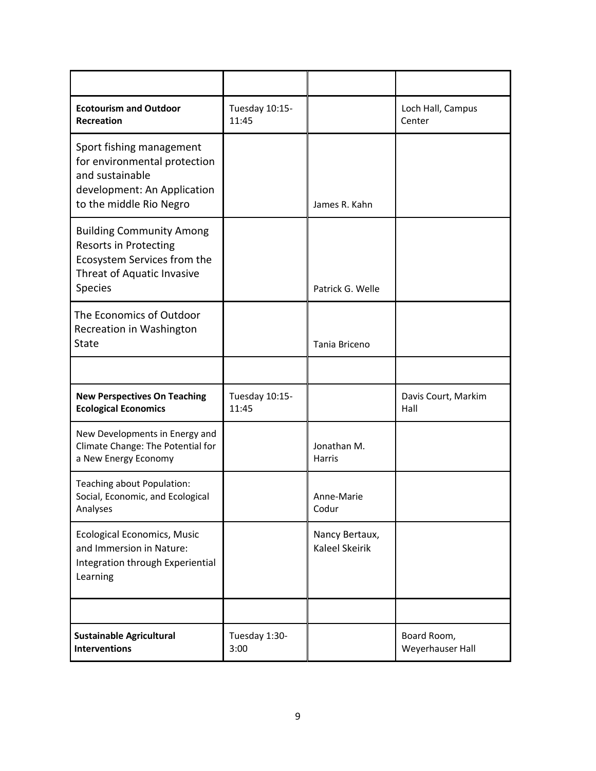| | | | |
|---|---|---|---|
| **Ecotourism and Outdoor Recreation** | Tuesday 10:15-11:45 | | Loch Hall, Campus Center |
| Sport fishing management for environmental protection and sustainable development: An Application to the middle Rio Negro | | James R. Kahn | |
| Building Community Among Resorts in Protecting Ecosystem Services from the Threat of Aquatic Invasive Species | | Patrick G. Welle | |
| The Economics of Outdoor Recreation in Washington State | | Tania Briceno | |
| | | | |
| **New Perspectives On Teaching Ecological Economics** | Tuesday 10:15-11:45 | | Davis Court, Markim Hall |
| New Developments in Energy and Climate Change: The Potential for a New Energy Economy | | Jonathan M. Harris | |
| Teaching about Population: Social, Economic, and Ecological Analyses | | Anne-Marie Codur | |
| Ecological Economics, Music and Immersion in Nature: Integration through Experiential Learning | | Nancy Bertaux, Kaleel Skeirik | |
| | | | |
| **Sustainable Agricultural Interventions** | Tuesday 1:30-3:00 | | Board Room, Weyerhauser Hall |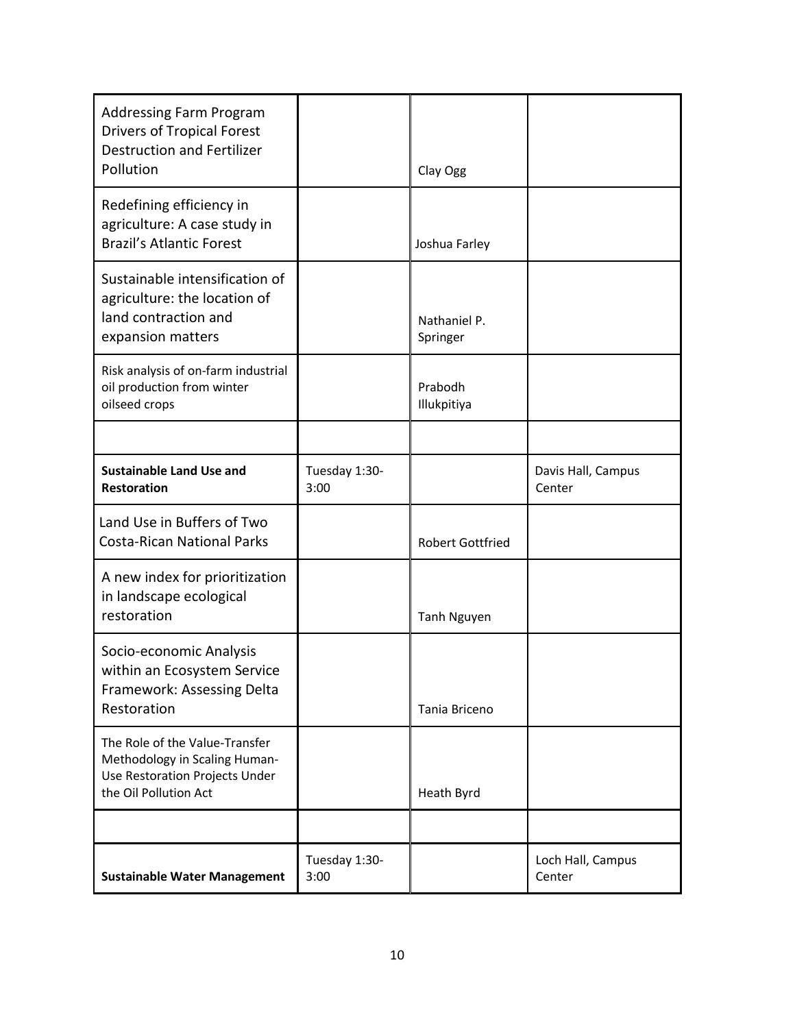| | | | |
|---|---|---|---|
| Addressing Farm Program Drivers of Tropical Forest Destruction and Fertilizer Pollution | | Clay Ogg | |
| Redefining efficiency in agriculture: A case study in Brazil's Atlantic Forest | | Joshua Farley | |
| Sustainable intensification of agriculture: the location of land contraction and expansion matters | | Nathaniel P. Springer | |
| Risk analysis of on-farm industrial oil production from winter oilseed crops | | Prabodh Illukpitiya | |
| | | | |
| **Sustainable Land Use and Restoration** | Tuesday 1:30-3:00 | | Davis Hall, Campus Center |
| Land Use in Buffers of Two Costa-Rican National Parks | | Robert Gottfried | |
| A new index for prioritization in landscape ecological restoration | | Tanh Nguyen | |
| Socio-economic Analysis within an Ecosystem Service Framework: Assessing Delta Restoration | | Tania Briceno | |
| The Role of the Value-Transfer Methodology in Scaling Human-Use Restoration Projects Under the Oil Pollution Act | | Heath Byrd | |
| | | | |
| **Sustainable Water Management** | Tuesday 1:30-3:00 | | Loch Hall, Campus Center |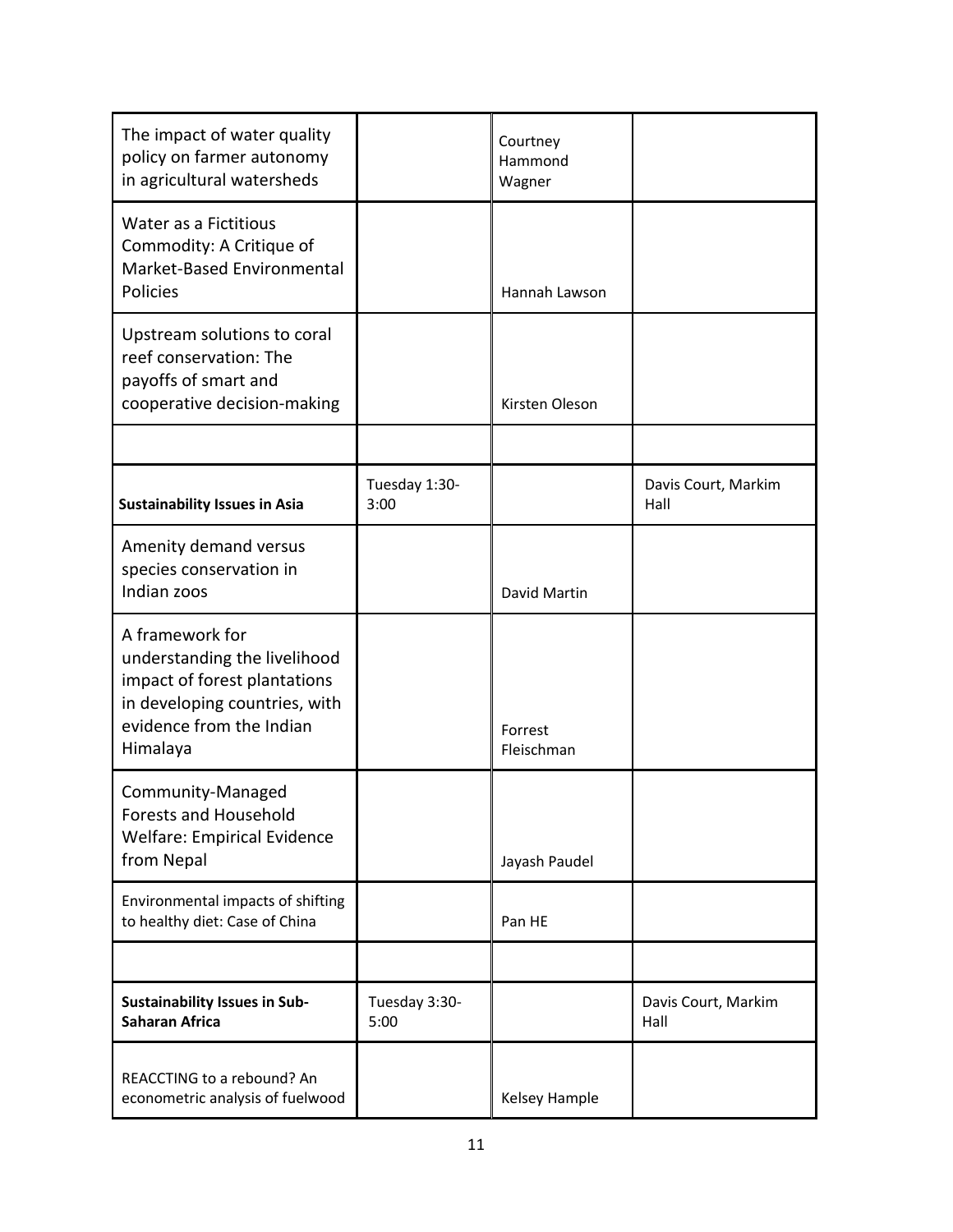| | | | |
|---|---|---|---|
| The impact of water quality policy on farmer autonomy in agricultural watersheds | | Courtney Hammond Wagner | |
| Water as a Fictitious Commodity: A Critique of Market-Based Environmental Policies | | Hannah Lawson | |
| Upstream solutions to coral reef conservation: The payoffs of smart and cooperative decision-making | | Kirsten Oleson | |
| | | | |
| **Sustainability Issues in Asia** | Tuesday 1:30-3:00 | | Davis Court, Markim Hall |
| Amenity demand versus species conservation in Indian zoos | | David Martin | |
| A framework for understanding the livelihood impact of forest plantations in developing countries, with evidence from the Indian Himalaya | | Forrest Fleischman | |
| Community-Managed Forests and Household Welfare: Empirical Evidence from Nepal | | Jayash Paudel | |
| Environmental impacts of shifting to healthy diet: Case of China | | Pan HE | |
| | | | |
| **Sustainability Issues in Sub-Saharan Africa** | Tuesday 3:30-5:00 | | Davis Court, Markim Hall |
| REACCTING to a rebound? An econometric analysis of fuelwood | | Kelsey Hample | |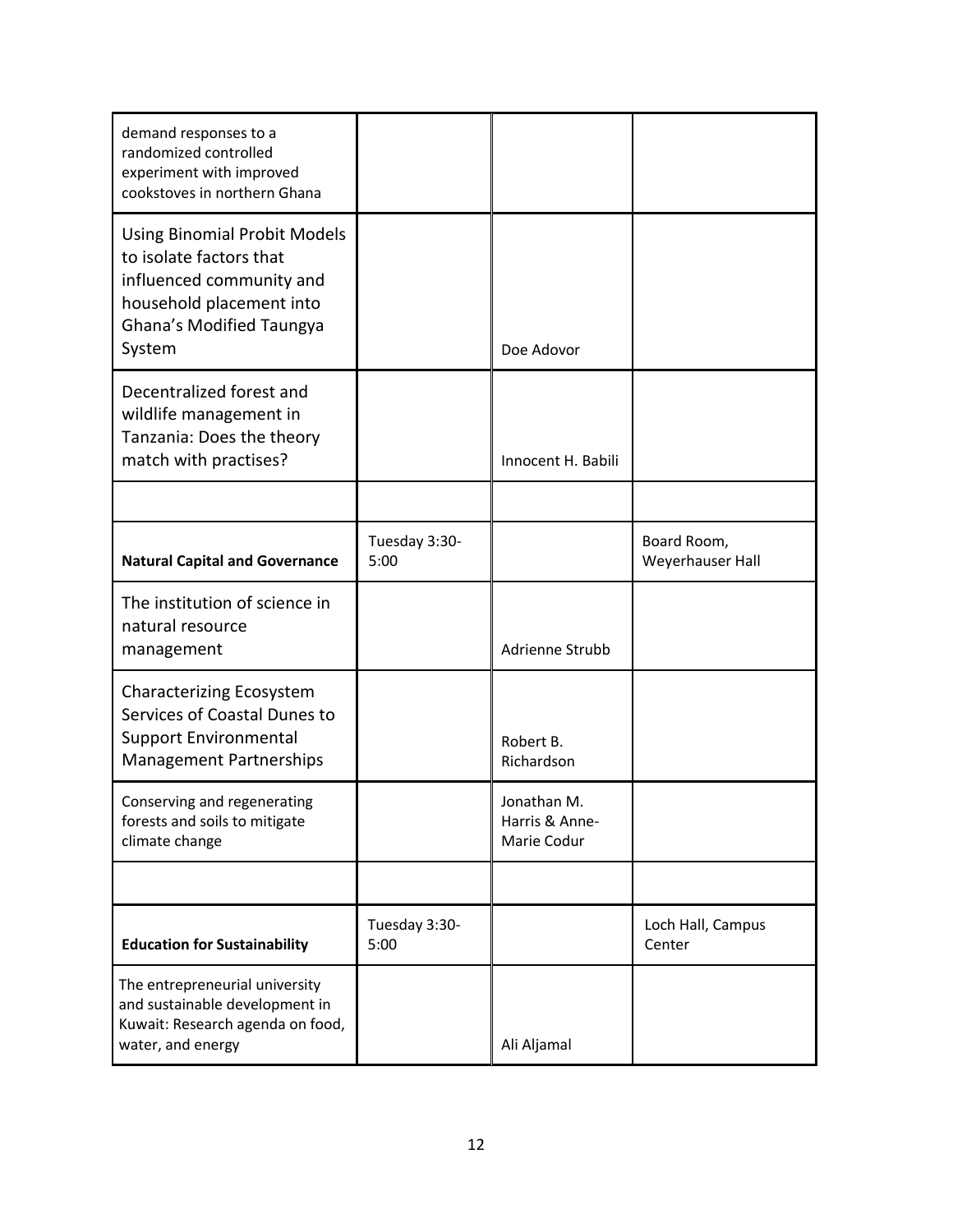| demand responses to a randomized controlled experiment with improved cookstoves in northern Ghana | | | |
| --- | --- | --- | --- |
| Using Binomial Probit Models to isolate factors that influenced community and household placement into Ghana's Modified Taungya System | | Doe Adovor | |
| Decentralized forest and wildlife management in Tanzania: Does the theory match with practises? | | Innocent H. Babili | |
| | | | |
| **Natural Capital and Governance** | Tuesday 3:30-5:00 | | Board Room, Weyerhauser Hall |
| The institution of science in natural resource management | | Adrienne Strubb | |
| Characterizing Ecosystem Services of Coastal Dunes to Support Environmental Management Partnerships | | Robert B. Richardson | |
| Conserving and regenerating forests and soils to mitigate climate change | | Jonathan M. Harris & Anne-Marie Codur | |
| | | | |
| **Education for Sustainability** | Tuesday 3:30-5:00 | | Loch Hall, Campus Center |
| The entrepreneurial university and sustainable development in Kuwait: Research agenda on food, water, and energy | | Ali Aljamal | |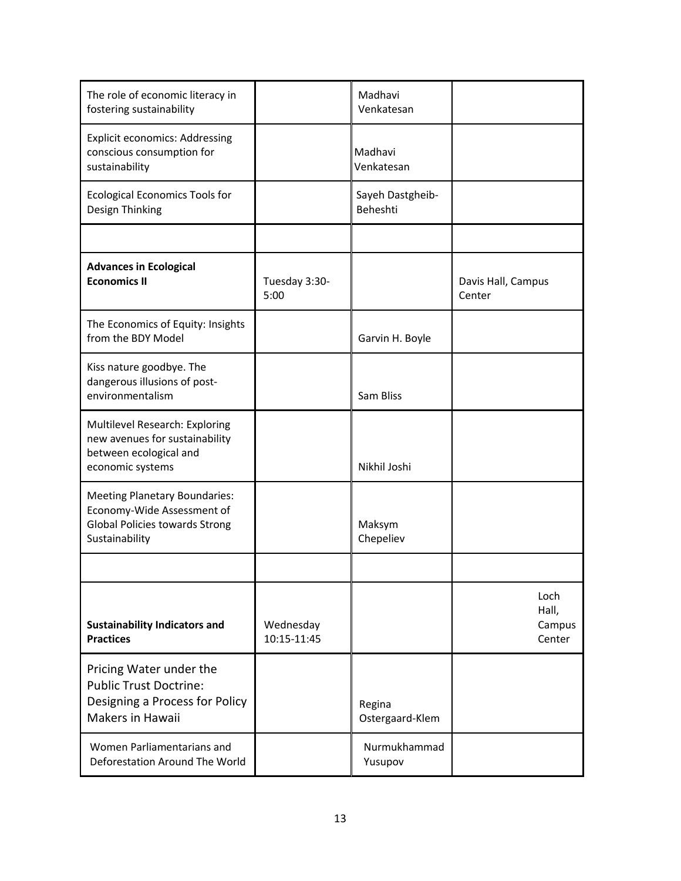| | | | |
|---|---|---|---|
| The role of economic literacy in fostering sustainability | | Madhavi Venkatesan | |
| Explicit economics: Addressing conscious consumption for sustainability | | Madhavi Venkatesan | |
| Ecological Economics Tools for Design Thinking | | Sayeh Dastgheib-Beheshti | |
| | | | |
| **Advances in Ecological Economics II** | Tuesday 3:30-5:00 | | Davis Hall, Campus Center |
| The Economics of Equity: Insights from the BDY Model | | Garvin H. Boyle | |
| Kiss nature goodbye. The dangerous illusions of post-environmentalism | | Sam Bliss | |
| Multilevel Research: Exploring new avenues for sustainability between ecological and economic systems | | Nikhil Joshi | |
| Meeting Planetary Boundaries: Economy-Wide Assessment of Global Policies towards Strong Sustainability | | Maksym Chepeliev | |
| | | | |
| **Sustainability Indicators and Practices** | Wednesday 10:15-11:45 | | Loch Hall, Campus Center |
| Pricing Water under the Public Trust Doctrine: Designing a Process for Policy Makers in Hawaii | | Regina Ostergaard-Klem | |
| Women Parliamentarians and Deforestation Around The World | | Nurmukhammad Yusupov | |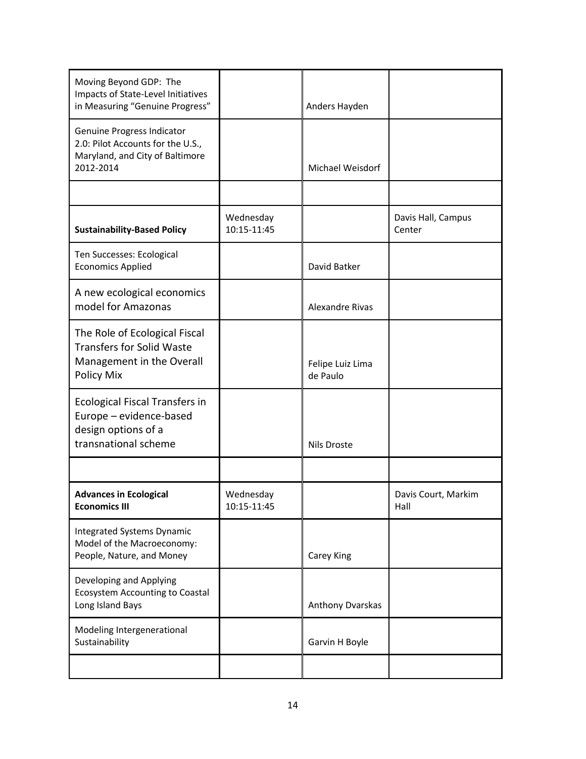| | | | |
|---|---|---|---|
| Moving Beyond GDP: The Impacts of State-Level Initiatives in Measuring "Genuine Progress" | | Anders Hayden | |
| Genuine Progress Indicator 2.0: Pilot Accounts for the U.S., Maryland, and City of Baltimore 2012-2014 | | Michael Weisdorf | |
| | | | |
| **Sustainability-Based Policy** | Wednesday 10:15-11:45 | | Davis Hall, Campus Center |
| Ten Successes: Ecological Economics Applied | | David Batker | |
| A new ecological economics model for Amazonas | | Alexandre Rivas | |
| The Role of Ecological Fiscal Transfers for Solid Waste Management in the Overall Policy Mix | | Felipe Luiz Lima de Paulo | |
| Ecological Fiscal Transfers in Europe – evidence-based design options of a transnational scheme | | Nils Droste | |
| | | | |
| **Advances in Ecological Economics III** | Wednesday 10:15-11:45 | | Davis Court, Markim Hall |
| Integrated Systems Dynamic Model of the Macroeconomy: People, Nature, and Money | | Carey King | |
| Developing and Applying Ecosystem Accounting to Coastal Long Island Bays | | Anthony Dvarskas | |
| Modeling Intergenerational Sustainability | | Garvin H Boyle | |
| | | | |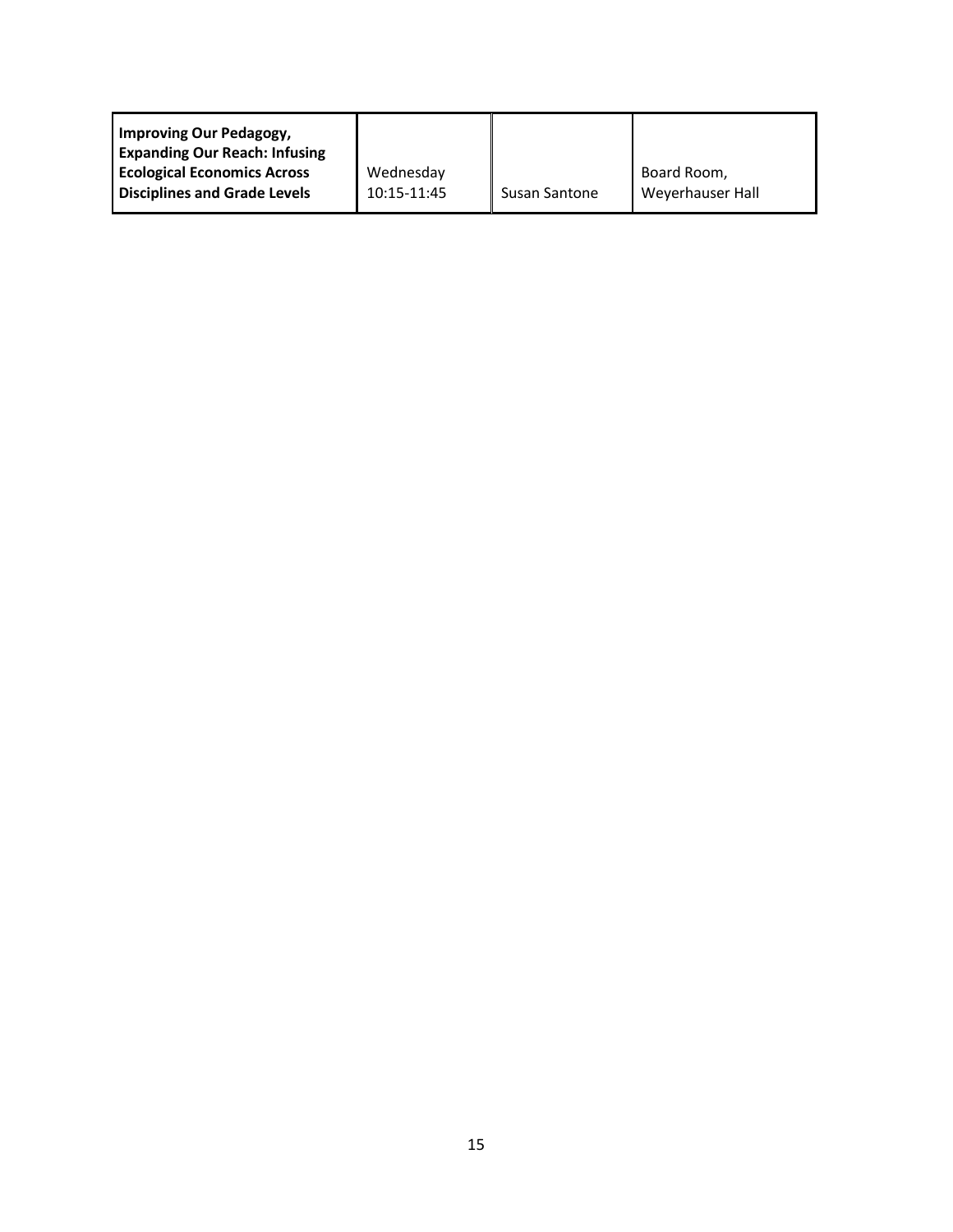| **Improving Our Pedagogy, Expanding Our Reach: Infusing Ecological Economics Across Disciplines and Grade Levels** | Wednesday 10:15-11:45 | Susan Santone | Board Room, Weyerhauser Hall |
|---|---|---|---|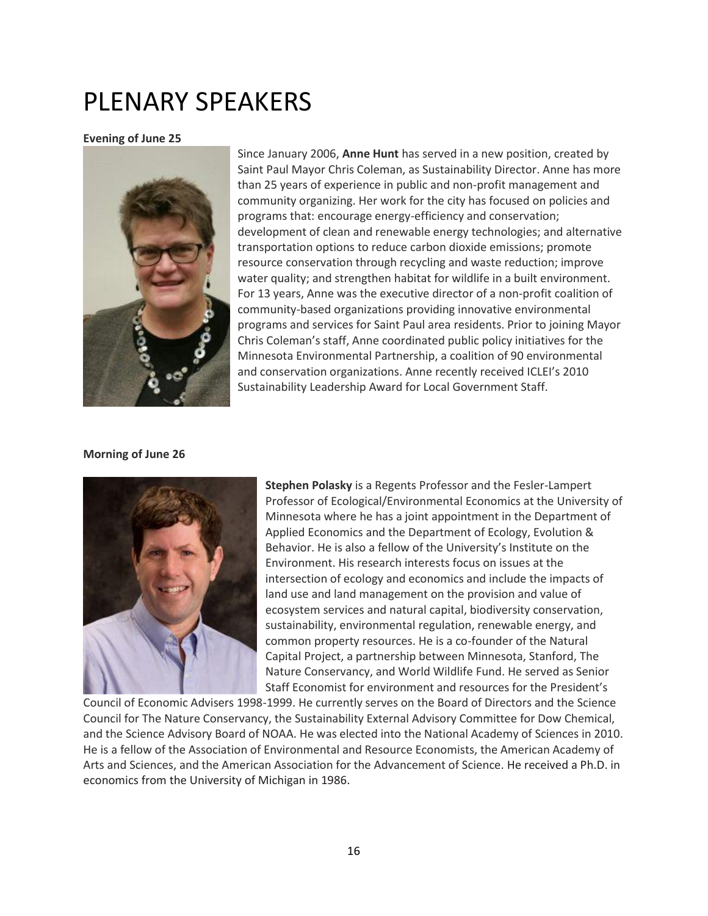# PLENARY SPEAKERS

**Evening of June 25**

Since January 2006, **Anne Hunt** has served in a new position, created by Saint Paul Mayor Chris Coleman, as Sustainability Director. Anne has more than 25 years of experience in public and non-profit management and community organizing. Her work for the city has focused on policies and programs that: encourage energy-efficiency and conservation; development of clean and renewable energy technologies; and alternative transportation options to reduce carbon dioxide emissions; promote resource conservation through recycling and waste reduction; improve water quality; and strengthen habitat for wildlife in a built environment. For 13 years, Anne was the executive director of a non-profit coalition of community-based organizations providing innovative environmental programs and services for Saint Paul area residents. Prior to joining Mayor Chris Coleman's staff, Anne coordinated public policy initiatives for the Minnesota Environmental Partnership, a coalition of 90 environmental and conservation organizations. Anne recently received ICLEI's 2010 Sustainability Leadership Award for Local Government Staff.

**Morning of June 26**

**Stephen Polasky** is a Regents Professor and the Fesler-Lampert Professor of Ecological/Environmental Economics at the University of Minnesota where he has a joint appointment in the Department of Applied Economics and the Department of Ecology, Evolution & Behavior. He is also a fellow of the University's Institute on the Environment. His research interests focus on issues at the intersection of ecology and economics and include the impacts of land use and land management on the provision and value of ecosystem services and natural capital, biodiversity conservation, sustainability, environmental regulation, renewable energy, and common property resources. He is a co-founder of the Natural Capital Project, a partnership between Minnesota, Stanford, The Nature Conservancy, and World Wildlife Fund. He served as Senior Staff Economist for environment and resources for the President's Council of Economic Advisers 1998-1999. He currently serves on the Board of Directors and the Science Council for The Nature Conservancy, the Sustainability External Advisory Committee for Dow Chemical, and the Science Advisory Board of NOAA. He was elected into the National Academy of Sciences in 2010. He is a fellow of the Association of Environmental and Resource Economists, the American Academy of Arts and Sciences, and the American Association for the Advancement of Science. He received a Ph.D. in economics from the University of Michigan in 1986.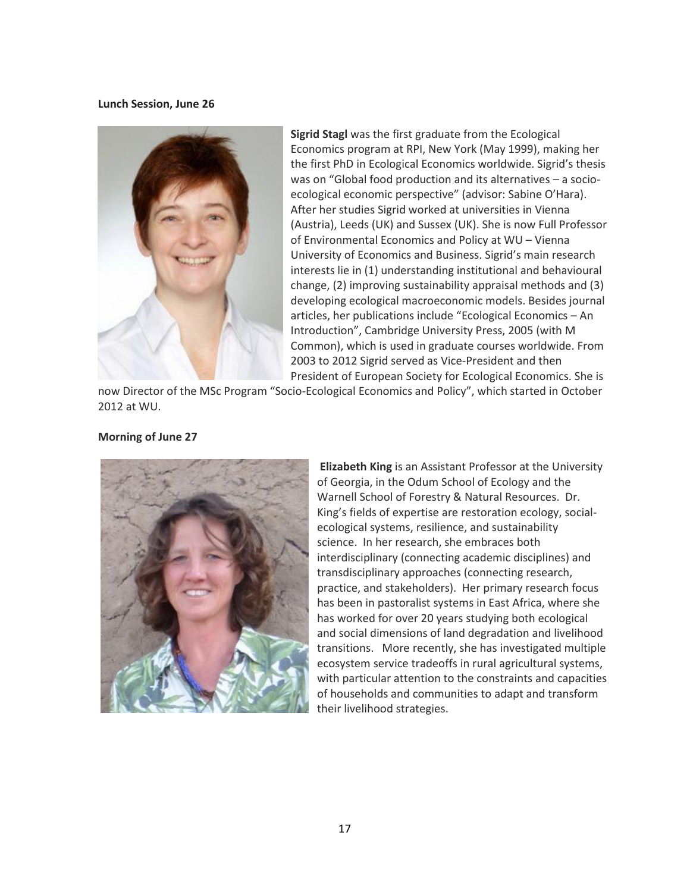**Lunch Session, June 26**

**Sigrid Stagl** was the first graduate from the Ecological Economics program at RPI, New York (May 1999), making her the first PhD in Ecological Economics worldwide. Sigrid's thesis was on "Global food production and its alternatives – a socio-ecological economic perspective" (advisor: Sabine O'Hara). After her studies Sigrid worked at universities in Vienna (Austria), Leeds (UK) and Sussex (UK). She is now Full Professor of Environmental Economics and Policy at WU – Vienna University of Economics and Business. Sigrid's main research interests lie in (1) understanding institutional and behavioural change, (2) improving sustainability appraisal methods and (3) developing ecological macroeconomic models. Besides journal articles, her publications include "Ecological Economics – An Introduction", Cambridge University Press, 2005 (with M Common), which is used in graduate courses worldwide. From 2003 to 2012 Sigrid served as Vice-President and then President of European Society for Ecological Economics. She is now Director of the MSc Program "Socio-Ecological Economics and Policy", which started in October 2012 at WU.

**Morning of June 27**

**Elizabeth King** is an Assistant Professor at the University of Georgia, in the Odum School of Ecology and the Warnell School of Forestry & Natural Resources. Dr. King's fields of expertise are restoration ecology, social-ecological systems, resilience, and sustainability science. In her research, she embraces both interdisciplinary (connecting academic disciplines) and transdisciplinary approaches (connecting research, practice, and stakeholders). Her primary research focus has been in pastoralist systems in East Africa, where she has worked for over 20 years studying both ecological and social dimensions of land degradation and livelihood transitions. More recently, she has investigated multiple ecosystem service tradeoffs in rural agricultural systems, with particular attention to the constraints and capacities of households and communities to adapt and transform their livelihood strategies.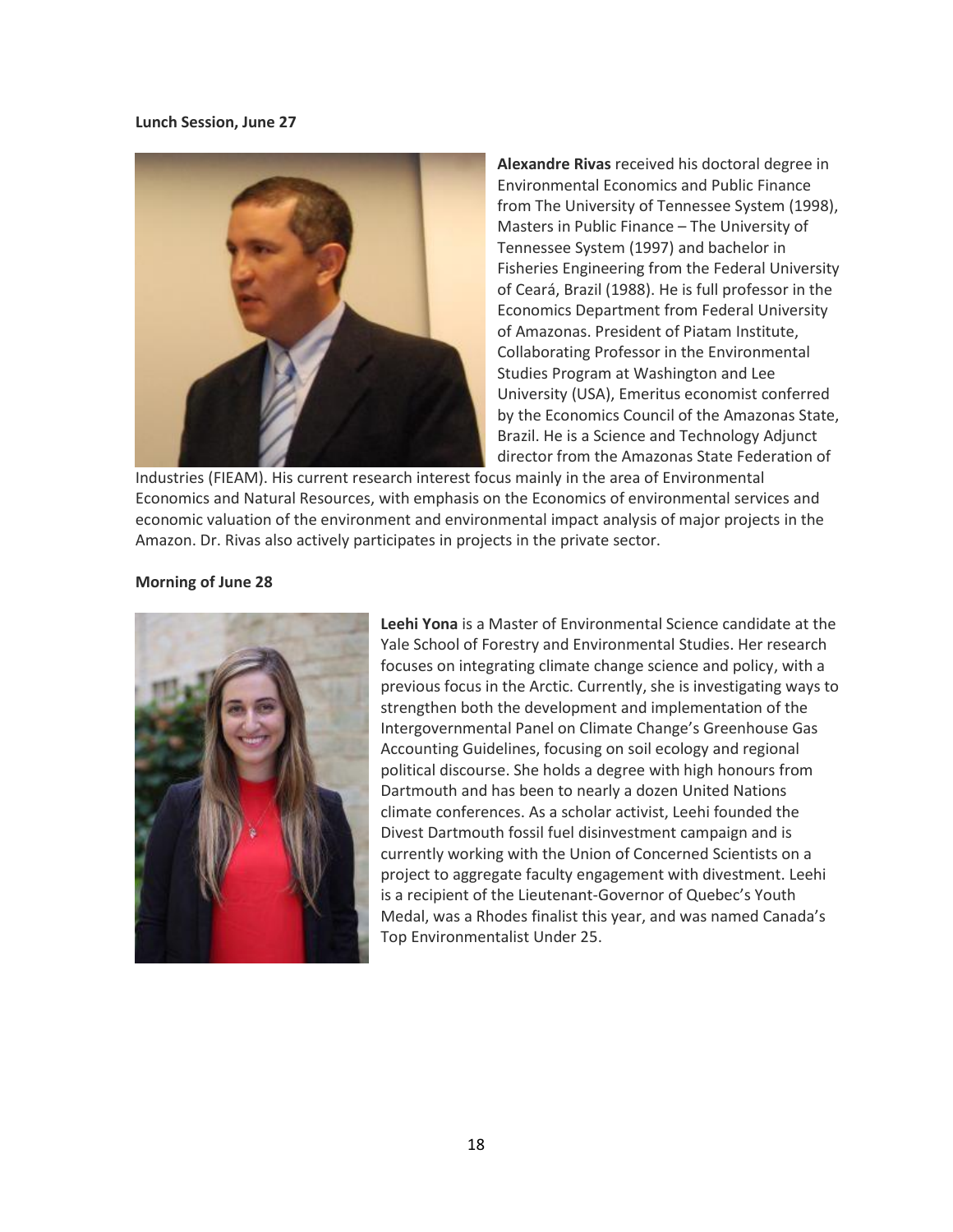**Lunch Session, June 27**

**Alexandre Rivas** received his doctoral degree in Environmental Economics and Public Finance from The University of Tennessee System (1998), Masters in Public Finance – The University of Tennessee System (1997) and bachelor in Fisheries Engineering from the Federal University of Ceará, Brazil (1988). He is full professor in the Economics Department from Federal University of Amazonas. President of Piatam Institute, Collaborating Professor in the Environmental Studies Program at Washington and Lee University (USA), Emeritus economist conferred by the Economics Council of the Amazonas State, Brazil. He is a Science and Technology Adjunct director from the Amazonas State Federation of Industries (FIEAM). His current research interest focus mainly in the area of Environmental Economics and Natural Resources, with emphasis on the Economics of environmental services and economic valuation of the environment and environmental impact analysis of major projects in the Amazon. Dr. Rivas also actively participates in projects in the private sector.

**Morning of June 28**

**Leehi Yona** is a Master of Environmental Science candidate at the Yale School of Forestry and Environmental Studies. Her research focuses on integrating climate change science and policy, with a previous focus in the Arctic. Currently, she is investigating ways to strengthen both the development and implementation of the Intergovernmental Panel on Climate Change's Greenhouse Gas Accounting Guidelines, focusing on soil ecology and regional political discourse. She holds a degree with high honours from Dartmouth and has been to nearly a dozen United Nations climate conferences. As a scholar activist, Leehi founded the Divest Dartmouth fossil fuel disinvestment campaign and is currently working with the Union of Concerned Scientists on a project to aggregate faculty engagement with divestment. Leehi is a recipient of the Lieutenant-Governor of Quebec's Youth Medal, was a Rhodes finalist this year, and was named Canada's Top Environmentalist Under 25.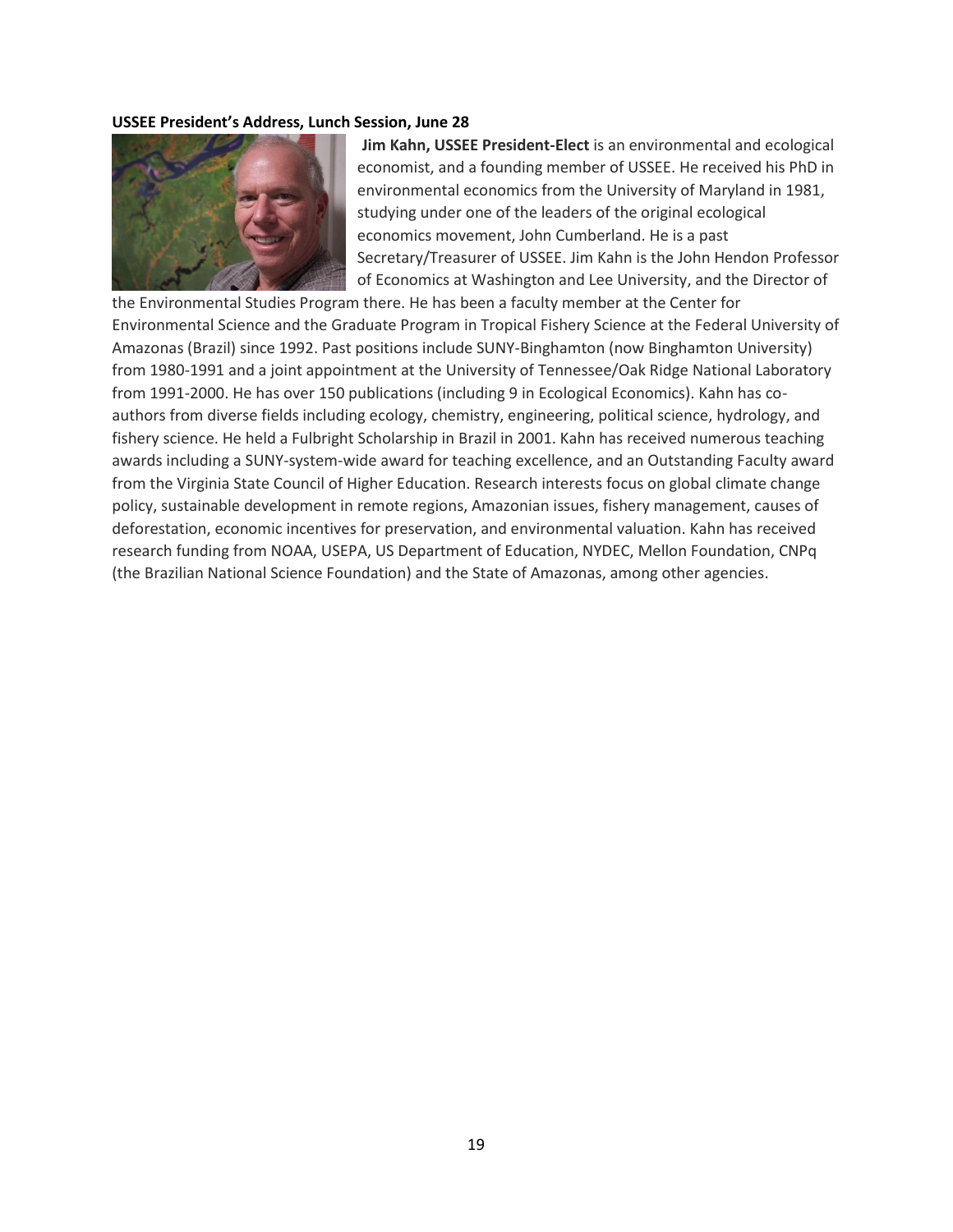**USSEE President's Address, Lunch Session, June 28**

**Jim Kahn, USSEE President-Elect** is an environmental and ecological economist, and a founding member of USSEE. He received his PhD in environmental economics from the University of Maryland in 1981, studying under one of the leaders of the original ecological economics movement, John Cumberland. He is a past Secretary/Treasurer of USSEE. Jim Kahn is the John Hendon Professor of Economics at Washington and Lee University, and the Director of the Environmental Studies Program there. He has been a faculty member at the Center for Environmental Science and the Graduate Program in Tropical Fishery Science at the Federal University of Amazonas (Brazil) since 1992. Past positions include SUNY-Binghamton (now Binghamton University) from 1980-1991 and a joint appointment at the University of Tennessee/Oak Ridge National Laboratory from 1991-2000. He has over 150 publications (including 9 in Ecological Economics). Kahn has co-authors from diverse fields including ecology, chemistry, engineering, political science, hydrology, and fishery science. He held a Fulbright Scholarship in Brazil in 2001. Kahn has received numerous teaching awards including a SUNY-system-wide award for teaching excellence, and an Outstanding Faculty award from the Virginia State Council of Higher Education. Research interests focus on global climate change policy, sustainable development in remote regions, Amazonian issues, fishery management, causes of deforestation, economic incentives for preservation, and environmental valuation. Kahn has received research funding from NOAA, USEPA, US Department of Education, NYDEC, Mellon Foundation, CNPq (the Brazilian National Science Foundation) and the State of Amazonas, among other agencies.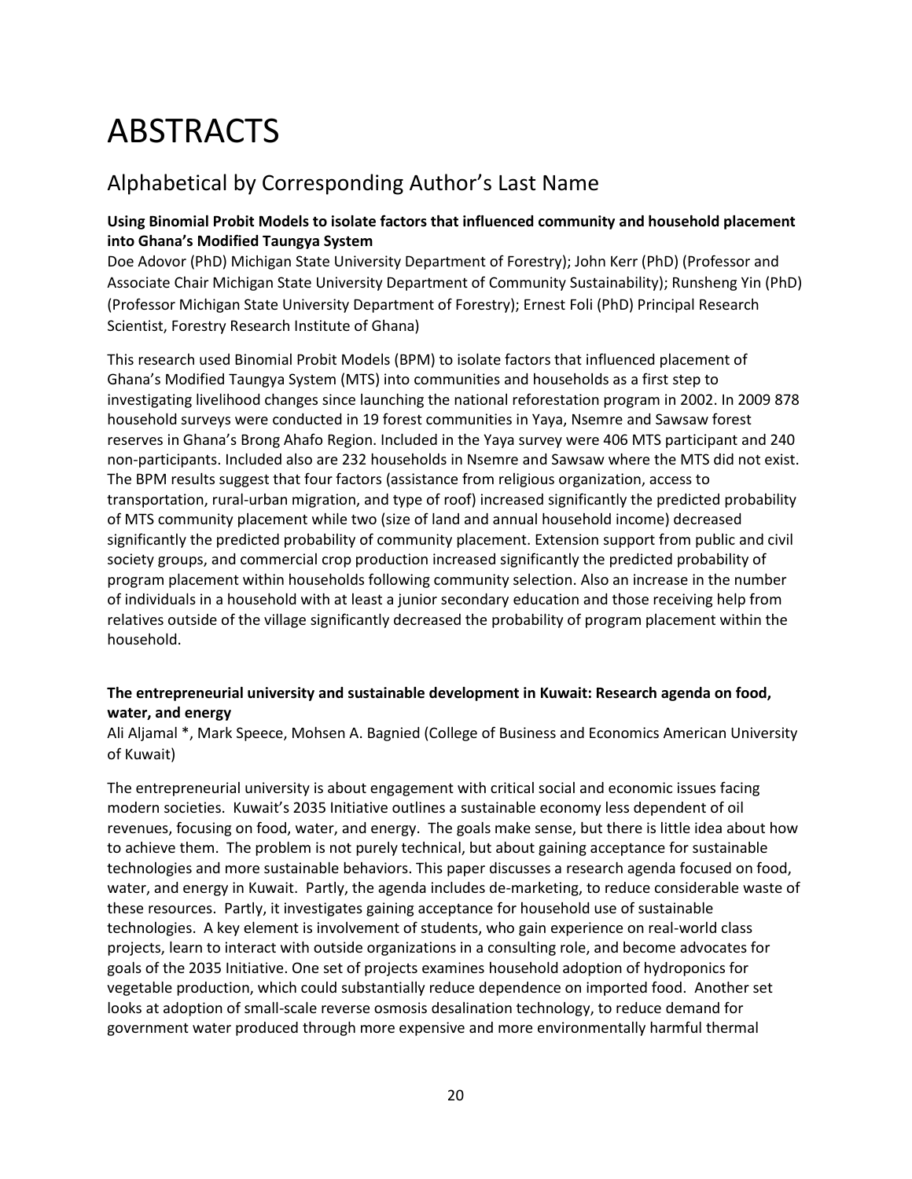# ABSTRACTS

## Alphabetical by Corresponding Author's Last Name

**Using Binomial Probit Models to isolate factors that influenced community and household placement into Ghana's Modified Taungya System**

Doe Adovor (PhD) Michigan State University Department of Forestry); John Kerr (PhD) (Professor and Associate Chair Michigan State University Department of Community Sustainability); Runsheng Yin (PhD) (Professor Michigan State University Department of Forestry); Ernest Foli (PhD) Principal Research Scientist, Forestry Research Institute of Ghana)

This research used Binomial Probit Models (BPM) to isolate factors that influenced placement of Ghana's Modified Taungya System (MTS) into communities and households as a first step to investigating livelihood changes since launching the national reforestation program in 2002. In 2009 878 household surveys were conducted in 19 forest communities in Yaya, Nsemre and Sawsaw forest reserves in Ghana's Brong Ahafo Region. Included in the Yaya survey were 406 MTS participant and 240 non-participants. Included also are 232 households in Nsemre and Sawsaw where the MTS did not exist. The BPM results suggest that four factors (assistance from religious organization, access to transportation, rural-urban migration, and type of roof) increased significantly the predicted probability of MTS community placement while two (size of land and annual household income) decreased significantly the predicted probability of community placement. Extension support from public and civil society groups, and commercial crop production increased significantly the predicted probability of program placement within households following community selection. Also an increase in the number of individuals in a household with at least a junior secondary education and those receiving help from relatives outside of the village significantly decreased the probability of program placement within the household.

**The entrepreneurial university and sustainable development in Kuwait: Research agenda on food, water, and energy**

Ali Aljamal *, Mark Speece, Mohsen A. Bagnied (College of Business and Economics American University of Kuwait)

The entrepreneurial university is about engagement with critical social and economic issues facing modern societies. Kuwait's 2035 Initiative outlines a sustainable economy less dependent of oil revenues, focusing on food, water, and energy. The goals make sense, but there is little idea about how to achieve them. The problem is not purely technical, but about gaining acceptance for sustainable technologies and more sustainable behaviors. This paper discusses a research agenda focused on food, water, and energy in Kuwait. Partly, the agenda includes de-marketing, to reduce considerable waste of these resources. Partly, it investigates gaining acceptance for household use of sustainable technologies. A key element is involvement of students, who gain experience on real-world class projects, learn to interact with outside organizations in a consulting role, and become advocates for goals of the 2035 Initiative. One set of projects examines household adoption of hydroponics for vegetable production, which could substantially reduce dependence on imported food. Another set looks at adoption of small-scale reverse osmosis desalination technology, to reduce demand for government water produced through more expensive and more environmentally harmful thermal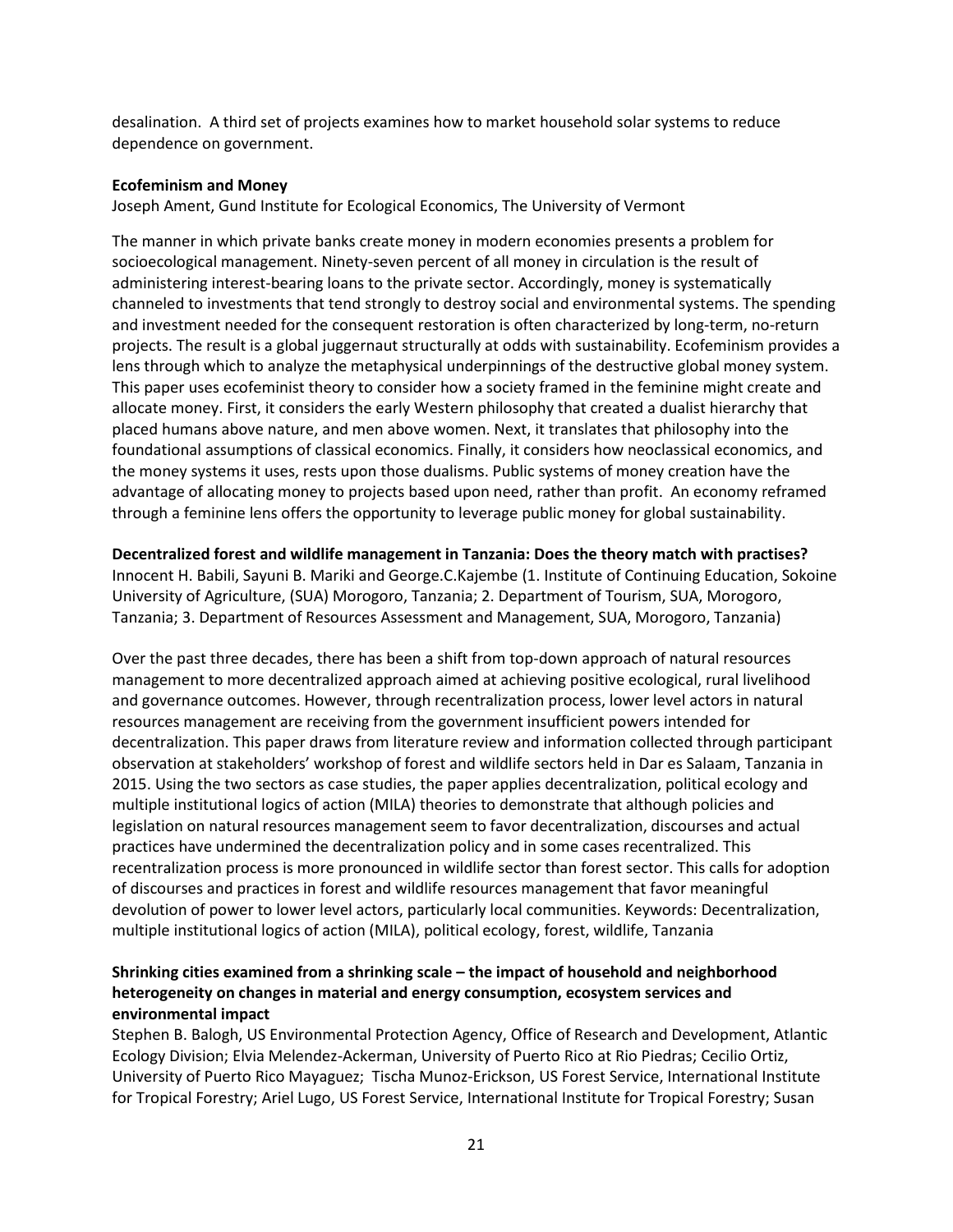desalination. A third set of projects examines how to market household solar systems to reduce dependence on government.

**Ecofeminism and Money**

Joseph Ament, Gund Institute for Ecological Economics, The University of Vermont

The manner in which private banks create money in modern economies presents a problem for socioecological management. Ninety-seven percent of all money in circulation is the result of administering interest-bearing loans to the private sector. Accordingly, money is systematically channeled to investments that tend strongly to destroy social and environmental systems. The spending and investment needed for the consequent restoration is often characterized by long-term, no-return projects. The result is a global juggernaut structurally at odds with sustainability. Ecofeminism provides a lens through which to analyze the metaphysical underpinnings of the destructive global money system. This paper uses ecofeminist theory to consider how a society framed in the feminine might create and allocate money. First, it considers the early Western philosophy that created a dualist hierarchy that placed humans above nature, and men above women. Next, it translates that philosophy into the foundational assumptions of classical economics. Finally, it considers how neoclassical economics, and the money systems it uses, rests upon those dualisms. Public systems of money creation have the advantage of allocating money to projects based upon need, rather than profit. An economy reframed through a feminine lens offers the opportunity to leverage public money for global sustainability.

**Decentralized forest and wildlife management in Tanzania: Does the theory match with practises?**

Innocent H. Babili, Sayuni B. Mariki and George.C.Kajembe (1. Institute of Continuing Education, Sokoine University of Agriculture, (SUA) Morogoro, Tanzania; 2. Department of Tourism, SUA, Morogoro, Tanzania; 3. Department of Resources Assessment and Management, SUA, Morogoro, Tanzania)

Over the past three decades, there has been a shift from top-down approach of natural resources management to more decentralized approach aimed at achieving positive ecological, rural livelihood and governance outcomes. However, through recentralization process, lower level actors in natural resources management are receiving from the government insufficient powers intended for decentralization. This paper draws from literature review and information collected through participant observation at stakeholders' workshop of forest and wildlife sectors held in Dar es Salaam, Tanzania in 2015. Using the two sectors as case studies, the paper applies decentralization, political ecology and multiple institutional logics of action (MILA) theories to demonstrate that although policies and legislation on natural resources management seem to favor decentralization, discourses and actual practices have undermined the decentralization policy and in some cases recentralized. This recentralization process is more pronounced in wildlife sector than forest sector. This calls for adoption of discourses and practices in forest and wildlife resources management that favor meaningful devolution of power to lower level actors, particularly local communities. Keywords: Decentralization, multiple institutional logics of action (MILA), political ecology, forest, wildlife, Tanzania

**Shrinking cities examined from a shrinking scale – the impact of household and neighborhood heterogeneity on changes in material and energy consumption, ecosystem services and environmental impact**

Stephen B. Balogh, US Environmental Protection Agency, Office of Research and Development, Atlantic Ecology Division; Elvia Melendez-Ackerman, University of Puerto Rico at Rio Piedras; Cecilio Ortiz, University of Puerto Rico Mayaguez; Tischa Munoz-Erickson, US Forest Service, International Institute for Tropical Forestry; Ariel Lugo, US Forest Service, International Institute for Tropical Forestry; Susan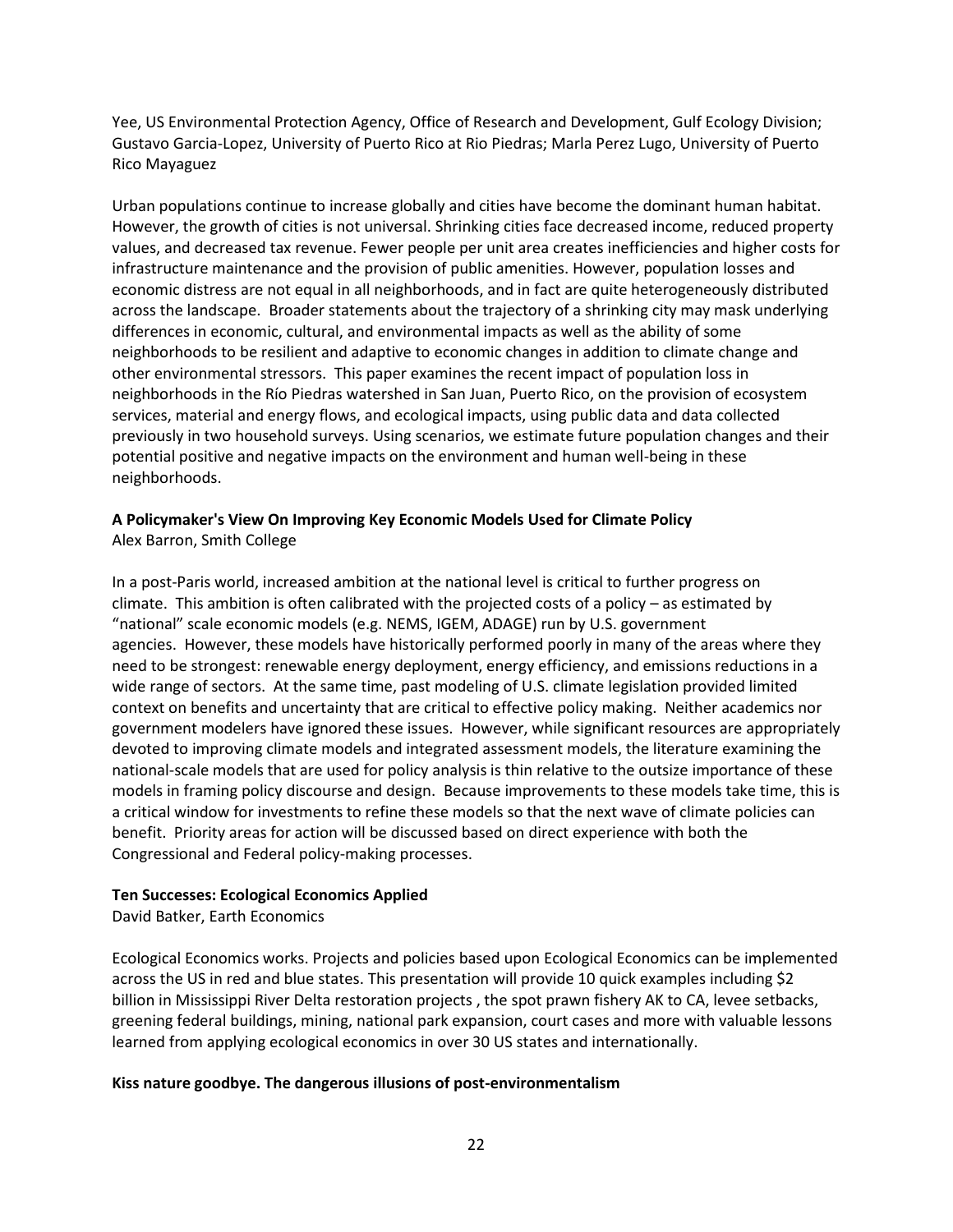Yee, US Environmental Protection Agency, Office of Research and Development, Gulf Ecology Division; Gustavo Garcia-Lopez, University of Puerto Rico at Rio Piedras; Marla Perez Lugo, University of Puerto Rico Mayaguez

Urban populations continue to increase globally and cities have become the dominant human habitat. However, the growth of cities is not universal. Shrinking cities face decreased income, reduced property values, and decreased tax revenue. Fewer people per unit area creates inefficiencies and higher costs for infrastructure maintenance and the provision of public amenities. However, population losses and economic distress are not equal in all neighborhoods, and in fact are quite heterogeneously distributed across the landscape. Broader statements about the trajectory of a shrinking city may mask underlying differences in economic, cultural, and environmental impacts as well as the ability of some neighborhoods to be resilient and adaptive to economic changes in addition to climate change and other environmental stressors. This paper examines the recent impact of population loss in neighborhoods in the Río Piedras watershed in San Juan, Puerto Rico, on the provision of ecosystem services, material and energy flows, and ecological impacts, using public data and data collected previously in two household surveys. Using scenarios, we estimate future population changes and their potential positive and negative impacts on the environment and human well-being in these neighborhoods.

**A Policymaker's View On Improving Key Economic Models Used for Climate Policy**
Alex Barron, Smith College

In a post-Paris world, increased ambition at the national level is critical to further progress on climate. This ambition is often calibrated with the projected costs of a policy – as estimated by "national" scale economic models (e.g. NEMS, IGEM, ADAGE) run by U.S. government agencies. However, these models have historically performed poorly in many of the areas where they need to be strongest: renewable energy deployment, energy efficiency, and emissions reductions in a wide range of sectors. At the same time, past modeling of U.S. climate legislation provided limited context on benefits and uncertainty that are critical to effective policy making. Neither academics nor government modelers have ignored these issues. However, while significant resources are appropriately devoted to improving climate models and integrated assessment models, the literature examining the national-scale models that are used for policy analysis is thin relative to the outsize importance of these models in framing policy discourse and design. Because improvements to these models take time, this is a critical window for investments to refine these models so that the next wave of climate policies can benefit. Priority areas for action will be discussed based on direct experience with both the Congressional and Federal policy-making processes.

**Ten Successes: Ecological Economics Applied**
David Batker, Earth Economics

Ecological Economics works. Projects and policies based upon Ecological Economics can be implemented across the US in red and blue states. This presentation will provide 10 quick examples including $2 billion in Mississippi River Delta restoration projects , the spot prawn fishery AK to CA, levee setbacks, greening federal buildings, mining, national park expansion, court cases and more with valuable lessons learned from applying ecological economics in over 30 US states and internationally.

**Kiss nature goodbye. The dangerous illusions of post-environmentalism**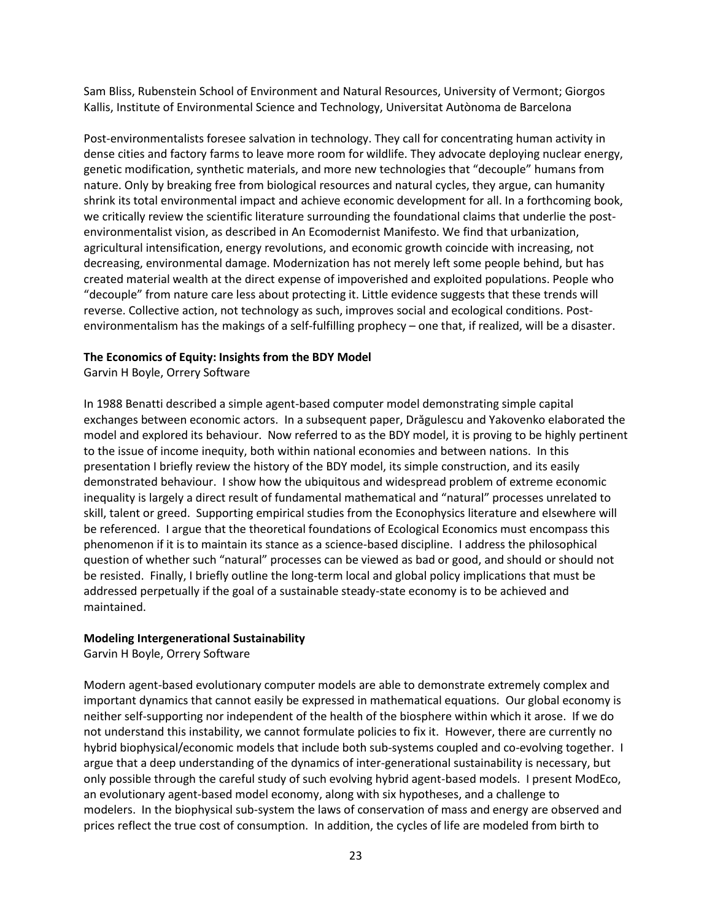Sam Bliss, Rubenstein School of Environment and Natural Resources, University of Vermont; Giorgos Kallis, Institute of Environmental Science and Technology, Universitat Autònoma de Barcelona

Post-environmentalists foresee salvation in technology. They call for concentrating human activity in dense cities and factory farms to leave more room for wildlife. They advocate deploying nuclear energy, genetic modification, synthetic materials, and more new technologies that "decouple" humans from nature. Only by breaking free from biological resources and natural cycles, they argue, can humanity shrink its total environmental impact and achieve economic development for all. In a forthcoming book, we critically review the scientific literature surrounding the foundational claims that underlie the post-environmentalist vision, as described in An Ecomodernist Manifesto. We find that urbanization, agricultural intensification, energy revolutions, and economic growth coincide with increasing, not decreasing, environmental damage. Modernization has not merely left some people behind, but has created material wealth at the direct expense of impoverished and exploited populations. People who "decouple" from nature care less about protecting it. Little evidence suggests that these trends will reverse. Collective action, not technology as such, improves social and ecological conditions. Post-environmentalism has the makings of a self-fulfilling prophecy – one that, if realized, will be a disaster.

**The Economics of Equity: Insights from the BDY Model**
Garvin H Boyle, Orrery Software

In 1988 Benatti described a simple agent-based computer model demonstrating simple capital exchanges between economic actors. In a subsequent paper, Drăgulescu and Yakovenko elaborated the model and explored its behaviour. Now referred to as the BDY model, it is proving to be highly pertinent to the issue of income inequity, both within national economies and between nations. In this presentation I briefly review the history of the BDY model, its simple construction, and its easily demonstrated behaviour. I show how the ubiquitous and widespread problem of extreme economic inequality is largely a direct result of fundamental mathematical and "natural" processes unrelated to skill, talent or greed. Supporting empirical studies from the Econophysics literature and elsewhere will be referenced. I argue that the theoretical foundations of Ecological Economics must encompass this phenomenon if it is to maintain its stance as a science-based discipline. I address the philosophical question of whether such "natural" processes can be viewed as bad or good, and should or should not be resisted. Finally, I briefly outline the long-term local and global policy implications that must be addressed perpetually if the goal of a sustainable steady-state economy is to be achieved and maintained.

**Modeling Intergenerational Sustainability**
Garvin H Boyle, Orrery Software

Modern agent-based evolutionary computer models are able to demonstrate extremely complex and important dynamics that cannot easily be expressed in mathematical equations. Our global economy is neither self-supporting nor independent of the health of the biosphere within which it arose. If we do not understand this instability, we cannot formulate policies to fix it. However, there are currently no hybrid biophysical/economic models that include both sub-systems coupled and co-evolving together. I argue that a deep understanding of the dynamics of inter-generational sustainability is necessary, but only possible through the careful study of such evolving hybrid agent-based models. I present ModEco, an evolutionary agent-based model economy, along with six hypotheses, and a challenge to modelers. In the biophysical sub-system the laws of conservation of mass and energy are observed and prices reflect the true cost of consumption. In addition, the cycles of life are modeled from birth to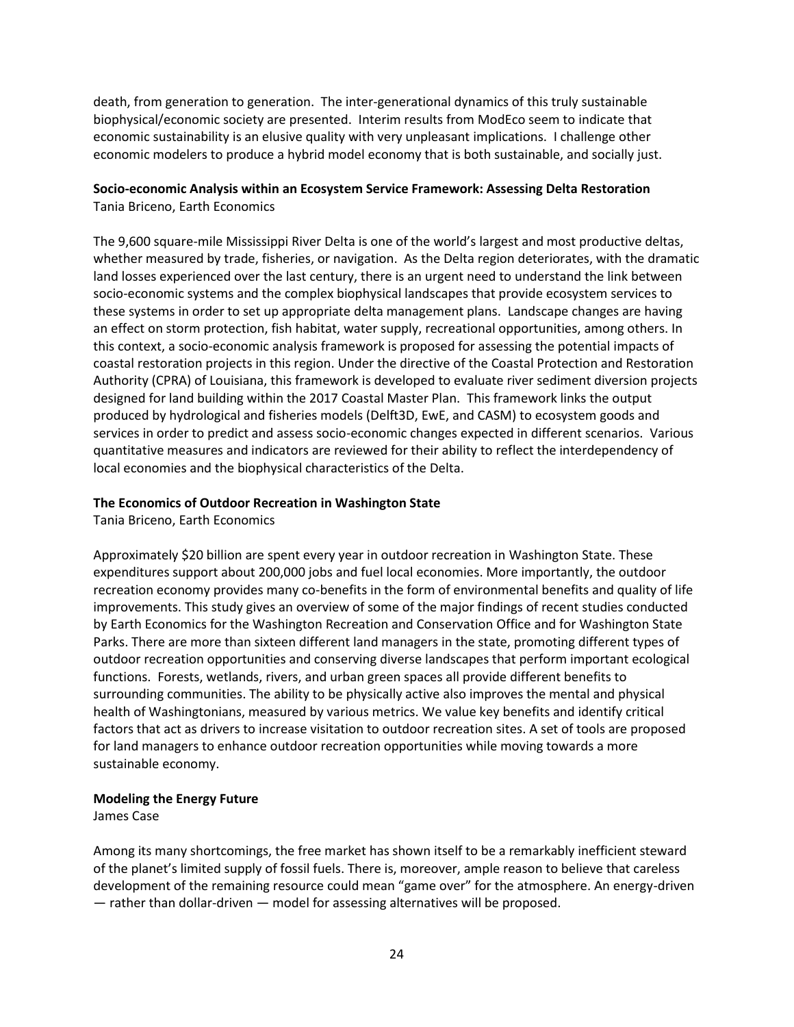death, from generation to generation. The inter-generational dynamics of this truly sustainable biophysical/economic society are presented. Interim results from ModEco seem to indicate that economic sustainability is an elusive quality with very unpleasant implications. I challenge other economic modelers to produce a hybrid model economy that is both sustainable, and socially just.

**Socio-economic Analysis within an Ecosystem Service Framework: Assessing Delta Restoration**
Tania Briceno, Earth Economics

The 9,600 square-mile Mississippi River Delta is one of the world's largest and most productive deltas, whether measured by trade, fisheries, or navigation. As the Delta region deteriorates, with the dramatic land losses experienced over the last century, there is an urgent need to understand the link between socio-economic systems and the complex biophysical landscapes that provide ecosystem services to these systems in order to set up appropriate delta management plans. Landscape changes are having an effect on storm protection, fish habitat, water supply, recreational opportunities, among others. In this context, a socio-economic analysis framework is proposed for assessing the potential impacts of coastal restoration projects in this region. Under the directive of the Coastal Protection and Restoration Authority (CPRA) of Louisiana, this framework is developed to evaluate river sediment diversion projects designed for land building within the 2017 Coastal Master Plan. This framework links the output produced by hydrological and fisheries models (Delft3D, EwE, and CASM) to ecosystem goods and services in order to predict and assess socio-economic changes expected in different scenarios. Various quantitative measures and indicators are reviewed for their ability to reflect the interdependency of local economies and the biophysical characteristics of the Delta.

**The Economics of Outdoor Recreation in Washington State**
Tania Briceno, Earth Economics

Approximately $20 billion are spent every year in outdoor recreation in Washington State. These expenditures support about 200,000 jobs and fuel local economies. More importantly, the outdoor recreation economy provides many co-benefits in the form of environmental benefits and quality of life improvements. This study gives an overview of some of the major findings of recent studies conducted by Earth Economics for the Washington Recreation and Conservation Office and for Washington State Parks. There are more than sixteen different land managers in the state, promoting different types of outdoor recreation opportunities and conserving diverse landscapes that perform important ecological functions. Forests, wetlands, rivers, and urban green spaces all provide different benefits to surrounding communities. The ability to be physically active also improves the mental and physical health of Washingtonians, measured by various metrics. We value key benefits and identify critical factors that act as drivers to increase visitation to outdoor recreation sites. A set of tools are proposed for land managers to enhance outdoor recreation opportunities while moving towards a more sustainable economy.

**Modeling the Energy Future**
James Case

Among its many shortcomings, the free market has shown itself to be a remarkably inefficient steward of the planet's limited supply of fossil fuels. There is, moreover, ample reason to believe that careless development of the remaining resource could mean "game over" for the atmosphere. An energy-driven — rather than dollar-driven — model for assessing alternatives will be proposed.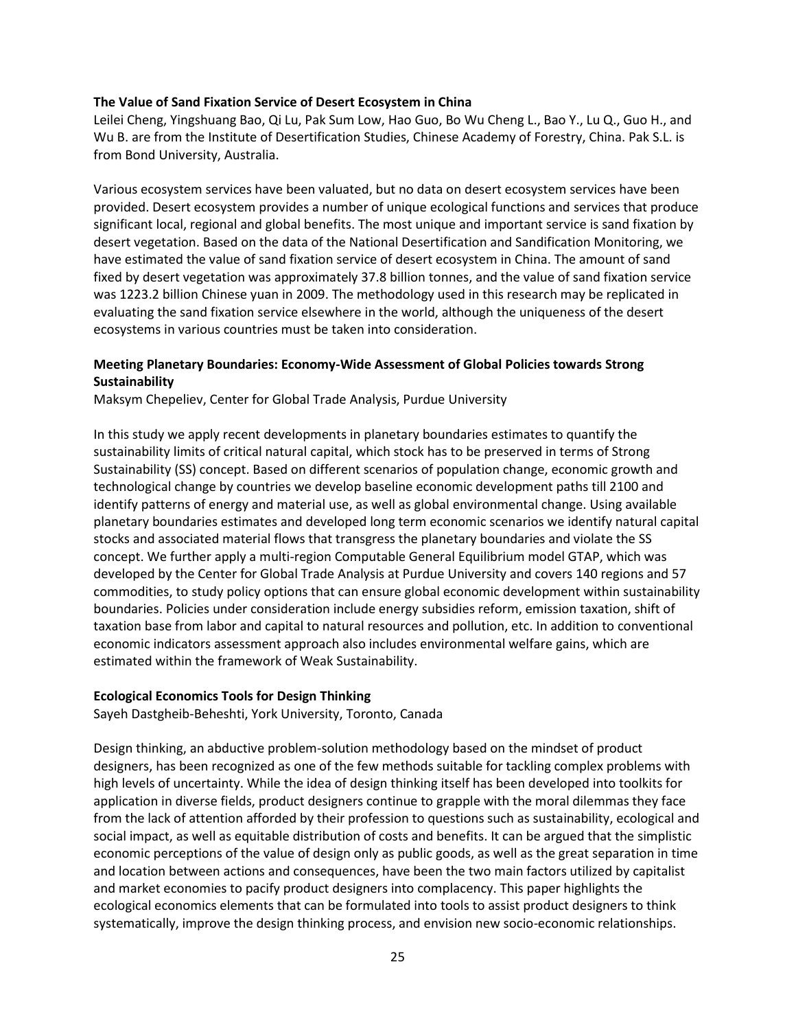**The Value of Sand Fixation Service of Desert Ecosystem in China**

Leilei Cheng, Yingshuang Bao, Qi Lu, Pak Sum Low, Hao Guo, Bo Wu Cheng L., Bao Y., Lu Q., Guo H., and Wu B. are from the Institute of Desertification Studies, Chinese Academy of Forestry, China. Pak S.L. is from Bond University, Australia.

Various ecosystem services have been valuated, but no data on desert ecosystem services have been provided. Desert ecosystem provides a number of unique ecological functions and services that produce significant local, regional and global benefits. The most unique and important service is sand fixation by desert vegetation. Based on the data of the National Desertification and Sandification Monitoring, we have estimated the value of sand fixation service of desert ecosystem in China. The amount of sand fixed by desert vegetation was approximately 37.8 billion tonnes, and the value of sand fixation service was 1223.2 billion Chinese yuan in 2009. The methodology used in this research may be replicated in evaluating the sand fixation service elsewhere in the world, although the uniqueness of the desert ecosystems in various countries must be taken into consideration.

**Meeting Planetary Boundaries: Economy-Wide Assessment of Global Policies towards Strong Sustainability**

Maksym Chepeliev, Center for Global Trade Analysis, Purdue University

In this study we apply recent developments in planetary boundaries estimates to quantify the sustainability limits of critical natural capital, which stock has to be preserved in terms of Strong Sustainability (SS) concept. Based on different scenarios of population change, economic growth and technological change by countries we develop baseline economic development paths till 2100 and identify patterns of energy and material use, as well as global environmental change. Using available planetary boundaries estimates and developed long term economic scenarios we identify natural capital stocks and associated material flows that transgress the planetary boundaries and violate the SS concept. We further apply a multi-region Computable General Equilibrium model GTAP, which was developed by the Center for Global Trade Analysis at Purdue University and covers 140 regions and 57 commodities, to study policy options that can ensure global economic development within sustainability boundaries. Policies under consideration include energy subsidies reform, emission taxation, shift of taxation base from labor and capital to natural resources and pollution, etc. In addition to conventional economic indicators assessment approach also includes environmental welfare gains, which are estimated within the framework of Weak Sustainability.

**Ecological Economics Tools for Design Thinking**

Sayeh Dastgheib-Beheshti, York University, Toronto, Canada

Design thinking, an abductive problem-solution methodology based on the mindset of product designers, has been recognized as one of the few methods suitable for tackling complex problems with high levels of uncertainty. While the idea of design thinking itself has been developed into toolkits for application in diverse fields, product designers continue to grapple with the moral dilemmas they face from the lack of attention afforded by their profession to questions such as sustainability, ecological and social impact, as well as equitable distribution of costs and benefits. It can be argued that the simplistic economic perceptions of the value of design only as public goods, as well as the great separation in time and location between actions and consequences, have been the two main factors utilized by capitalist and market economies to pacify product designers into complacency. This paper highlights the ecological economics elements that can be formulated into tools to assist product designers to think systematically, improve the design thinking process, and envision new socio-economic relationships.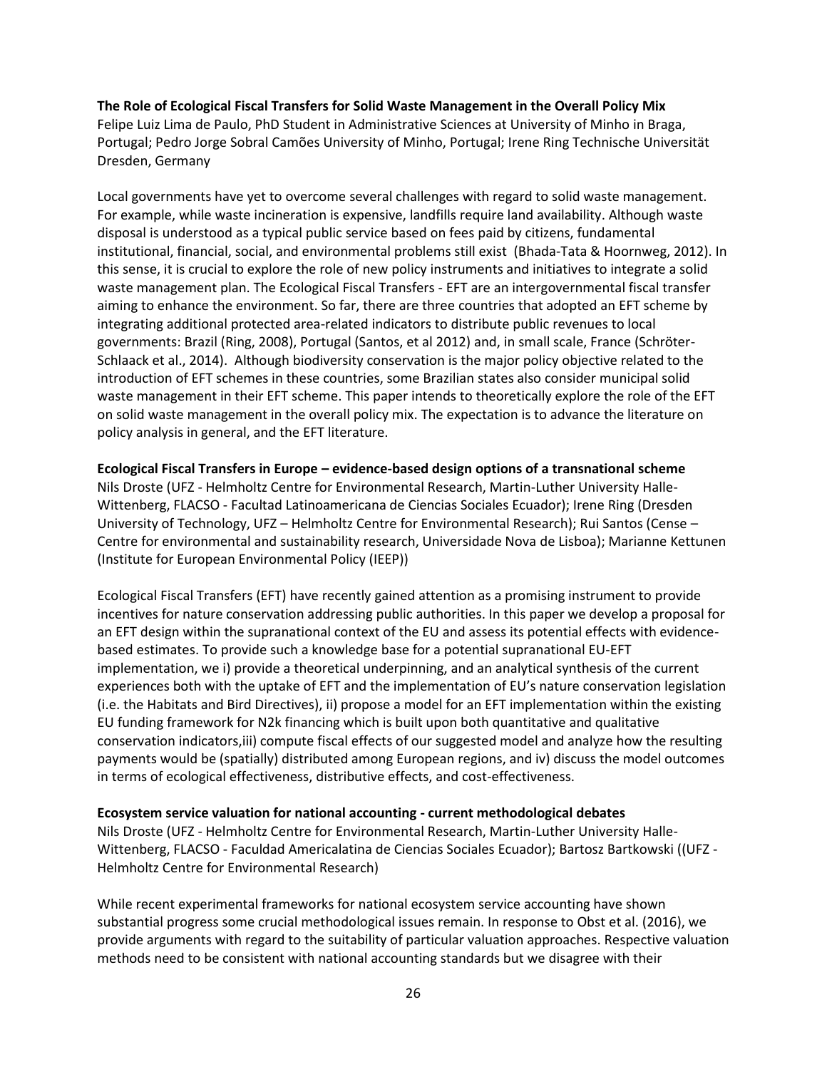**The Role of Ecological Fiscal Transfers for Solid Waste Management in the Overall Policy Mix**
Felipe Luiz Lima de Paulo, PhD Student in Administrative Sciences at University of Minho in Braga, Portugal; Pedro Jorge Sobral Camões University of Minho, Portugal; Irene Ring Technische Universität Dresden, Germany

Local governments have yet to overcome several challenges with regard to solid waste management. For example, while waste incineration is expensive, landfills require land availability. Although waste disposal is understood as a typical public service based on fees paid by citizens, fundamental institutional, financial, social, and environmental problems still exist (Bhada-Tata & Hoornweg, 2012). In this sense, it is crucial to explore the role of new policy instruments and initiatives to integrate a solid waste management plan. The Ecological Fiscal Transfers - EFT are an intergovernmental fiscal transfer aiming to enhance the environment. So far, there are three countries that adopted an EFT scheme by integrating additional protected area-related indicators to distribute public revenues to local governments: Brazil (Ring, 2008), Portugal (Santos, et al 2012) and, in small scale, France (Schröter-Schlaack et al., 2014). Although biodiversity conservation is the major policy objective related to the introduction of EFT schemes in these countries, some Brazilian states also consider municipal solid waste management in their EFT scheme. This paper intends to theoretically explore the role of the EFT on solid waste management in the overall policy mix. The expectation is to advance the literature on policy analysis in general, and the EFT literature.

**Ecological Fiscal Transfers in Europe – evidence-based design options of a transnational scheme**
Nils Droste (UFZ - Helmholtz Centre for Environmental Research, Martin-Luther University Halle-Wittenberg, FLACSO - Facultad Latinoamericana de Ciencias Sociales Ecuador); Irene Ring (Dresden University of Technology, UFZ – Helmholtz Centre for Environmental Research); Rui Santos (Cense – Centre for environmental and sustainability research, Universidade Nova de Lisboa); Marianne Kettunen (Institute for European Environmental Policy (IEEP))

Ecological Fiscal Transfers (EFT) have recently gained attention as a promising instrument to provide incentives for nature conservation addressing public authorities. In this paper we develop a proposal for an EFT design within the supranational context of the EU and assess its potential effects with evidence-based estimates. To provide such a knowledge base for a potential supranational EU-EFT implementation, we i) provide a theoretical underpinning, and an analytical synthesis of the current experiences both with the uptake of EFT and the implementation of EU's nature conservation legislation (i.e. the Habitats and Bird Directives), ii) propose a model for an EFT implementation within the existing EU funding framework for N2k financing which is built upon both quantitative and qualitative conservation indicators,iii) compute fiscal effects of our suggested model and analyze how the resulting payments would be (spatially) distributed among European regions, and iv) discuss the model outcomes in terms of ecological effectiveness, distributive effects, and cost-effectiveness.

**Ecosystem service valuation for national accounting - current methodological debates**
Nils Droste (UFZ - Helmholtz Centre for Environmental Research, Martin-Luther University Halle-Wittenberg, FLACSO - Faculdad Americalatina de Ciencias Sociales Ecuador); Bartosz Bartkowski ((UFZ - Helmholtz Centre for Environmental Research)

While recent experimental frameworks for national ecosystem service accounting have shown substantial progress some crucial methodological issues remain. In response to Obst et al. (2016), we provide arguments with regard to the suitability of particular valuation approaches. Respective valuation methods need to be consistent with national accounting standards but we disagree with their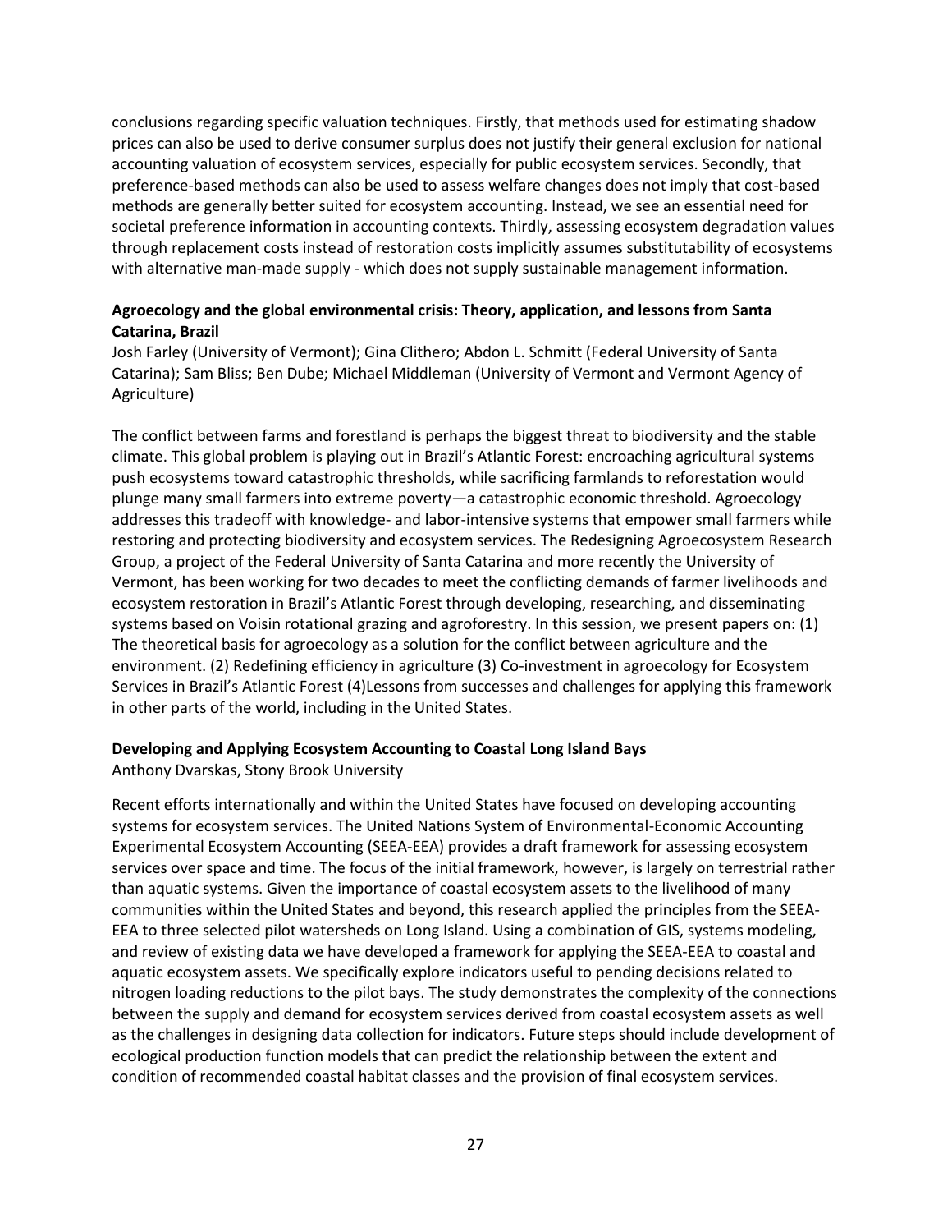conclusions regarding specific valuation techniques. Firstly, that methods used for estimating shadow prices can also be used to derive consumer surplus does not justify their general exclusion for national accounting valuation of ecosystem services, especially for public ecosystem services. Secondly, that preference-based methods can also be used to assess welfare changes does not imply that cost-based methods are generally better suited for ecosystem accounting. Instead, we see an essential need for societal preference information in accounting contexts. Thirdly, assessing ecosystem degradation values through replacement costs instead of restoration costs implicitly assumes substitutability of ecosystems with alternative man-made supply - which does not supply sustainable management information.

**Agroecology and the global environmental crisis: Theory, application, and lessons from Santa Catarina, Brazil**

Josh Farley (University of Vermont); Gina Clithero; Abdon L. Schmitt (Federal University of Santa Catarina); Sam Bliss; Ben Dube; Michael Middleman (University of Vermont and Vermont Agency of Agriculture)

The conflict between farms and forestland is perhaps the biggest threat to biodiversity and the stable climate. This global problem is playing out in Brazil's Atlantic Forest: encroaching agricultural systems push ecosystems toward catastrophic thresholds, while sacrificing farmlands to reforestation would plunge many small farmers into extreme poverty—a catastrophic economic threshold. Agroecology addresses this tradeoff with knowledge- and labor-intensive systems that empower small farmers while restoring and protecting biodiversity and ecosystem services. The Redesigning Agroecosystem Research Group, a project of the Federal University of Santa Catarina and more recently the University of Vermont, has been working for two decades to meet the conflicting demands of farmer livelihoods and ecosystem restoration in Brazil's Atlantic Forest through developing, researching, and disseminating systems based on Voisin rotational grazing and agroforestry. In this session, we present papers on: (1) The theoretical basis for agroecology as a solution for the conflict between agriculture and the environment. (2) Redefining efficiency in agriculture (3) Co-investment in agroecology for Ecosystem Services in Brazil's Atlantic Forest (4)Lessons from successes and challenges for applying this framework in other parts of the world, including in the United States.

**Developing and Applying Ecosystem Accounting to Coastal Long Island Bays**

Anthony Dvarskas, Stony Brook University

Recent efforts internationally and within the United States have focused on developing accounting systems for ecosystem services. The United Nations System of Environmental-Economic Accounting Experimental Ecosystem Accounting (SEEA-EEA) provides a draft framework for assessing ecosystem services over space and time. The focus of the initial framework, however, is largely on terrestrial rather than aquatic systems. Given the importance of coastal ecosystem assets to the livelihood of many communities within the United States and beyond, this research applied the principles from the SEEA-EEA to three selected pilot watersheds on Long Island. Using a combination of GIS, systems modeling, and review of existing data we have developed a framework for applying the SEEA-EEA to coastal and aquatic ecosystem assets. We specifically explore indicators useful to pending decisions related to nitrogen loading reductions to the pilot bays. The study demonstrates the complexity of the connections between the supply and demand for ecosystem services derived from coastal ecosystem assets as well as the challenges in designing data collection for indicators. Future steps should include development of ecological production function models that can predict the relationship between the extent and condition of recommended coastal habitat classes and the provision of final ecosystem services.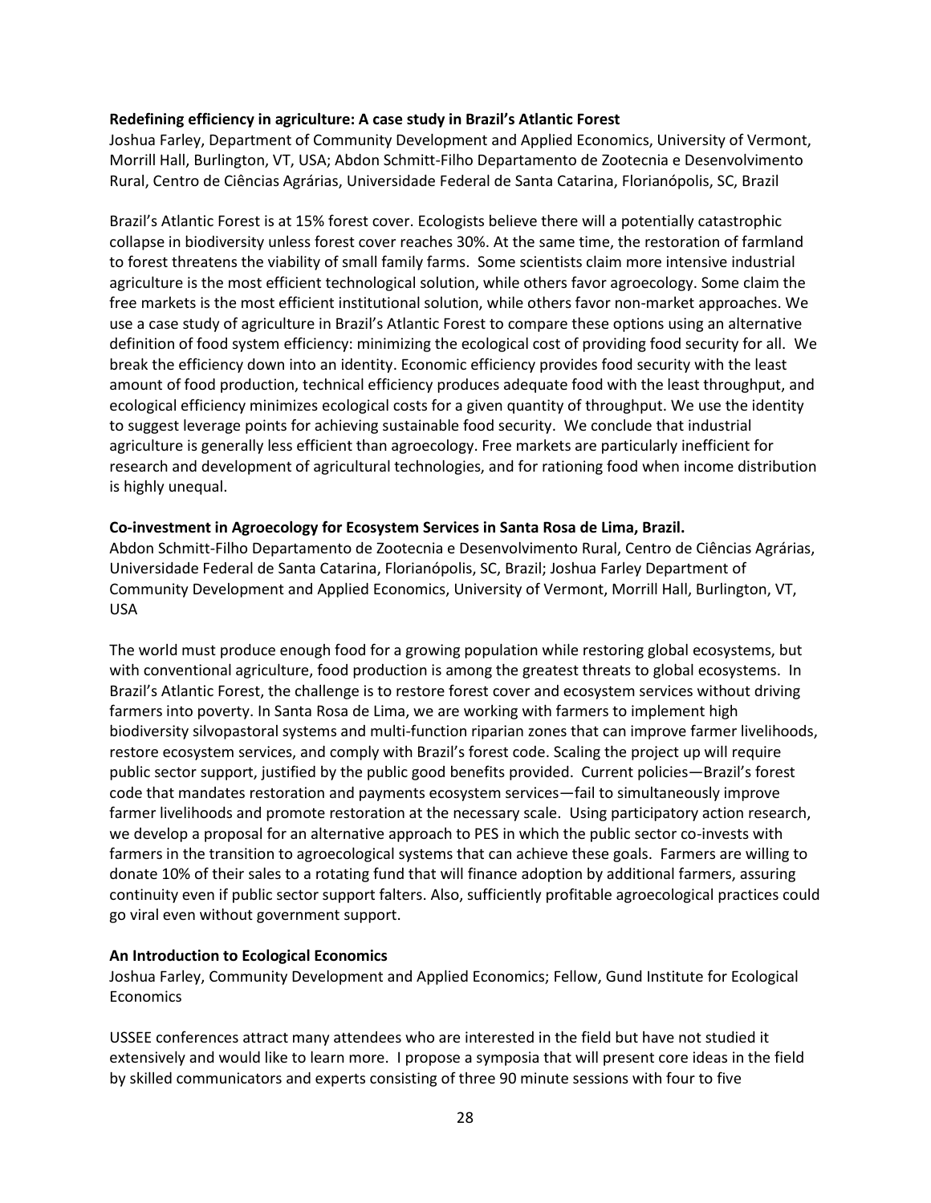**Redefining efficiency in agriculture: A case study in Brazil's Atlantic Forest**

Joshua Farley, Department of Community Development and Applied Economics, University of Vermont, Morrill Hall, Burlington, VT, USA; Abdon Schmitt-Filho Departamento de Zootecnia e Desenvolvimento Rural, Centro de Ciências Agrárias, Universidade Federal de Santa Catarina, Florianópolis, SC, Brazil

Brazil's Atlantic Forest is at 15% forest cover. Ecologists believe there will a potentially catastrophic collapse in biodiversity unless forest cover reaches 30%. At the same time, the restoration of farmland to forest threatens the viability of small family farms. Some scientists claim more intensive industrial agriculture is the most efficient technological solution, while others favor agroecology. Some claim the free markets is the most efficient institutional solution, while others favor non-market approaches. We use a case study of agriculture in Brazil's Atlantic Forest to compare these options using an alternative definition of food system efficiency: minimizing the ecological cost of providing food security for all. We break the efficiency down into an identity. Economic efficiency provides food security with the least amount of food production, technical efficiency produces adequate food with the least throughput, and ecological efficiency minimizes ecological costs for a given quantity of throughput. We use the identity to suggest leverage points for achieving sustainable food security. We conclude that industrial agriculture is generally less efficient than agroecology. Free markets are particularly inefficient for research and development of agricultural technologies, and for rationing food when income distribution is highly unequal.

**Co-investment in Agroecology for Ecosystem Services in Santa Rosa de Lima, Brazil.**

Abdon Schmitt-Filho Departamento de Zootecnia e Desenvolvimento Rural, Centro de Ciências Agrárias, Universidade Federal de Santa Catarina, Florianópolis, SC, Brazil; Joshua Farley Department of Community Development and Applied Economics, University of Vermont, Morrill Hall, Burlington, VT, USA

The world must produce enough food for a growing population while restoring global ecosystems, but with conventional agriculture, food production is among the greatest threats to global ecosystems. In Brazil's Atlantic Forest, the challenge is to restore forest cover and ecosystem services without driving farmers into poverty. In Santa Rosa de Lima, we are working with farmers to implement high biodiversity silvopastoral systems and multi-function riparian zones that can improve farmer livelihoods, restore ecosystem services, and comply with Brazil's forest code. Scaling the project up will require public sector support, justified by the public good benefits provided. Current policies—Brazil's forest code that mandates restoration and payments ecosystem services—fail to simultaneously improve farmer livelihoods and promote restoration at the necessary scale. Using participatory action research, we develop a proposal for an alternative approach to PES in which the public sector co-invests with farmers in the transition to agroecological systems that can achieve these goals. Farmers are willing to donate 10% of their sales to a rotating fund that will finance adoption by additional farmers, assuring continuity even if public sector support falters. Also, sufficiently profitable agroecological practices could go viral even without government support.

**An Introduction to Ecological Economics**

Joshua Farley, Community Development and Applied Economics; Fellow, Gund Institute for Ecological Economics

USSEE conferences attract many attendees who are interested in the field but have not studied it extensively and would like to learn more. I propose a symposia that will present core ideas in the field by skilled communicators and experts consisting of three 90 minute sessions with four to five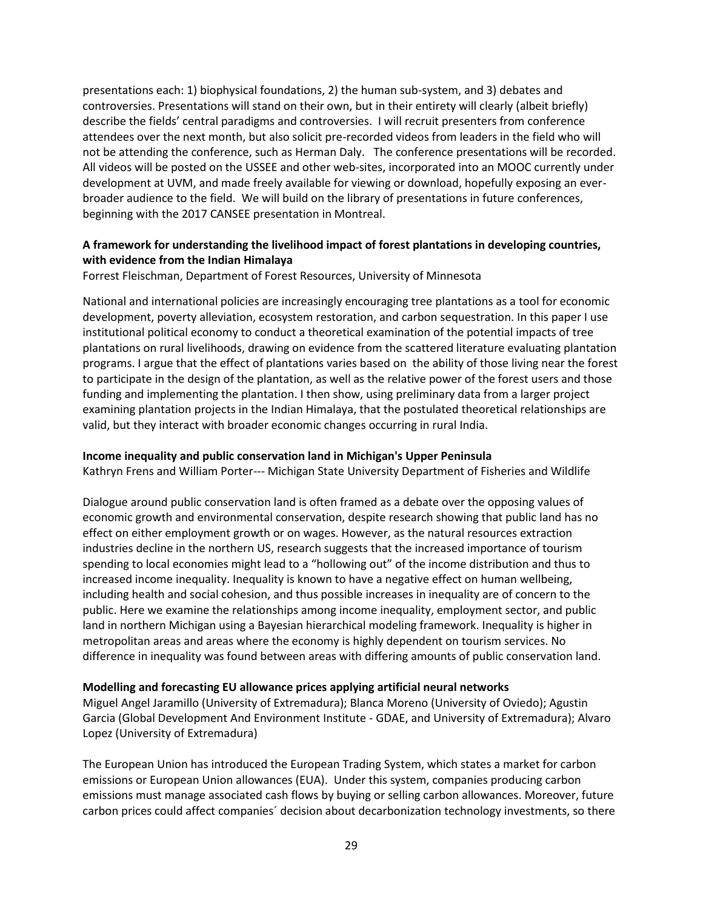presentations each: 1) biophysical foundations, 2) the human sub-system, and 3) debates and controversies. Presentations will stand on their own, but in their entirety will clearly (albeit briefly) describe the fields' central paradigms and controversies. I will recruit presenters from conference attendees over the next month, but also solicit pre-recorded videos from leaders in the field who will not be attending the conference, such as Herman Daly. The conference presentations will be recorded. All videos will be posted on the USSEE and other web-sites, incorporated into an MOOC currently under development at UVM, and made freely available for viewing or download, hopefully exposing an ever-broader audience to the field. We will build on the library of presentations in future conferences, beginning with the 2017 CANSEE presentation in Montreal.

**A framework for understanding the livelihood impact of forest plantations in developing countries, with evidence from the Indian Himalaya**

Forrest Fleischman, Department of Forest Resources, University of Minnesota

National and international policies are increasingly encouraging tree plantations as a tool for economic development, poverty alleviation, ecosystem restoration, and carbon sequestration. In this paper I use institutional political economy to conduct a theoretical examination of the potential impacts of tree plantations on rural livelihoods, drawing on evidence from the scattered literature evaluating plantation programs. I argue that the effect of plantations varies based on the ability of those living near the forest to participate in the design of the plantation, as well as the relative power of the forest users and those funding and implementing the plantation. I then show, using preliminary data from a larger project examining plantation projects in the Indian Himalaya, that the postulated theoretical relationships are valid, but they interact with broader economic changes occurring in rural India.

**Income inequality and public conservation land in Michigan's Upper Peninsula**

Kathryn Frens and William Porter--- Michigan State University Department of Fisheries and Wildlife

Dialogue around public conservation land is often framed as a debate over the opposing values of economic growth and environmental conservation, despite research showing that public land has no effect on either employment growth or on wages. However, as the natural resources extraction industries decline in the northern US, research suggests that the increased importance of tourism spending to local economies might lead to a "hollowing out" of the income distribution and thus to increased income inequality. Inequality is known to have a negative effect on human wellbeing, including health and social cohesion, and thus possible increases in inequality are of concern to the public. Here we examine the relationships among income inequality, employment sector, and public land in northern Michigan using a Bayesian hierarchical modeling framework. Inequality is higher in metropolitan areas and areas where the economy is highly dependent on tourism services. No difference in inequality was found between areas with differing amounts of public conservation land.

**Modelling and forecasting EU allowance prices applying artificial neural networks**

Miguel Angel Jaramillo (University of Extremadura); Blanca Moreno (University of Oviedo); Agustin Garcia (Global Development And Environment Institute - GDAE, and University of Extremadura); Alvaro Lopez (University of Extremadura)

The European Union has introduced the European Trading System, which states a market for carbon emissions or European Union allowances (EUA). Under this system, companies producing carbon emissions must manage associated cash flows by buying or selling carbon allowances. Moreover, future carbon prices could affect companies´ decision about decarbonization technology investments, so there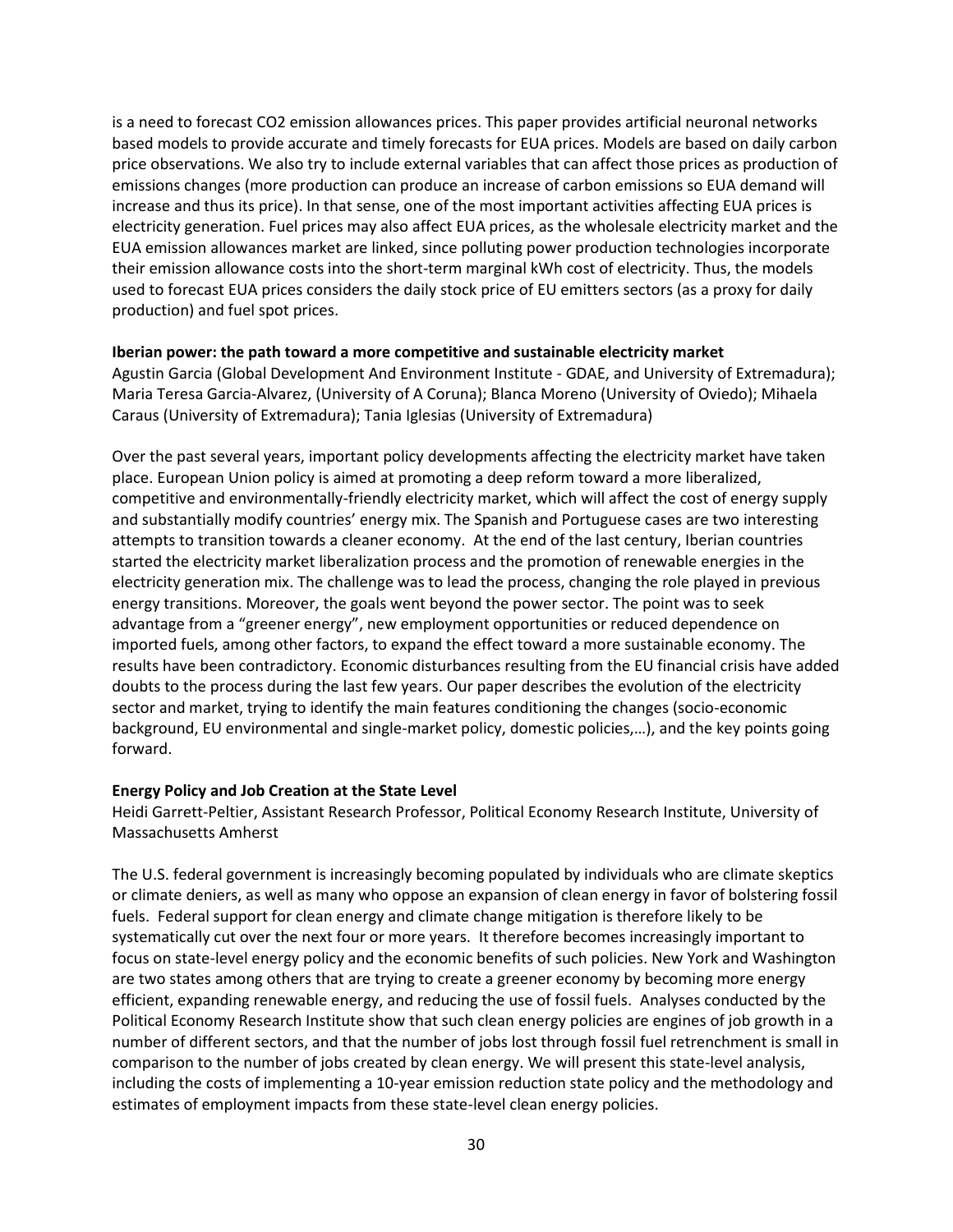is a need to forecast $CO_2$ emission allowances prices. This paper provides artificial neuronal networks based models to provide accurate and timely forecasts for EUA prices. Models are based on daily carbon price observations. We also try to include external variables that can affect those prices as production of emissions changes (more production can produce an increase of carbon emissions so EUA demand will increase and thus its price). In that sense, one of the most important activities affecting EUA prices is electricity generation. Fuel prices may also affect EUA prices, as the wholesale electricity market and the EUA emission allowances market are linked, since polluting power production technologies incorporate their emission allowance costs into the short-term marginal kWh cost of electricity. Thus, the models used to forecast EUA prices considers the daily stock price of EU emitters sectors (as a proxy for daily production) and fuel spot prices.

**Iberian power: the path toward a more competitive and sustainable electricity market**
Agustin Garcia (Global Development And Environment Institute - GDAE, and University of Extremadura); Maria Teresa Garcia-Alvarez, (University of A Coruna); Blanca Moreno (University of Oviedo); Mihaela Caraus (University of Extremadura); Tania Iglesias (University of Extremadura)

Over the past several years, important policy developments affecting the electricity market have taken place. European Union policy is aimed at promoting a deep reform toward a more liberalized, competitive and environmentally-friendly electricity market, which will affect the cost of energy supply and substantially modify countries' energy mix. The Spanish and Portuguese cases are two interesting attempts to transition towards a cleaner economy. At the end of the last century, Iberian countries started the electricity market liberalization process and the promotion of renewable energies in the electricity generation mix. The challenge was to lead the process, changing the role played in previous energy transitions. Moreover, the goals went beyond the power sector. The point was to seek advantage from a "greener energy", new employment opportunities or reduced dependence on imported fuels, among other factors, to expand the effect toward a more sustainable economy. The results have been contradictory. Economic disturbances resulting from the EU financial crisis have added doubts to the process during the last few years. Our paper describes the evolution of the electricity sector and market, trying to identify the main features conditioning the changes (socio-economic background, EU environmental and single-market policy, domestic policies,…), and the key points going forward.

**Energy Policy and Job Creation at the State Level**
Heidi Garrett-Peltier, Assistant Research Professor, Political Economy Research Institute, University of Massachusetts Amherst

The U.S. federal government is increasingly becoming populated by individuals who are climate skeptics or climate deniers, as well as many who oppose an expansion of clean energy in favor of bolstering fossil fuels. Federal support for clean energy and climate change mitigation is therefore likely to be systematically cut over the next four or more years. It therefore becomes increasingly important to focus on state-level energy policy and the economic benefits of such policies. New York and Washington are two states among others that are trying to create a greener economy by becoming more energy efficient, expanding renewable energy, and reducing the use of fossil fuels. Analyses conducted by the Political Economy Research Institute show that such clean energy policies are engines of job growth in a number of different sectors, and that the number of jobs lost through fossil fuel retrenchment is small in comparison to the number of jobs created by clean energy. We will present this state-level analysis, including the costs of implementing a 10-year emission reduction state policy and the methodology and estimates of employment impacts from these state-level clean energy policies.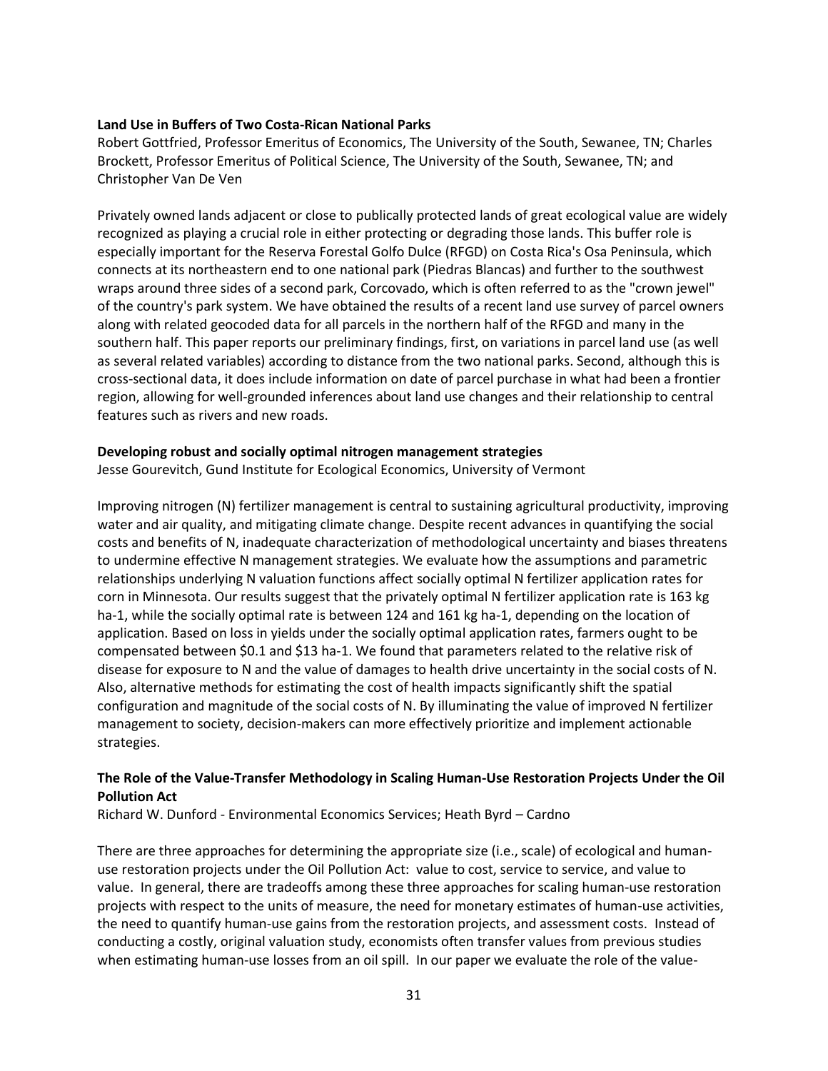**Land Use in Buffers of Two Costa-Rican National Parks**

Robert Gottfried, Professor Emeritus of Economics, The University of the South, Sewanee, TN; Charles Brockett, Professor Emeritus of Political Science, The University of the South, Sewanee, TN; and Christopher Van De Ven

Privately owned lands adjacent or close to publically protected lands of great ecological value are widely recognized as playing a crucial role in either protecting or degrading those lands. This buffer role is especially important for the Reserva Forestal Golfo Dulce (RFGD) on Costa Rica's Osa Peninsula, which connects at its northeastern end to one national park (Piedras Blancas) and further to the southwest wraps around three sides of a second park, Corcovado, which is often referred to as the "crown jewel" of the country's park system. We have obtained the results of a recent land use survey of parcel owners along with related geocoded data for all parcels in the northern half of the RFGD and many in the southern half. This paper reports our preliminary findings, first, on variations in parcel land use (as well as several related variables) according to distance from the two national parks. Second, although this is cross-sectional data, it does include information on date of parcel purchase in what had been a frontier region, allowing for well-grounded inferences about land use changes and their relationship to central features such as rivers and new roads.

**Developing robust and socially optimal nitrogen management strategies**

Jesse Gourevitch, Gund Institute for Ecological Economics, University of Vermont

Improving nitrogen (N) fertilizer management is central to sustaining agricultural productivity, improving water and air quality, and mitigating climate change. Despite recent advances in quantifying the social costs and benefits of N, inadequate characterization of methodological uncertainty and biases threatens to undermine effective N management strategies. We evaluate how the assumptions and parametric relationships underlying N valuation functions affect socially optimal N fertilizer application rates for corn in Minnesota. Our results suggest that the privately optimal N fertilizer application rate is 163 kg ha-1, while the socially optimal rate is between 124 and 161 kg ha-1, depending on the location of application. Based on loss in yields under the socially optimal application rates, farmers ought to be compensated between $0.1 and $13 ha-1. We found that parameters related to the relative risk of disease for exposure to N and the value of damages to health drive uncertainty in the social costs of N. Also, alternative methods for estimating the cost of health impacts significantly shift the spatial configuration and magnitude of the social costs of N. By illuminating the value of improved N fertilizer management to society, decision-makers can more effectively prioritize and implement actionable strategies.

**The Role of the Value-Transfer Methodology in Scaling Human-Use Restoration Projects Under the Oil Pollution Act**

Richard W. Dunford - Environmental Economics Services; Heath Byrd – Cardno

There are three approaches for determining the appropriate size (i.e., scale) of ecological and human-use restoration projects under the Oil Pollution Act: value to cost, service to service, and value to value. In general, there are tradeoffs among these three approaches for scaling human-use restoration projects with respect to the units of measure, the need for monetary estimates of human-use activities, the need to quantify human-use gains from the restoration projects, and assessment costs. Instead of conducting a costly, original valuation study, economists often transfer values from previous studies when estimating human-use losses from an oil spill. In our paper we evaluate the role of the value-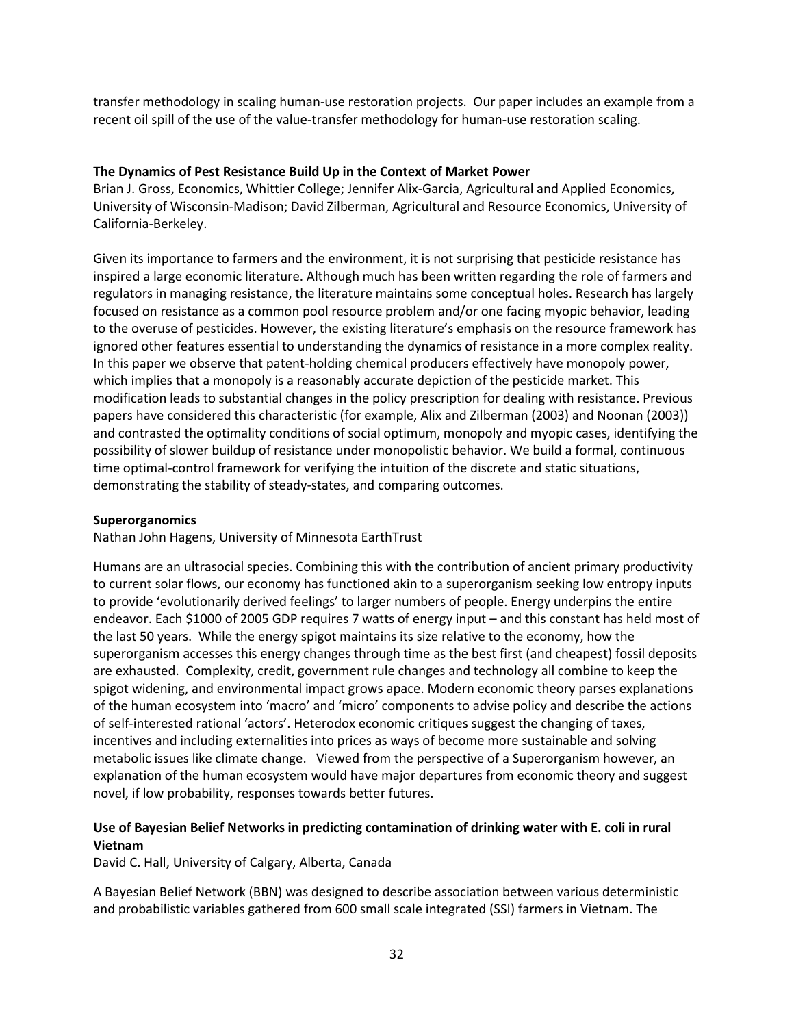transfer methodology in scaling human-use restoration projects. Our paper includes an example from a recent oil spill of the use of the value-transfer methodology for human-use restoration scaling.

**The Dynamics of Pest Resistance Build Up in the Context of Market Power**
Brian J. Gross, Economics, Whittier College; Jennifer Alix-Garcia, Agricultural and Applied Economics, University of Wisconsin-Madison; David Zilberman, Agricultural and Resource Economics, University of California-Berkeley.

Given its importance to farmers and the environment, it is not surprising that pesticide resistance has inspired a large economic literature. Although much has been written regarding the role of farmers and regulators in managing resistance, the literature maintains some conceptual holes. Research has largely focused on resistance as a common pool resource problem and/or one facing myopic behavior, leading to the overuse of pesticides. However, the existing literature's emphasis on the resource framework has ignored other features essential to understanding the dynamics of resistance in a more complex reality. In this paper we observe that patent-holding chemical producers effectively have monopoly power, which implies that a monopoly is a reasonably accurate depiction of the pesticide market. This modification leads to substantial changes in the policy prescription for dealing with resistance. Previous papers have considered this characteristic (for example, Alix and Zilberman (2003) and Noonan (2003)) and contrasted the optimality conditions of social optimum, monopoly and myopic cases, identifying the possibility of slower buildup of resistance under monopolistic behavior. We build a formal, continuous time optimal-control framework for verifying the intuition of the discrete and static situations, demonstrating the stability of steady-states, and comparing outcomes.

**Superorganomics**
Nathan John Hagens, University of Minnesota EarthTrust

Humans are an ultrasocial species. Combining this with the contribution of ancient primary productivity to current solar flows, our economy has functioned akin to a superorganism seeking low entropy inputs to provide 'evolutionarily derived feelings' to larger numbers of people. Energy underpins the entire endeavor. Each $1000 of 2005 GDP requires 7 watts of energy input – and this constant has held most of the last 50 years. While the energy spigot maintains its size relative to the economy, how the superorganism accesses this energy changes through time as the best first (and cheapest) fossil deposits are exhausted. Complexity, credit, government rule changes and technology all combine to keep the spigot widening, and environmental impact grows apace. Modern economic theory parses explanations of the human ecosystem into 'macro' and 'micro' components to advise policy and describe the actions of self-interested rational 'actors'. Heterodox economic critiques suggest the changing of taxes, incentives and including externalities into prices as ways of become more sustainable and solving metabolic issues like climate change. Viewed from the perspective of a Superorganism however, an explanation of the human ecosystem would have major departures from economic theory and suggest novel, if low probability, responses towards better futures.

**Use of Bayesian Belief Networks in predicting contamination of drinking water with E. coli in rural Vietnam**
David C. Hall, University of Calgary, Alberta, Canada

A Bayesian Belief Network (BBN) was designed to describe association between various deterministic and probabilistic variables gathered from 600 small scale integrated (SSI) farmers in Vietnam. The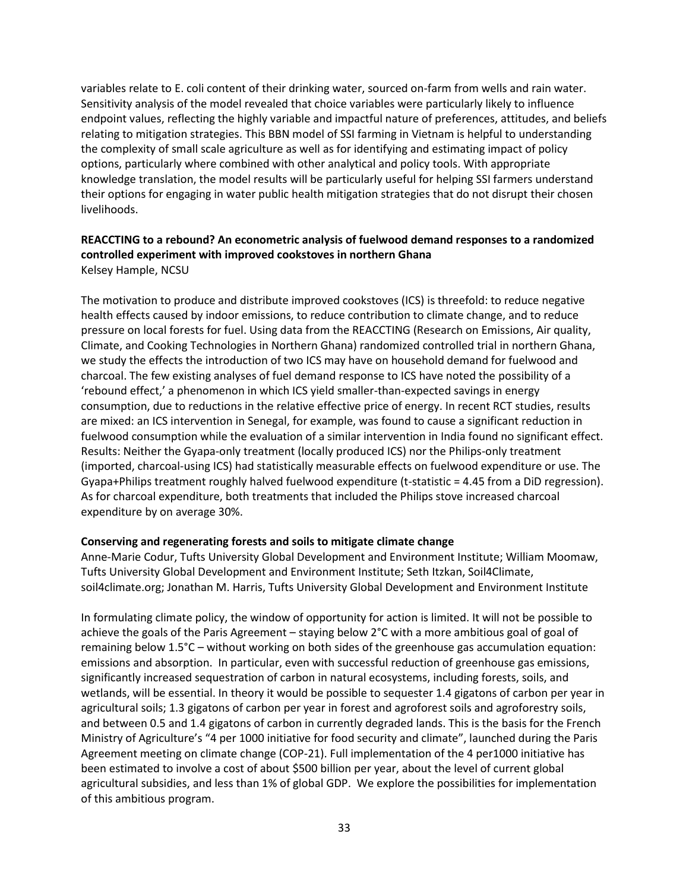variables relate to E. coli content of their drinking water, sourced on-farm from wells and rain water. Sensitivity analysis of the model revealed that choice variables were particularly likely to influence endpoint values, reflecting the highly variable and impactful nature of preferences, attitudes, and beliefs relating to mitigation strategies. This BBN model of SSI farming in Vietnam is helpful to understanding the complexity of small scale agriculture as well as for identifying and estimating impact of policy options, particularly where combined with other analytical and policy tools. With appropriate knowledge translation, the model results will be particularly useful for helping SSI farmers understand their options for engaging in water public health mitigation strategies that do not disrupt their chosen livelihoods.

**REACCTING to a rebound? An econometric analysis of fuelwood demand responses to a randomized controlled experiment with improved cookstoves in northern Ghana**
Kelsey Hample, NCSU

The motivation to produce and distribute improved cookstoves (ICS) is threefold: to reduce negative health effects caused by indoor emissions, to reduce contribution to climate change, and to reduce pressure on local forests for fuel. Using data from the REACCTING (Research on Emissions, Air quality, Climate, and Cooking Technologies in Northern Ghana) randomized controlled trial in northern Ghana, we study the effects the introduction of two ICS may have on household demand for fuelwood and charcoal. The few existing analyses of fuel demand response to ICS have noted the possibility of a 'rebound effect,' a phenomenon in which ICS yield smaller-than-expected savings in energy consumption, due to reductions in the relative effective price of energy. In recent RCT studies, results are mixed: an ICS intervention in Senegal, for example, was found to cause a significant reduction in fuelwood consumption while the evaluation of a similar intervention in India found no significant effect. Results: Neither the Gyapa-only treatment (locally produced ICS) nor the Philips-only treatment (imported, charcoal-using ICS) had statistically measurable effects on fuelwood expenditure or use. The Gyapa+Philips treatment roughly halved fuelwood expenditure (t-statistic = 4.45 from a DiD regression). As for charcoal expenditure, both treatments that included the Philips stove increased charcoal expenditure by on average 30%.

**Conserving and regenerating forests and soils to mitigate climate change**
Anne-Marie Codur, Tufts University Global Development and Environment Institute; William Moomaw, Tufts University Global Development and Environment Institute; Seth Itzkan, Soil4Climate, soil4climate.org; Jonathan M. Harris, Tufts University Global Development and Environment Institute

In formulating climate policy, the window of opportunity for action is limited. It will not be possible to achieve the goals of the Paris Agreement – staying below 2°C with a more ambitious goal of goal of remaining below 1.5°C – without working on both sides of the greenhouse gas accumulation equation: emissions and absorption. In particular, even with successful reduction of greenhouse gas emissions, significantly increased sequestration of carbon in natural ecosystems, including forests, soils, and wetlands, will be essential. In theory it would be possible to sequester 1.4 gigatons of carbon per year in agricultural soils; 1.3 gigatons of carbon per year in forest and agroforest soils and agroforestry soils, and between 0.5 and 1.4 gigatons of carbon in currently degraded lands. This is the basis for the French Ministry of Agriculture's "4 per 1000 initiative for food security and climate", launched during the Paris Agreement meeting on climate change (COP-21). Full implementation of the 4 per1000 initiative has been estimated to involve a cost of about $500 billion per year, about the level of current global agricultural subsidies, and less than 1% of global GDP. We explore the possibilities for implementation of this ambitious program.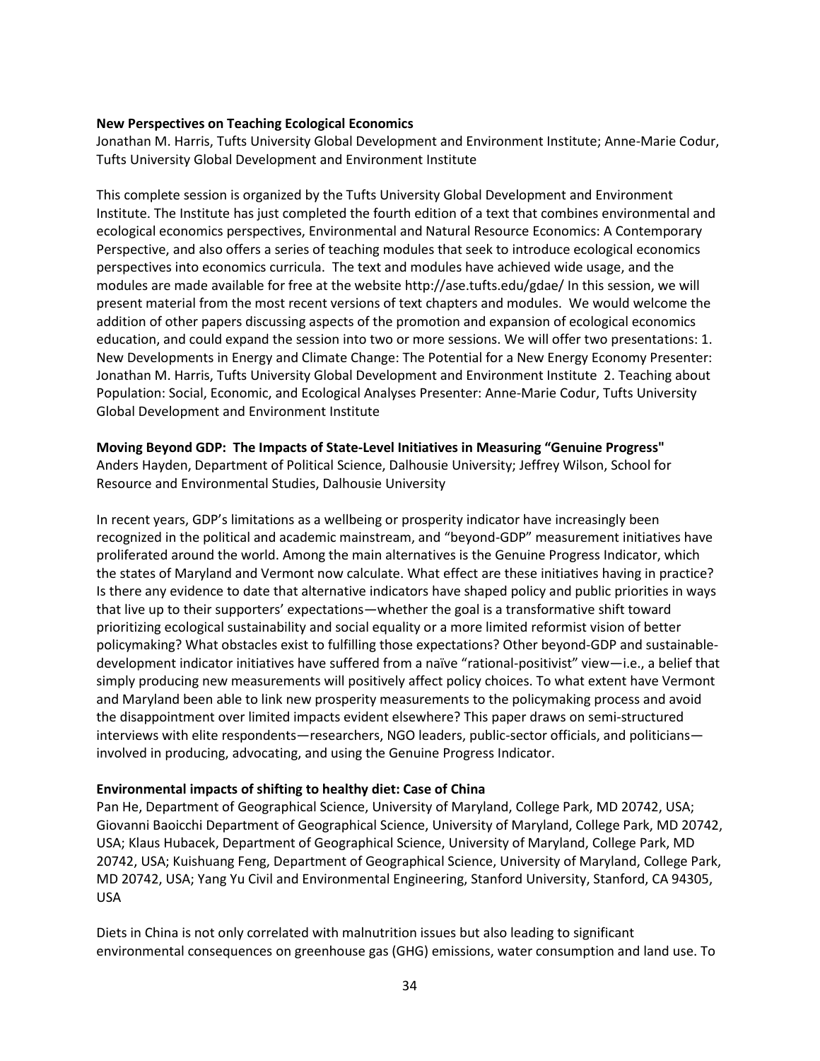**New Perspectives on Teaching Ecological Economics**
Jonathan M. Harris, Tufts University Global Development and Environment Institute; Anne-Marie Codur, Tufts University Global Development and Environment Institute

This complete session is organized by the Tufts University Global Development and Environment Institute. The Institute has just completed the fourth edition of a text that combines environmental and ecological economics perspectives, Environmental and Natural Resource Economics: A Contemporary Perspective, and also offers a series of teaching modules that seek to introduce ecological economics perspectives into economics curricula. The text and modules have achieved wide usage, and the modules are made available for free at the website http://ase.tufts.edu/gdae/ In this session, we will present material from the most recent versions of text chapters and modules. We would welcome the addition of other papers discussing aspects of the promotion and expansion of ecological economics education, and could expand the session into two or more sessions. We will offer two presentations: 1. New Developments in Energy and Climate Change: The Potential for a New Energy Economy Presenter: Jonathan M. Harris, Tufts University Global Development and Environment Institute 2. Teaching about Population: Social, Economic, and Ecological Analyses Presenter: Anne-Marie Codur, Tufts University Global Development and Environment Institute

**Moving Beyond GDP: The Impacts of State-Level Initiatives in Measuring "Genuine Progress"**
Anders Hayden, Department of Political Science, Dalhousie University; Jeffrey Wilson, School for Resource and Environmental Studies, Dalhousie University

In recent years, GDP's limitations as a wellbeing or prosperity indicator have increasingly been recognized in the political and academic mainstream, and "beyond-GDP" measurement initiatives have proliferated around the world. Among the main alternatives is the Genuine Progress Indicator, which the states of Maryland and Vermont now calculate. What effect are these initiatives having in practice? Is there any evidence to date that alternative indicators have shaped policy and public priorities in ways that live up to their supporters' expectations—whether the goal is a transformative shift toward prioritizing ecological sustainability and social equality or a more limited reformist vision of better policymaking? What obstacles exist to fulfilling those expectations? Other beyond-GDP and sustainable-development indicator initiatives have suffered from a naïve "rational-positivist" view—i.e., a belief that simply producing new measurements will positively affect policy choices. To what extent have Vermont and Maryland been able to link new prosperity measurements to the policymaking process and avoid the disappointment over limited impacts evident elsewhere? This paper draws on semi-structured interviews with elite respondents—researchers, NGO leaders, public-sector officials, and politicians—involved in producing, advocating, and using the Genuine Progress Indicator.

**Environmental impacts of shifting to healthy diet: Case of China**
Pan He, Department of Geographical Science, University of Maryland, College Park, MD 20742, USA; Giovanni Baoicchi Department of Geographical Science, University of Maryland, College Park, MD 20742, USA; Klaus Hubacek, Department of Geographical Science, University of Maryland, College Park, MD 20742, USA; Kuishuang Feng, Department of Geographical Science, University of Maryland, College Park, MD 20742, USA; Yang Yu Civil and Environmental Engineering, Stanford University, Stanford, CA 94305, USA

Diets in China is not only correlated with malnutrition issues but also leading to significant environmental consequences on greenhouse gas (GHG) emissions, water consumption and land use. To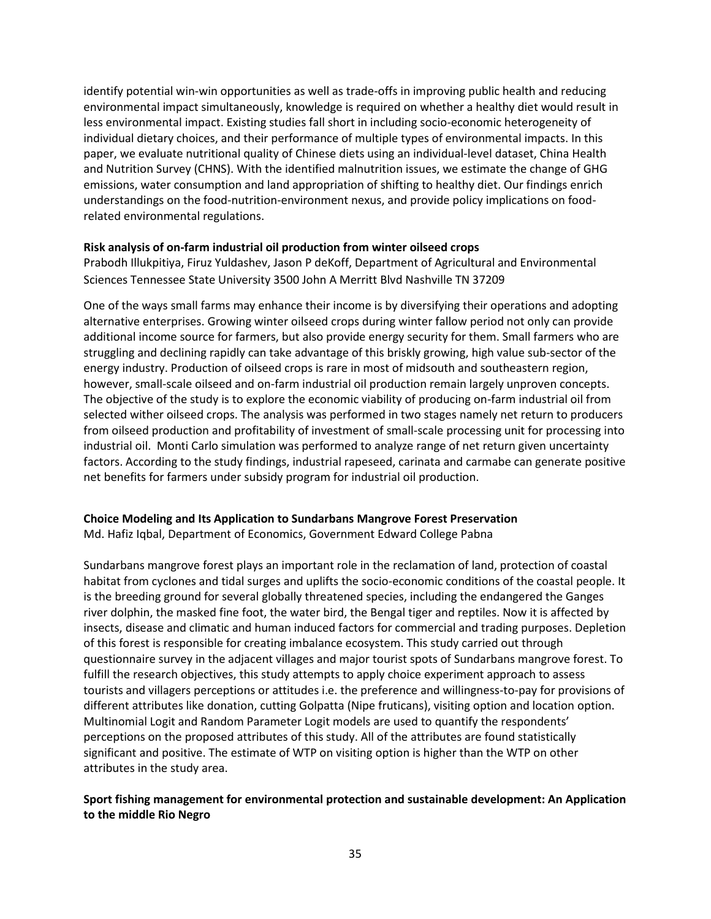identify potential win-win opportunities as well as trade-offs in improving public health and reducing environmental impact simultaneously, knowledge is required on whether a healthy diet would result in less environmental impact. Existing studies fall short in including socio-economic heterogeneity of individual dietary choices, and their performance of multiple types of environmental impacts. In this paper, we evaluate nutritional quality of Chinese diets using an individual-level dataset, China Health and Nutrition Survey (CHNS). With the identified malnutrition issues, we estimate the change of GHG emissions, water consumption and land appropriation of shifting to healthy diet. Our findings enrich understandings on the food-nutrition-environment nexus, and provide policy implications on food-related environmental regulations.

**Risk analysis of on-farm industrial oil production from winter oilseed crops**

Prabodh Illukpitiya, Firuz Yuldashev, Jason P deKoff, Department of Agricultural and Environmental Sciences Tennessee State University 3500 John A Merritt Blvd Nashville TN 37209

One of the ways small farms may enhance their income is by diversifying their operations and adopting alternative enterprises. Growing winter oilseed crops during winter fallow period not only can provide additional income source for farmers, but also provide energy security for them. Small farmers who are struggling and declining rapidly can take advantage of this briskly growing, high value sub-sector of the energy industry. Production of oilseed crops is rare in most of midsouth and southeastern region, however, small-scale oilseed and on-farm industrial oil production remain largely unproven concepts. The objective of the study is to explore the economic viability of producing on-farm industrial oil from selected wither oilseed crops. The analysis was performed in two stages namely net return to producers from oilseed production and profitability of investment of small-scale processing unit for processing into industrial oil. Monti Carlo simulation was performed to analyze range of net return given uncertainty factors. According to the study findings, industrial rapeseed, carinata and carmabe can generate positive net benefits for farmers under subsidy program for industrial oil production.

**Choice Modeling and Its Application to Sundarbans Mangrove Forest Preservation**

Md. Hafiz Iqbal, Department of Economics, Government Edward College Pabna

Sundarbans mangrove forest plays an important role in the reclamation of land, protection of coastal habitat from cyclones and tidal surges and uplifts the socio-economic conditions of the coastal people. It is the breeding ground for several globally threatened species, including the endangered the Ganges river dolphin, the masked fine foot, the water bird, the Bengal tiger and reptiles. Now it is affected by insects, disease and climatic and human induced factors for commercial and trading purposes. Depletion of this forest is responsible for creating imbalance ecosystem. This study carried out through questionnaire survey in the adjacent villages and major tourist spots of Sundarbans mangrove forest. To fulfill the research objectives, this study attempts to apply choice experiment approach to assess tourists and villagers perceptions or attitudes i.e. the preference and willingness-to-pay for provisions of different attributes like donation, cutting Golpatta (Nipe fruticans), visiting option and location option. Multinomial Logit and Random Parameter Logit models are used to quantify the respondents' perceptions on the proposed attributes of this study. All of the attributes are found statistically significant and positive. The estimate of WTP on visiting option is higher than the WTP on other attributes in the study area.

**Sport fishing management for environmental protection and sustainable development: An Application to the middle Rio Negro**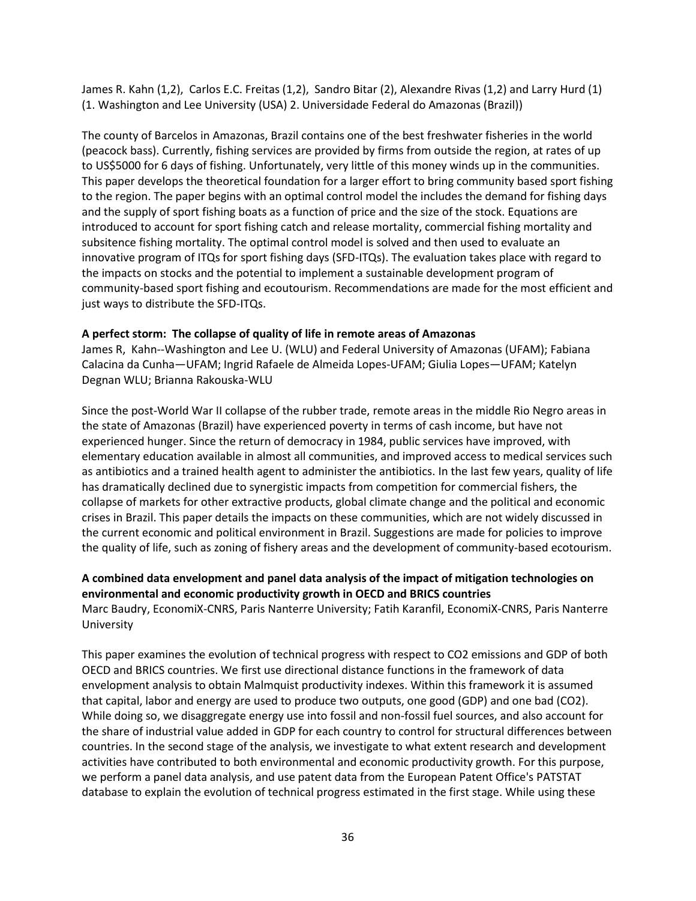James R. Kahn (1,2), Carlos E.C. Freitas (1,2), Sandro Bitar (2), Alexandre Rivas (1,2) and Larry Hurd (1)
(1. Washington and Lee University (USA) 2. Universidade Federal do Amazonas (Brazil))

The county of Barcelos in Amazonas, Brazil contains one of the best freshwater fisheries in the world (peacock bass). Currently, fishing services are provided by firms from outside the region, at rates of up to US$5000 for 6 days of fishing. Unfortunately, very little of this money winds up in the communities. This paper develops the theoretical foundation for a larger effort to bring community based sport fishing to the region. The paper begins with an optimal control model the includes the demand for fishing days and the supply of sport fishing boats as a function of price and the size of the stock. Equations are introduced to account for sport fishing catch and release mortality, commercial fishing mortality and subsitence fishing mortality. The optimal control model is solved and then used to evaluate an innovative program of ITQs for sport fishing days (SFD-ITQs). The evaluation takes place with regard to the impacts on stocks and the potential to implement a sustainable development program of community-based sport fishing and ecoutourism. Recommendations are made for the most efficient and just ways to distribute the SFD-ITQs.

**A perfect storm: The collapse of quality of life in remote areas of Amazonas**
James R, Kahn--Washington and Lee U. (WLU) and Federal University of Amazonas (UFAM); Fabiana Calacina da Cunha—UFAM; Ingrid Rafaele de Almeida Lopes-UFAM; Giulia Lopes—UFAM; Katelyn Degnan WLU; Brianna Rakouska-WLU

Since the post-World War II collapse of the rubber trade, remote areas in the middle Rio Negro areas in the state of Amazonas (Brazil) have experienced poverty in terms of cash income, but have not experienced hunger. Since the return of democracy in 1984, public services have improved, with elementary education available in almost all communities, and improved access to medical services such as antibiotics and a trained health agent to administer the antibiotics. In the last few years, quality of life has dramatically declined due to synergistic impacts from competition for commercial fishers, the collapse of markets for other extractive products, global climate change and the political and economic crises in Brazil. This paper details the impacts on these communities, which are not widely discussed in the current economic and political environment in Brazil. Suggestions are made for policies to improve the quality of life, such as zoning of fishery areas and the development of community-based ecotourism.

**A combined data envelopment and panel data analysis of the impact of mitigation technologies on environmental and economic productivity growth in OECD and BRICS countries**
Marc Baudry, EconomiX-CNRS, Paris Nanterre University; Fatih Karanfil, EconomiX-CNRS, Paris Nanterre University

This paper examines the evolution of technical progress with respect to $CO_2$ emissions and GDP of both OECD and BRICS countries. We first use directional distance functions in the framework of data envelopment analysis to obtain Malmquist productivity indexes. Within this framework it is assumed that capital, labor and energy are used to produce two outputs, one good (GDP) and one bad ($CO_2$). While doing so, we disaggregate energy use into fossil and non-fossil fuel sources, and also account for the share of industrial value added in GDP for each country to control for structural differences between countries. In the second stage of the analysis, we investigate to what extent research and development activities have contributed to both environmental and economic productivity growth. For this purpose, we perform a panel data analysis, and use patent data from the European Patent Office's PATSTAT database to explain the evolution of technical progress estimated in the first stage. While using these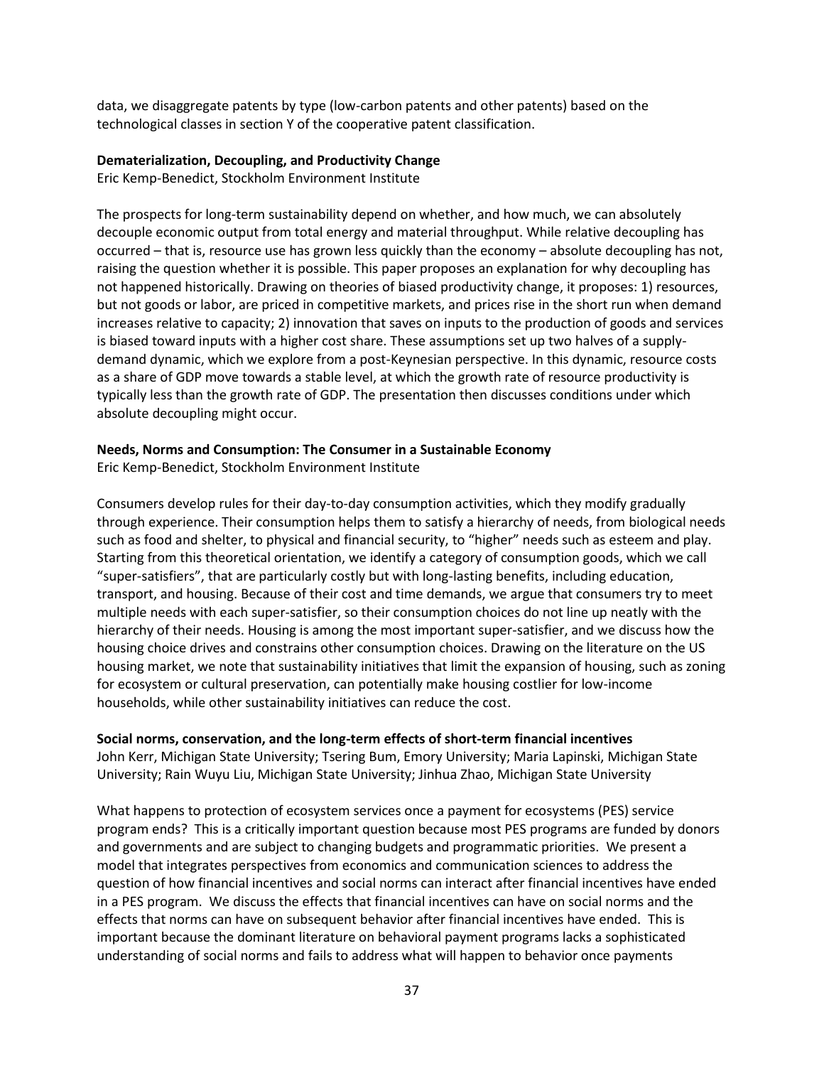data, we disaggregate patents by type (low-carbon patents and other patents) based on the technological classes in section Y of the cooperative patent classification.

**Dematerialization, Decoupling, and Productivity Change**
Eric Kemp-Benedict, Stockholm Environment Institute

The prospects for long-term sustainability depend on whether, and how much, we can absolutely decouple economic output from total energy and material throughput. While relative decoupling has occurred – that is, resource use has grown less quickly than the economy – absolute decoupling has not, raising the question whether it is possible. This paper proposes an explanation for why decoupling has not happened historically. Drawing on theories of biased productivity change, it proposes: 1) resources, but not goods or labor, are priced in competitive markets, and prices rise in the short run when demand increases relative to capacity; 2) innovation that saves on inputs to the production of goods and services is biased toward inputs with a higher cost share. These assumptions set up two halves of a supply-demand dynamic, which we explore from a post-Keynesian perspective. In this dynamic, resource costs as a share of GDP move towards a stable level, at which the growth rate of resource productivity is typically less than the growth rate of GDP. The presentation then discusses conditions under which absolute decoupling might occur.

**Needs, Norms and Consumption: The Consumer in a Sustainable Economy**
Eric Kemp-Benedict, Stockholm Environment Institute

Consumers develop rules for their day-to-day consumption activities, which they modify gradually through experience. Their consumption helps them to satisfy a hierarchy of needs, from biological needs such as food and shelter, to physical and financial security, to "higher" needs such as esteem and play. Starting from this theoretical orientation, we identify a category of consumption goods, which we call "super-satisfiers", that are particularly costly but with long-lasting benefits, including education, transport, and housing. Because of their cost and time demands, we argue that consumers try to meet multiple needs with each super-satisfier, so their consumption choices do not line up neatly with the hierarchy of their needs. Housing is among the most important super-satisfier, and we discuss how the housing choice drives and constrains other consumption choices. Drawing on the literature on the US housing market, we note that sustainability initiatives that limit the expansion of housing, such as zoning for ecosystem or cultural preservation, can potentially make housing costlier for low-income households, while other sustainability initiatives can reduce the cost.

**Social norms, conservation, and the long-term effects of short-term financial incentives**
John Kerr, Michigan State University; Tsering Bum, Emory University; Maria Lapinski, Michigan State University; Rain Wuyu Liu, Michigan State University; Jinhua Zhao, Michigan State University

What happens to protection of ecosystem services once a payment for ecosystems (PES) service program ends? This is a critically important question because most PES programs are funded by donors and governments and are subject to changing budgets and programmatic priorities. We present a model that integrates perspectives from economics and communication sciences to address the question of how financial incentives and social norms can interact after financial incentives have ended in a PES program. We discuss the effects that financial incentives can have on social norms and the effects that norms can have on subsequent behavior after financial incentives have ended. This is important because the dominant literature on behavioral payment programs lacks a sophisticated understanding of social norms and fails to address what will happen to behavior once payments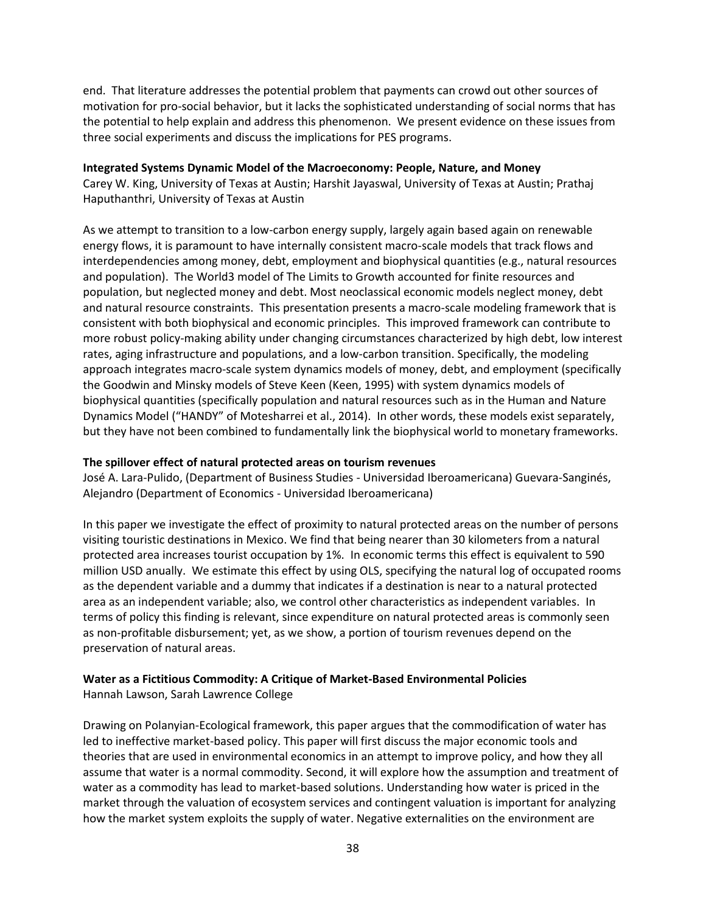end. That literature addresses the potential problem that payments can crowd out other sources of motivation for pro-social behavior, but it lacks the sophisticated understanding of social norms that has the potential to help explain and address this phenomenon. We present evidence on these issues from three social experiments and discuss the implications for PES programs.

**Integrated Systems Dynamic Model of the Macroeconomy: People, Nature, and Money**
Carey W. King, University of Texas at Austin; Harshit Jayaswal, University of Texas at Austin; Prathaj Haputhanthri, University of Texas at Austin

As we attempt to transition to a low-carbon energy supply, largely again based again on renewable energy flows, it is paramount to have internally consistent macro-scale models that track flows and interdependencies among money, debt, employment and biophysical quantities (e.g., natural resources and population). The World3 model of The Limits to Growth accounted for finite resources and population, but neglected money and debt. Most neoclassical economic models neglect money, debt and natural resource constraints. This presentation presents a macro-scale modeling framework that is consistent with both biophysical and economic principles. This improved framework can contribute to more robust policy-making ability under changing circumstances characterized by high debt, low interest rates, aging infrastructure and populations, and a low-carbon transition. Specifically, the modeling approach integrates macro-scale system dynamics models of money, debt, and employment (specifically the Goodwin and Minsky models of Steve Keen (Keen, 1995) with system dynamics models of biophysical quantities (specifically population and natural resources such as in the Human and Nature Dynamics Model ("HANDY" of Motesharrei et al., 2014). In other words, these models exist separately, but they have not been combined to fundamentally link the biophysical world to monetary frameworks.

**The spillover effect of natural protected areas on tourism revenues**
José A. Lara-Pulido, (Department of Business Studies - Universidad Iberoamericana) Guevara-Sanginés, Alejandro (Department of Economics - Universidad Iberoamericana)

In this paper we investigate the effect of proximity to natural protected areas on the number of persons visiting touristic destinations in Mexico. We find that being nearer than 30 kilometers from a natural protected area increases tourist occupation by 1%. In economic terms this effect is equivalent to 590 million USD anually. We estimate this effect by using OLS, specifying the natural log of occupated rooms as the dependent variable and a dummy that indicates if a destination is near to a natural protected area as an independent variable; also, we control other characteristics as independent variables. In terms of policy this finding is relevant, since expenditure on natural protected areas is commonly seen as non-profitable disbursement; yet, as we show, a portion of tourism revenues depend on the preservation of natural areas.

**Water as a Fictitious Commodity: A Critique of Market-Based Environmental Policies**
Hannah Lawson, Sarah Lawrence College

Drawing on Polanyian-Ecological framework, this paper argues that the commodification of water has led to ineffective market-based policy. This paper will first discuss the major economic tools and theories that are used in environmental economics in an attempt to improve policy, and how they all assume that water is a normal commodity. Second, it will explore how the assumption and treatment of water as a commodity has lead to market-based solutions. Understanding how water is priced in the market through the valuation of ecosystem services and contingent valuation is important for analyzing how the market system exploits the supply of water. Negative externalities on the environment are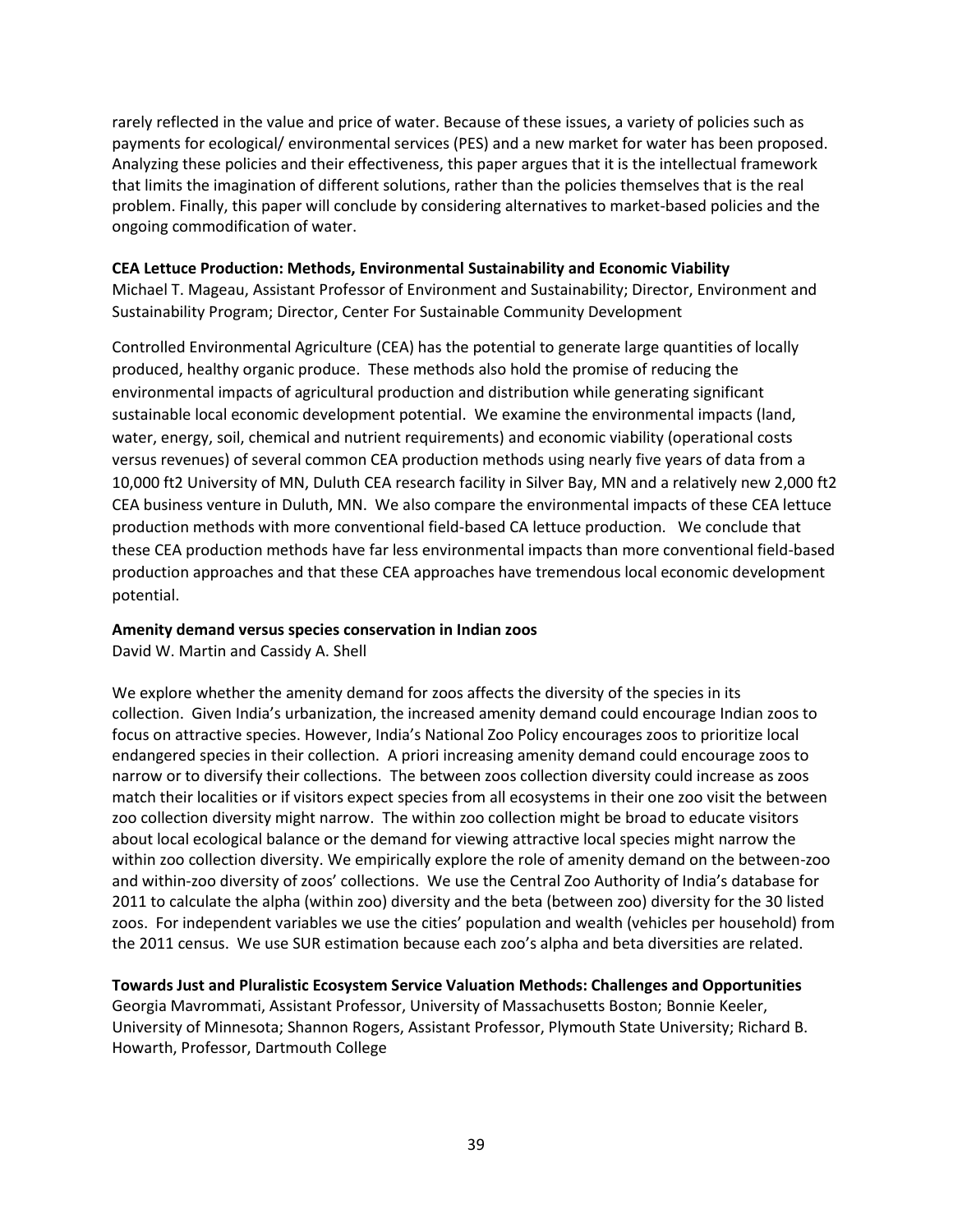rarely reflected in the value and price of water. Because of these issues, a variety of policies such as payments for ecological/ environmental services (PES) and a new market for water has been proposed. Analyzing these policies and their effectiveness, this paper argues that it is the intellectual framework that limits the imagination of different solutions, rather than the policies themselves that is the real problem. Finally, this paper will conclude by considering alternatives to market-based policies and the ongoing commodification of water.

**CEA Lettuce Production: Methods, Environmental Sustainability and Economic Viability**
Michael T. Mageau, Assistant Professor of Environment and Sustainability; Director, Environment and Sustainability Program; Director, Center For Sustainable Community Development

Controlled Environmental Agriculture (CEA) has the potential to generate large quantities of locally produced, healthy organic produce. These methods also hold the promise of reducing the environmental impacts of agricultural production and distribution while generating significant sustainable local economic development potential. We examine the environmental impacts (land, water, energy, soil, chemical and nutrient requirements) and economic viability (operational costs versus revenues) of several common CEA production methods using nearly five years of data from a 10,000 ft2 University of MN, Duluth CEA research facility in Silver Bay, MN and a relatively new 2,000 ft2 CEA business venture in Duluth, MN. We also compare the environmental impacts of these CEA lettuce production methods with more conventional field-based CA lettuce production. We conclude that these CEA production methods have far less environmental impacts than more conventional field-based production approaches and that these CEA approaches have tremendous local economic development potential.

**Amenity demand versus species conservation in Indian zoos**
David W. Martin and Cassidy A. Shell

We explore whether the amenity demand for zoos affects the diversity of the species in its collection. Given India's urbanization, the increased amenity demand could encourage Indian zoos to focus on attractive species. However, India's National Zoo Policy encourages zoos to prioritize local endangered species in their collection. A priori increasing amenity demand could encourage zoos to narrow or to diversify their collections. The between zoos collection diversity could increase as zoos match their localities or if visitors expect species from all ecosystems in their one zoo visit the between zoo collection diversity might narrow. The within zoo collection might be broad to educate visitors about local ecological balance or the demand for viewing attractive local species might narrow the within zoo collection diversity. We empirically explore the role of amenity demand on the between-zoo and within-zoo diversity of zoos' collections. We use the Central Zoo Authority of India's database for 2011 to calculate the alpha (within zoo) diversity and the beta (between zoo) diversity for the 30 listed zoos. For independent variables we use the cities' population and wealth (vehicles per household) from the 2011 census. We use SUR estimation because each zoo's alpha and beta diversities are related.

**Towards Just and Pluralistic Ecosystem Service Valuation Methods: Challenges and Opportunities**
Georgia Mavrommati, Assistant Professor, University of Massachusetts Boston; Bonnie Keeler, University of Minnesota; Shannon Rogers, Assistant Professor, Plymouth State University; Richard B. Howarth, Professor, Dartmouth College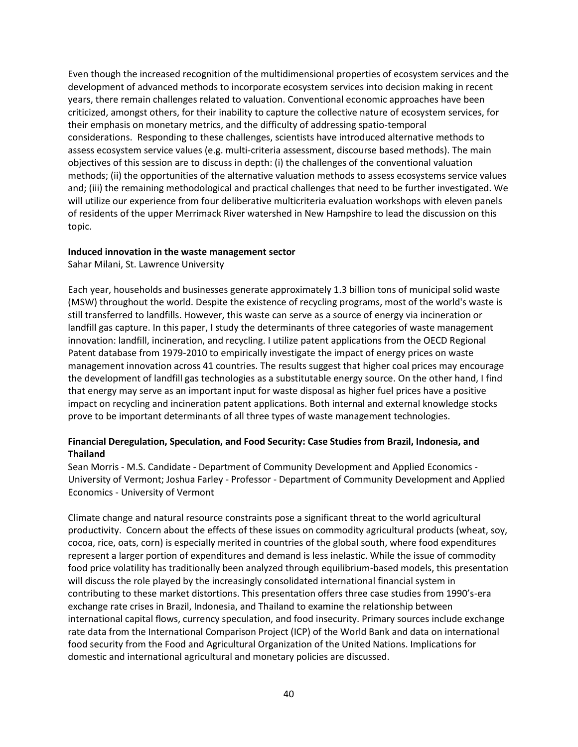Even though the increased recognition of the multidimensional properties of ecosystem services and the development of advanced methods to incorporate ecosystem services into decision making in recent years, there remain challenges related to valuation. Conventional economic approaches have been criticized, amongst others, for their inability to capture the collective nature of ecosystem services, for their emphasis on monetary metrics, and the difficulty of addressing spatio-temporal considerations. Responding to these challenges, scientists have introduced alternative methods to assess ecosystem service values (e.g. multi-criteria assessment, discourse based methods). The main objectives of this session are to discuss in depth: (i) the challenges of the conventional valuation methods; (ii) the opportunities of the alternative valuation methods to assess ecosystems service values and; (iii) the remaining methodological and practical challenges that need to be further investigated. We will utilize our experience from four deliberative multicriteria evaluation workshops with eleven panels of residents of the upper Merrimack River watershed in New Hampshire to lead the discussion on this topic.

**Induced innovation in the waste management sector**
Sahar Milani, St. Lawrence University

Each year, households and businesses generate approximately 1.3 billion tons of municipal solid waste (MSW) throughout the world. Despite the existence of recycling programs, most of the world's waste is still transferred to landfills. However, this waste can serve as a source of energy via incineration or landfill gas capture. In this paper, I study the determinants of three categories of waste management innovation: landfill, incineration, and recycling. I utilize patent applications from the OECD Regional Patent database from 1979-2010 to empirically investigate the impact of energy prices on waste management innovation across 41 countries. The results suggest that higher coal prices may encourage the development of landfill gas technologies as a substitutable energy source. On the other hand, I find that energy may serve as an important input for waste disposal as higher fuel prices have a positive impact on recycling and incineration patent applications. Both internal and external knowledge stocks prove to be important determinants of all three types of waste management technologies.

**Financial Deregulation, Speculation, and Food Security: Case Studies from Brazil, Indonesia, and Thailand**
Sean Morris - M.S. Candidate - Department of Community Development and Applied Economics - University of Vermont; Joshua Farley - Professor - Department of Community Development and Applied Economics - University of Vermont

Climate change and natural resource constraints pose a significant threat to the world agricultural productivity. Concern about the effects of these issues on commodity agricultural products (wheat, soy, cocoa, rice, oats, corn) is especially merited in countries of the global south, where food expenditures represent a larger portion of expenditures and demand is less inelastic. While the issue of commodity food price volatility has traditionally been analyzed through equilibrium-based models, this presentation will discuss the role played by the increasingly consolidated international financial system in contributing to these market distortions. This presentation offers three case studies from 1990's-era exchange rate crises in Brazil, Indonesia, and Thailand to examine the relationship between international capital flows, currency speculation, and food insecurity. Primary sources include exchange rate data from the International Comparison Project (ICP) of the World Bank and data on international food security from the Food and Agricultural Organization of the United Nations. Implications for domestic and international agricultural and monetary policies are discussed.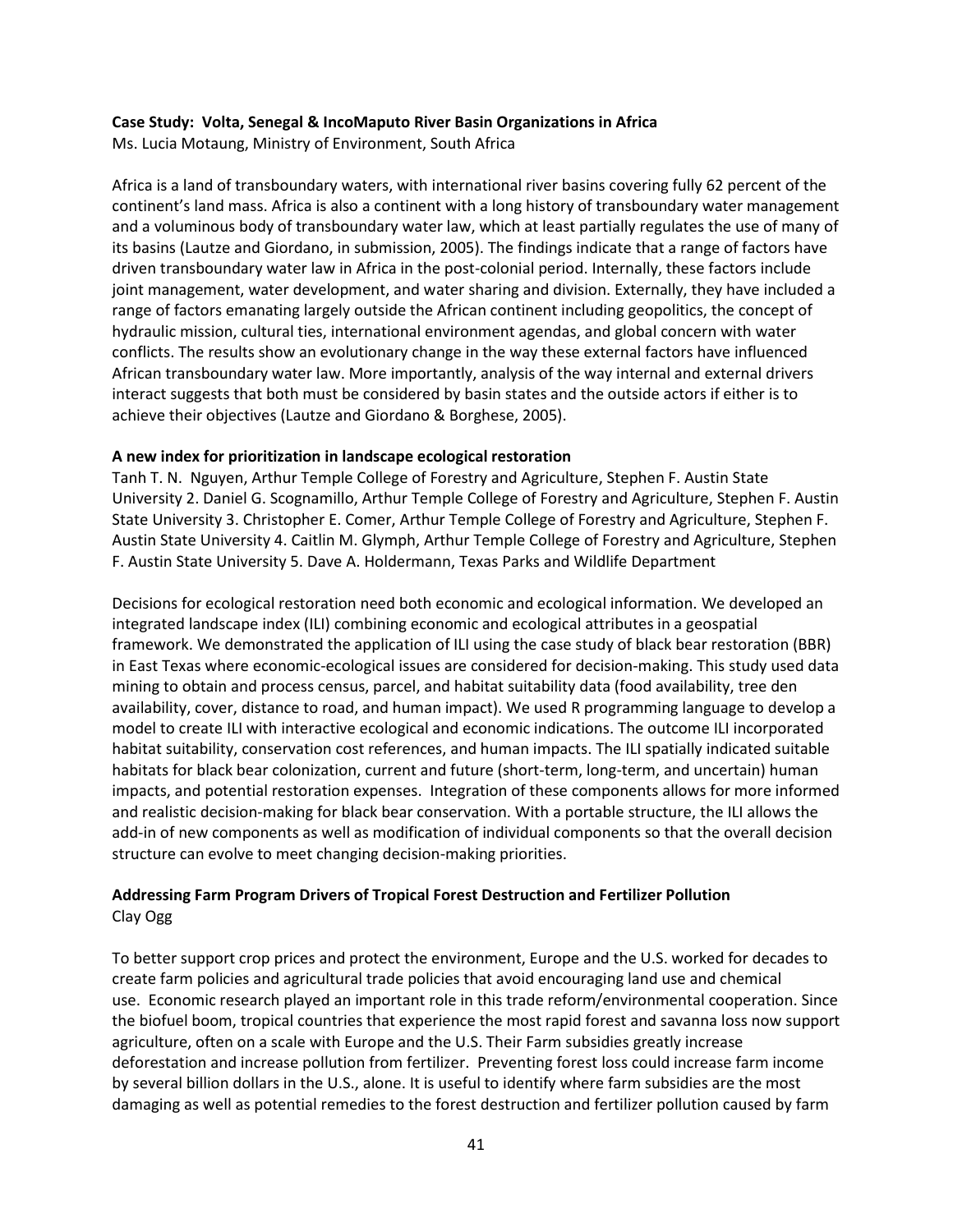**Case Study: Volta, Senegal & IncoMaputo River Basin Organizations in Africa**
Ms. Lucia Motaung, Ministry of Environment, South Africa

Africa is a land of transboundary waters, with international river basins covering fully 62 percent of the continent's land mass. Africa is also a continent with a long history of transboundary water management and a voluminous body of transboundary water law, which at least partially regulates the use of many of its basins (Lautze and Giordano, in submission, 2005). The findings indicate that a range of factors have driven transboundary water law in Africa in the post-colonial period. Internally, these factors include joint management, water development, and water sharing and division. Externally, they have included a range of factors emanating largely outside the African continent including geopolitics, the concept of hydraulic mission, cultural ties, international environment agendas, and global concern with water conflicts. The results show an evolutionary change in the way these external factors have influenced African transboundary water law. More importantly, analysis of the way internal and external drivers interact suggests that both must be considered by basin states and the outside actors if either is to achieve their objectives (Lautze and Giordano & Borghese, 2005).

**A new index for prioritization in landscape ecological restoration**
Tanh T. N. Nguyen, Arthur Temple College of Forestry and Agriculture, Stephen F. Austin State University 2. Daniel G. Scognamillo, Arthur Temple College of Forestry and Agriculture, Stephen F. Austin State University 3. Christopher E. Comer, Arthur Temple College of Forestry and Agriculture, Stephen F. Austin State University 4. Caitlin M. Glymph, Arthur Temple College of Forestry and Agriculture, Stephen F. Austin State University 5. Dave A. Holdermann, Texas Parks and Wildlife Department

Decisions for ecological restoration need both economic and ecological information. We developed an integrated landscape index (ILI) combining economic and ecological attributes in a geospatial framework. We demonstrated the application of ILI using the case study of black bear restoration (BBR) in East Texas where economic-ecological issues are considered for decision-making. This study used data mining to obtain and process census, parcel, and habitat suitability data (food availability, tree den availability, cover, distance to road, and human impact). We used R programming language to develop a model to create ILI with interactive ecological and economic indications. The outcome ILI incorporated habitat suitability, conservation cost references, and human impacts. The ILI spatially indicated suitable habitats for black bear colonization, current and future (short-term, long-term, and uncertain) human impacts, and potential restoration expenses. Integration of these components allows for more informed and realistic decision-making for black bear conservation. With a portable structure, the ILI allows the add-in of new components as well as modification of individual components so that the overall decision structure can evolve to meet changing decision-making priorities.

**Addressing Farm Program Drivers of Tropical Forest Destruction and Fertilizer Pollution**
Clay Ogg

To better support crop prices and protect the environment, Europe and the U.S. worked for decades to create farm policies and agricultural trade policies that avoid encouraging land use and chemical use. Economic research played an important role in this trade reform/environmental cooperation. Since the biofuel boom, tropical countries that experience the most rapid forest and savanna loss now support agriculture, often on a scale with Europe and the U.S. Their Farm subsidies greatly increase deforestation and increase pollution from fertilizer. Preventing forest loss could increase farm income by several billion dollars in the U.S., alone. It is useful to identify where farm subsidies are the most damaging as well as potential remedies to the forest destruction and fertilizer pollution caused by farm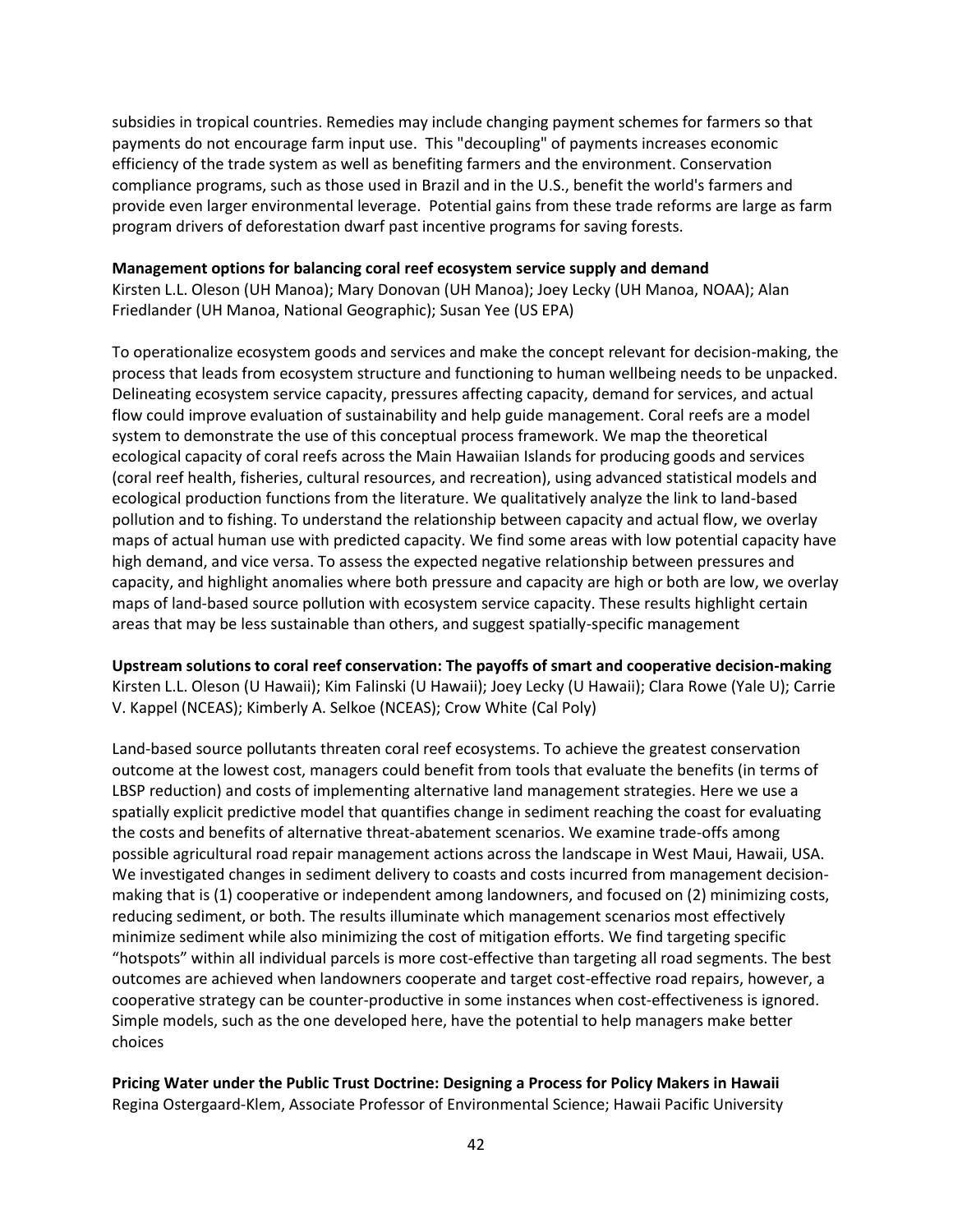subsidies in tropical countries. Remedies may include changing payment schemes for farmers so that payments do not encourage farm input use. This "decoupling" of payments increases economic efficiency of the trade system as well as benefiting farmers and the environment. Conservation compliance programs, such as those used in Brazil and in the U.S., benefit the world's farmers and provide even larger environmental leverage. Potential gains from these trade reforms are large as farm program drivers of deforestation dwarf past incentive programs for saving forests.

**Management options for balancing coral reef ecosystem service supply and demand**
Kirsten L.L. Oleson (UH Manoa); Mary Donovan (UH Manoa); Joey Lecky (UH Manoa, NOAA); Alan Friedlander (UH Manoa, National Geographic); Susan Yee (US EPA)

To operationalize ecosystem goods and services and make the concept relevant for decision-making, the process that leads from ecosystem structure and functioning to human wellbeing needs to be unpacked. Delineating ecosystem service capacity, pressures affecting capacity, demand for services, and actual flow could improve evaluation of sustainability and help guide management. Coral reefs are a model system to demonstrate the use of this conceptual process framework. We map the theoretical ecological capacity of coral reefs across the Main Hawaiian Islands for producing goods and services (coral reef health, fisheries, cultural resources, and recreation), using advanced statistical models and ecological production functions from the literature. We qualitatively analyze the link to land-based pollution and to fishing. To understand the relationship between capacity and actual flow, we overlay maps of actual human use with predicted capacity. We find some areas with low potential capacity have high demand, and vice versa. To assess the expected negative relationship between pressures and capacity, and highlight anomalies where both pressure and capacity are high or both are low, we overlay maps of land-based source pollution with ecosystem service capacity. These results highlight certain areas that may be less sustainable than others, and suggest spatially-specific management

**Upstream solutions to coral reef conservation: The payoffs of smart and cooperative decision-making**
Kirsten L.L. Oleson (U Hawaii); Kim Falinski (U Hawaii); Joey Lecky (U Hawaii); Clara Rowe (Yale U); Carrie V. Kappel (NCEAS); Kimberly A. Selkoe (NCEAS); Crow White (Cal Poly)

Land-based source pollutants threaten coral reef ecosystems. To achieve the greatest conservation outcome at the lowest cost, managers could benefit from tools that evaluate the benefits (in terms of LBSP reduction) and costs of implementing alternative land management strategies. Here we use a spatially explicit predictive model that quantifies change in sediment reaching the coast for evaluating the costs and benefits of alternative threat-abatement scenarios. We examine trade-offs among possible agricultural road repair management actions across the landscape in West Maui, Hawaii, USA. We investigated changes in sediment delivery to coasts and costs incurred from management decision-making that is (1) cooperative or independent among landowners, and focused on (2) minimizing costs, reducing sediment, or both. The results illuminate which management scenarios most effectively minimize sediment while also minimizing the cost of mitigation efforts. We find targeting specific "hotspots" within all individual parcels is more cost-effective than targeting all road segments. The best outcomes are achieved when landowners cooperate and target cost-effective road repairs, however, a cooperative strategy can be counter-productive in some instances when cost-effectiveness is ignored. Simple models, such as the one developed here, have the potential to help managers make better choices

**Pricing Water under the Public Trust Doctrine: Designing a Process for Policy Makers in Hawaii**
Regina Ostergaard-Klem, Associate Professor of Environmental Science; Hawaii Pacific University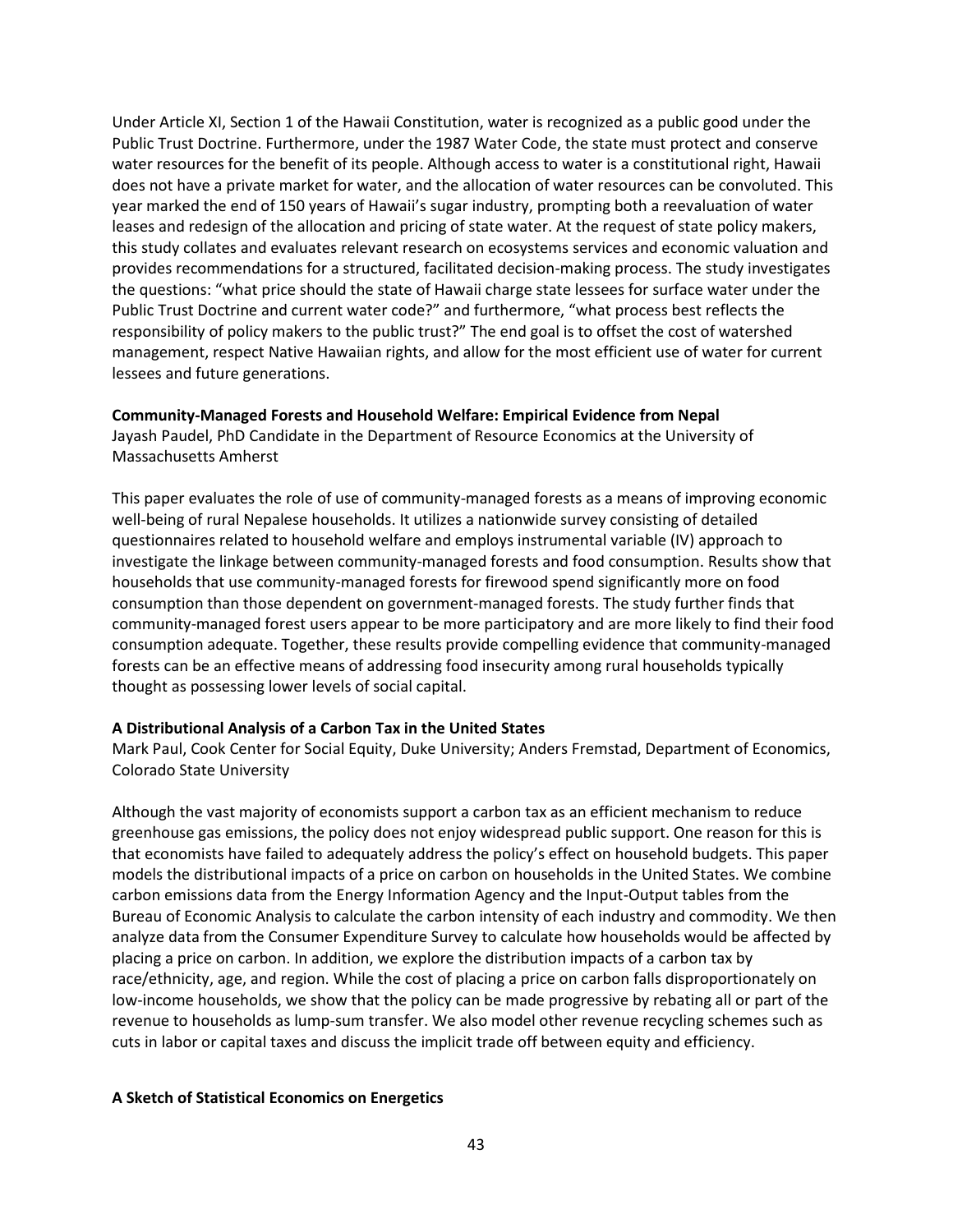Under Article XI, Section 1 of the Hawaii Constitution, water is recognized as a public good under the Public Trust Doctrine. Furthermore, under the 1987 Water Code, the state must protect and conserve water resources for the benefit of its people. Although access to water is a constitutional right, Hawaii does not have a private market for water, and the allocation of water resources can be convoluted. This year marked the end of 150 years of Hawaii's sugar industry, prompting both a reevaluation of water leases and redesign of the allocation and pricing of state water. At the request of state policy makers, this study collates and evaluates relevant research on ecosystems services and economic valuation and provides recommendations for a structured, facilitated decision-making process. The study investigates the questions: "what price should the state of Hawaii charge state lessees for surface water under the Public Trust Doctrine and current water code?" and furthermore, "what process best reflects the responsibility of policy makers to the public trust?" The end goal is to offset the cost of watershed management, respect Native Hawaiian rights, and allow for the most efficient use of water for current lessees and future generations.

**Community-Managed Forests and Household Welfare: Empirical Evidence from Nepal**
Jayash Paudel, PhD Candidate in the Department of Resource Economics at the University of Massachusetts Amherst

This paper evaluates the role of use of community-managed forests as a means of improving economic well-being of rural Nepalese households. It utilizes a nationwide survey consisting of detailed questionnaires related to household welfare and employs instrumental variable (IV) approach to investigate the linkage between community-managed forests and food consumption. Results show that households that use community-managed forests for firewood spend significantly more on food consumption than those dependent on government-managed forests. The study further finds that community-managed forest users appear to be more participatory and are more likely to find their food consumption adequate. Together, these results provide compelling evidence that community-managed forests can be an effective means of addressing food insecurity among rural households typically thought as possessing lower levels of social capital.

**A Distributional Analysis of a Carbon Tax in the United States**
Mark Paul, Cook Center for Social Equity, Duke University; Anders Fremstad, Department of Economics, Colorado State University

Although the vast majority of economists support a carbon tax as an efficient mechanism to reduce greenhouse gas emissions, the policy does not enjoy widespread public support. One reason for this is that economists have failed to adequately address the policy's effect on household budgets. This paper models the distributional impacts of a price on carbon on households in the United States. We combine carbon emissions data from the Energy Information Agency and the Input-Output tables from the Bureau of Economic Analysis to calculate the carbon intensity of each industry and commodity. We then analyze data from the Consumer Expenditure Survey to calculate how households would be affected by placing a price on carbon. In addition, we explore the distribution impacts of a carbon tax by race/ethnicity, age, and region. While the cost of placing a price on carbon falls disproportionately on low-income households, we show that the policy can be made progressive by rebating all or part of the revenue to households as lump-sum transfer. We also model other revenue recycling schemes such as cuts in labor or capital taxes and discuss the implicit trade off between equity and efficiency.

**A Sketch of Statistical Economics on Energetics**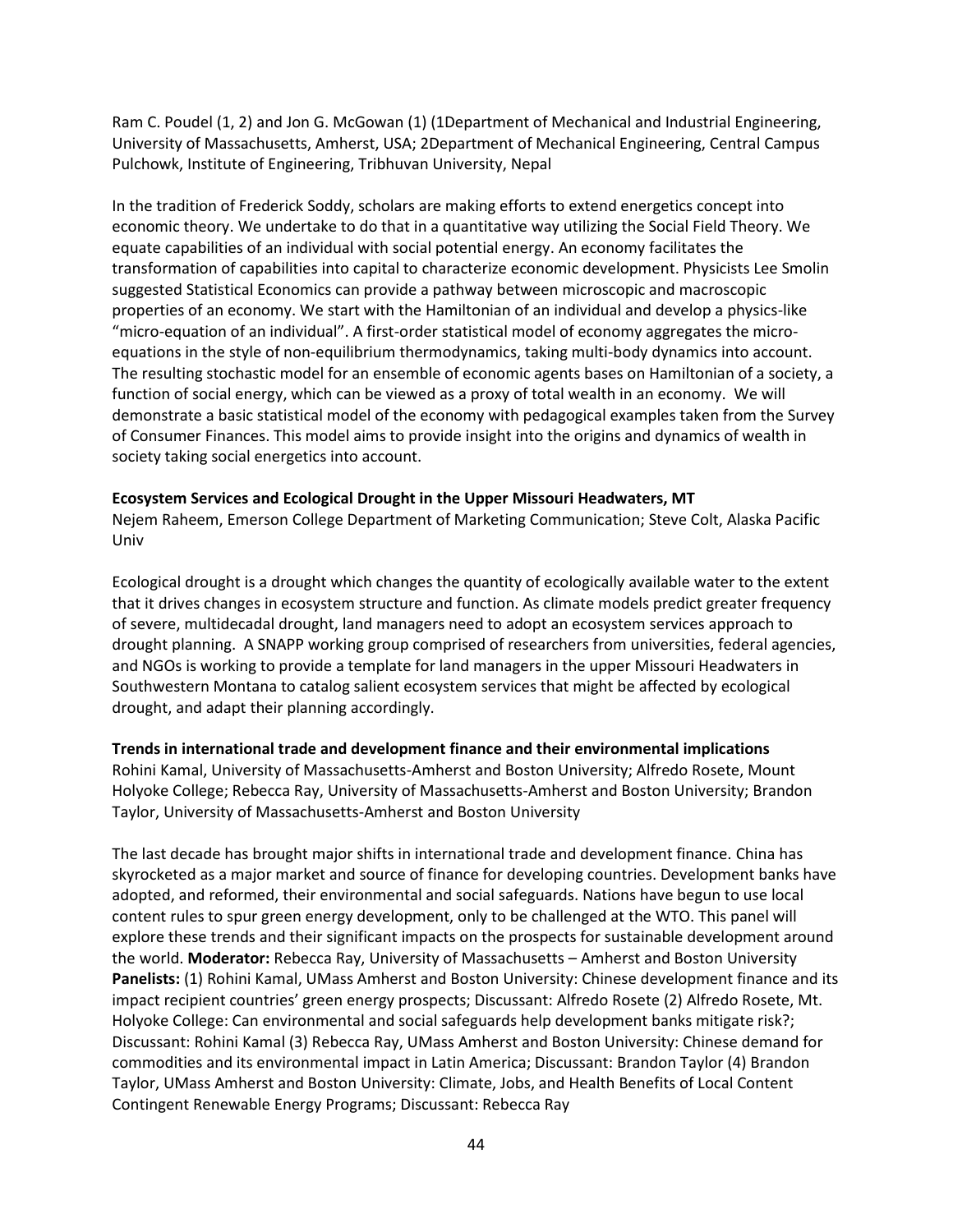Ram C. Poudel (1, 2) and Jon G. McGowan (1) (1Department of Mechanical and Industrial Engineering, University of Massachusetts, Amherst, USA; 2Department of Mechanical Engineering, Central Campus Pulchowk, Institute of Engineering, Tribhuvan University, Nepal

In the tradition of Frederick Soddy, scholars are making efforts to extend energetics concept into economic theory. We undertake to do that in a quantitative way utilizing the Social Field Theory. We equate capabilities of an individual with social potential energy. An economy facilitates the transformation of capabilities into capital to characterize economic development. Physicists Lee Smolin suggested Statistical Economics can provide a pathway between microscopic and macroscopic properties of an economy. We start with the Hamiltonian of an individual and develop a physics-like "micro-equation of an individual". A first-order statistical model of economy aggregates the micro-equations in the style of non-equilibrium thermodynamics, taking multi-body dynamics into account. The resulting stochastic model for an ensemble of economic agents bases on Hamiltonian of a society, a function of social energy, which can be viewed as a proxy of total wealth in an economy. We will demonstrate a basic statistical model of the economy with pedagogical examples taken from the Survey of Consumer Finances. This model aims to provide insight into the origins and dynamics of wealth in society taking social energetics into account.

**Ecosystem Services and Ecological Drought in the Upper Missouri Headwaters, MT**
Nejem Raheem, Emerson College Department of Marketing Communication; Steve Colt, Alaska Pacific Univ

Ecological drought is a drought which changes the quantity of ecologically available water to the extent that it drives changes in ecosystem structure and function. As climate models predict greater frequency of severe, multidecadal drought, land managers need to adopt an ecosystem services approach to drought planning. A SNAPP working group comprised of researchers from universities, federal agencies, and NGOs is working to provide a template for land managers in the upper Missouri Headwaters in Southwestern Montana to catalog salient ecosystem services that might be affected by ecological drought, and adapt their planning accordingly.

**Trends in international trade and development finance and their environmental implications**
Rohini Kamal, University of Massachusetts-Amherst and Boston University; Alfredo Rosete, Mount Holyoke College; Rebecca Ray, University of Massachusetts-Amherst and Boston University; Brandon Taylor, University of Massachusetts-Amherst and Boston University

The last decade has brought major shifts in international trade and development finance. China has skyrocketed as a major market and source of finance for developing countries. Development banks have adopted, and reformed, their environmental and social safeguards. Nations have begun to use local content rules to spur green energy development, only to be challenged at the WTO. This panel will explore these trends and their significant impacts on the prospects for sustainable development around the world. **Moderator:** Rebecca Ray, University of Massachusetts – Amherst and Boston University **Panelists:** (1) Rohini Kamal, UMass Amherst and Boston University: Chinese development finance and its impact recipient countries' green energy prospects; Discussant: Alfredo Rosete (2) Alfredo Rosete, Mt. Holyoke College: Can environmental and social safeguards help development banks mitigate risk?; Discussant: Rohini Kamal (3) Rebecca Ray, UMass Amherst and Boston University: Chinese demand for commodities and its environmental impact in Latin America; Discussant: Brandon Taylor (4) Brandon Taylor, UMass Amherst and Boston University: Climate, Jobs, and Health Benefits of Local Content Contingent Renewable Energy Programs; Discussant: Rebecca Ray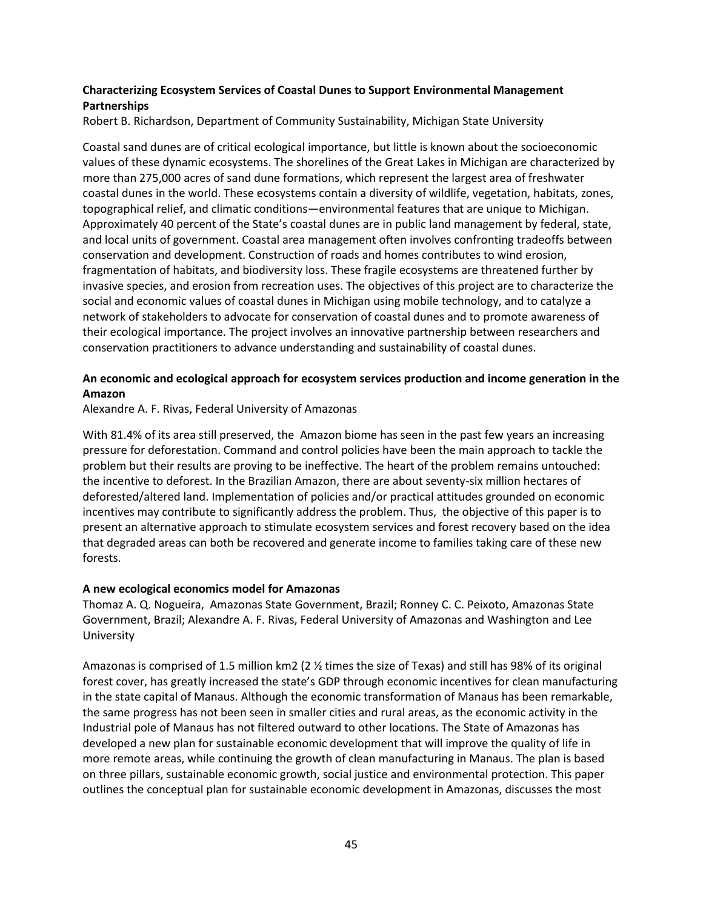**Characterizing Ecosystem Services of Coastal Dunes to Support Environmental Management Partnerships**

Robert B. Richardson, Department of Community Sustainability, Michigan State University

Coastal sand dunes are of critical ecological importance, but little is known about the socioeconomic values of these dynamic ecosystems. The shorelines of the Great Lakes in Michigan are characterized by more than 275,000 acres of sand dune formations, which represent the largest area of freshwater coastal dunes in the world. These ecosystems contain a diversity of wildlife, vegetation, habitats, zones, topographical relief, and climatic conditions—environmental features that are unique to Michigan. Approximately 40 percent of the State's coastal dunes are in public land management by federal, state, and local units of government. Coastal area management often involves confronting tradeoffs between conservation and development. Construction of roads and homes contributes to wind erosion, fragmentation of habitats, and biodiversity loss. These fragile ecosystems are threatened further by invasive species, and erosion from recreation uses. The objectives of this project are to characterize the social and economic values of coastal dunes in Michigan using mobile technology, and to catalyze a network of stakeholders to advocate for conservation of coastal dunes and to promote awareness of their ecological importance. The project involves an innovative partnership between researchers and conservation practitioners to advance understanding and sustainability of coastal dunes.

**An economic and ecological approach for ecosystem services production and income generation in the Amazon**

Alexandre A. F. Rivas, Federal University of Amazonas

With 81.4% of its area still preserved, the Amazon biome has seen in the past few years an increasing pressure for deforestation. Command and control policies have been the main approach to tackle the problem but their results are proving to be ineffective. The heart of the problem remains untouched: the incentive to deforest. In the Brazilian Amazon, there are about seventy-six million hectares of deforested/altered land. Implementation of policies and/or practical attitudes grounded on economic incentives may contribute to significantly address the problem. Thus, the objective of this paper is to present an alternative approach to stimulate ecosystem services and forest recovery based on the idea that degraded areas can both be recovered and generate income to families taking care of these new forests.

**A new ecological economics model for Amazonas**

Thomaz A. Q. Nogueira, Amazonas State Government, Brazil; Ronney C. C. Peixoto, Amazonas State Government, Brazil; Alexandre A. F. Rivas, Federal University of Amazonas and Washington and Lee University

Amazonas is comprised of 1.5 million km2 (2 ½ times the size of Texas) and still has 98% of its original forest cover, has greatly increased the state's GDP through economic incentives for clean manufacturing in the state capital of Manaus. Although the economic transformation of Manaus has been remarkable, the same progress has not been seen in smaller cities and rural areas, as the economic activity in the Industrial pole of Manaus has not filtered outward to other locations. The State of Amazonas has developed a new plan for sustainable economic development that will improve the quality of life in more remote areas, while continuing the growth of clean manufacturing in Manaus. The plan is based on three pillars, sustainable economic growth, social justice and environmental protection. This paper outlines the conceptual plan for sustainable economic development in Amazonas, discusses the most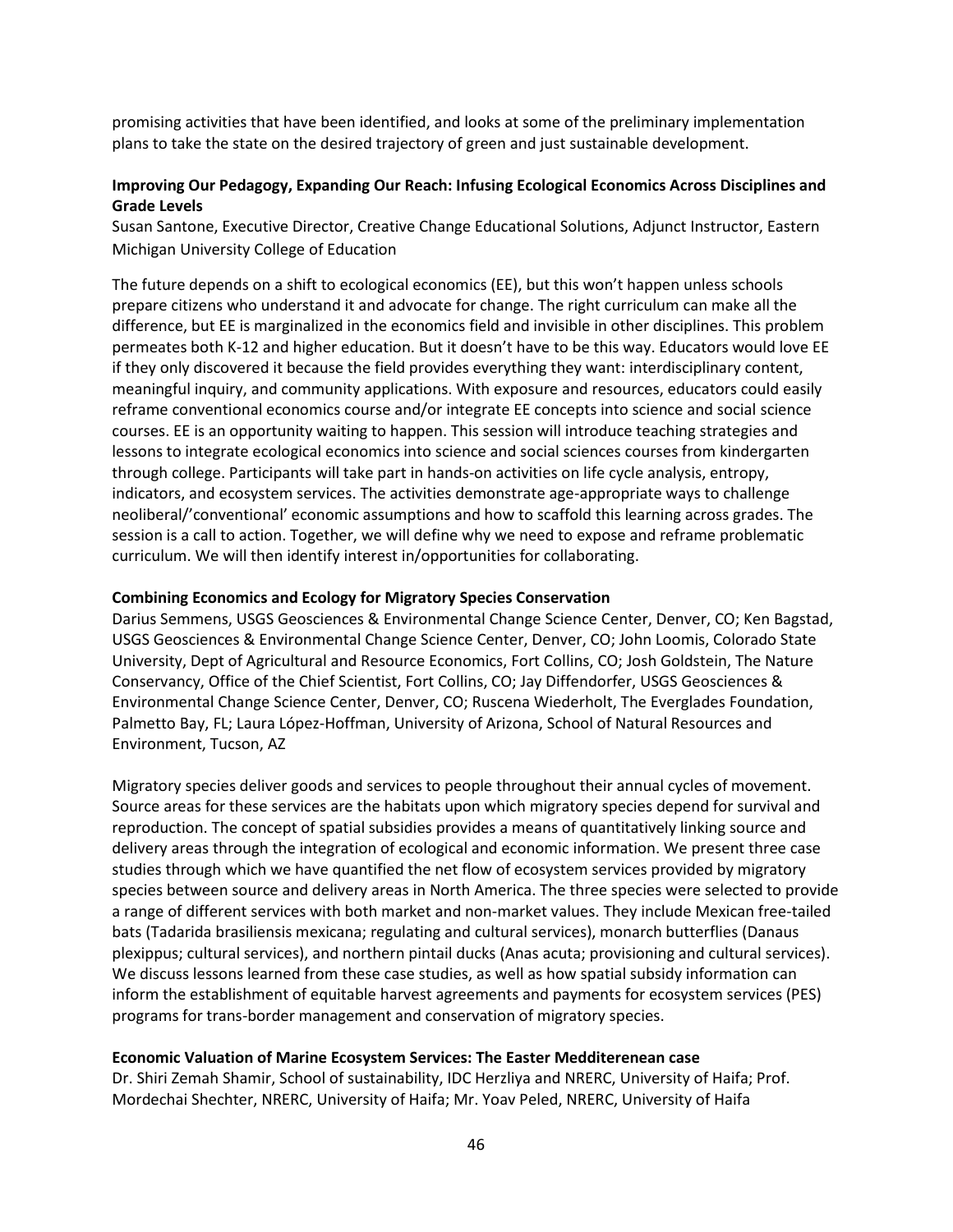promising activities that have been identified, and looks at some of the preliminary implementation plans to take the state on the desired trajectory of green and just sustainable development.

**Improving Our Pedagogy, Expanding Our Reach: Infusing Ecological Economics Across Disciplines and Grade Levels**

Susan Santone, Executive Director, Creative Change Educational Solutions, Adjunct Instructor, Eastern Michigan University College of Education

The future depends on a shift to ecological economics (EE), but this won't happen unless schools prepare citizens who understand it and advocate for change. The right curriculum can make all the difference, but EE is marginalized in the economics field and invisible in other disciplines. This problem permeates both K-12 and higher education. But it doesn't have to be this way. Educators would love EE if they only discovered it because the field provides everything they want: interdisciplinary content, meaningful inquiry, and community applications. With exposure and resources, educators could easily reframe conventional economics course and/or integrate EE concepts into science and social science courses. EE is an opportunity waiting to happen. This session will introduce teaching strategies and lessons to integrate ecological economics into science and social sciences courses from kindergarten through college. Participants will take part in hands-on activities on life cycle analysis, entropy, indicators, and ecosystem services. The activities demonstrate age-appropriate ways to challenge neoliberal/'conventional' economic assumptions and how to scaffold this learning across grades. The session is a call to action. Together, we will define why we need to expose and reframe problematic curriculum. We will then identify interest in/opportunities for collaborating.

**Combining Economics and Ecology for Migratory Species Conservation**

Darius Semmens, USGS Geosciences & Environmental Change Science Center, Denver, CO; Ken Bagstad, USGS Geosciences & Environmental Change Science Center, Denver, CO; John Loomis, Colorado State University, Dept of Agricultural and Resource Economics, Fort Collins, CO; Josh Goldstein, The Nature Conservancy, Office of the Chief Scientist, Fort Collins, CO; Jay Diffendorfer, USGS Geosciences & Environmental Change Science Center, Denver, CO; Ruscena Wiederholt, The Everglades Foundation, Palmetto Bay, FL; Laura López-Hoffman, University of Arizona, School of Natural Resources and Environment, Tucson, AZ

Migratory species deliver goods and services to people throughout their annual cycles of movement. Source areas for these services are the habitats upon which migratory species depend for survival and reproduction. The concept of spatial subsidies provides a means of quantitatively linking source and delivery areas through the integration of ecological and economic information. We present three case studies through which we have quantified the net flow of ecosystem services provided by migratory species between source and delivery areas in North America. The three species were selected to provide a range of different services with both market and non-market values. They include Mexican free-tailed bats (Tadarida brasiliensis mexicana; regulating and cultural services), monarch butterflies (Danaus plexippus; cultural services), and northern pintail ducks (Anas acuta; provisioning and cultural services). We discuss lessons learned from these case studies, as well as how spatial subsidy information can inform the establishment of equitable harvest agreements and payments for ecosystem services (PES) programs for trans-border management and conservation of migratory species.

**Economic Valuation of Marine Ecosystem Services: The Easter Medditerenean case**

Dr. Shiri Zemah Shamir, School of sustainability, IDC Herzliya and NRERC, University of Haifa; Prof. Mordechai Shechter, NRERC, University of Haifa; Mr. Yoav Peled, NRERC, University of Haifa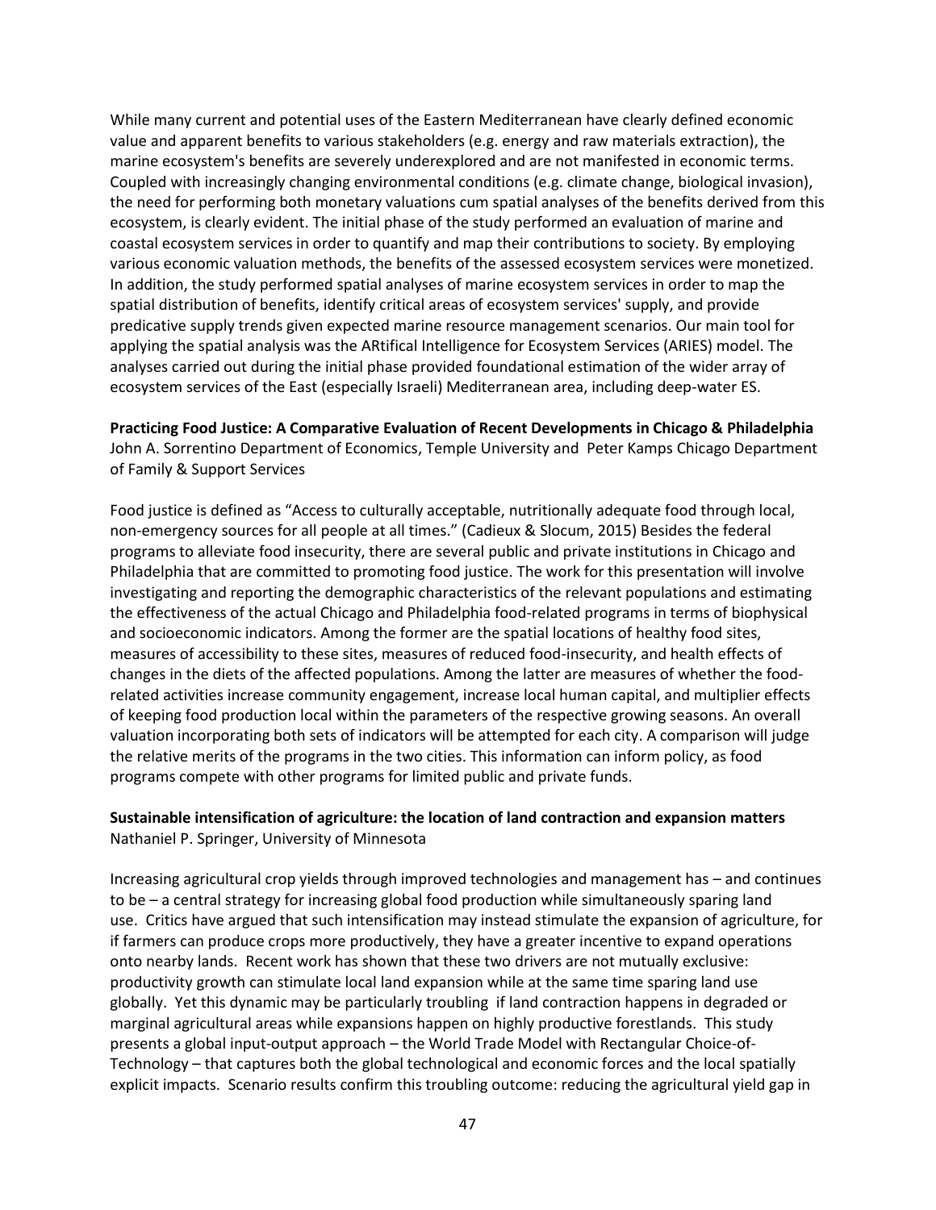While many current and potential uses of the Eastern Mediterranean have clearly defined economic value and apparent benefits to various stakeholders (e.g. energy and raw materials extraction), the marine ecosystem's benefits are severely underexplored and are not manifested in economic terms. Coupled with increasingly changing environmental conditions (e.g. climate change, biological invasion), the need for performing both monetary valuations cum spatial analyses of the benefits derived from this ecosystem, is clearly evident. The initial phase of the study performed an evaluation of marine and coastal ecosystem services in order to quantify and map their contributions to society. By employing various economic valuation methods, the benefits of the assessed ecosystem services were monetized. In addition, the study performed spatial analyses of marine ecosystem services in order to map the spatial distribution of benefits, identify critical areas of ecosystem services' supply, and provide predicative supply trends given expected marine resource management scenarios. Our main tool for applying the spatial analysis was the ARtifical Intelligence for Ecosystem Services (ARIES) model. The analyses carried out during the initial phase provided foundational estimation of the wider array of ecosystem services of the East (especially Israeli) Mediterranean area, including deep-water ES.

**Practicing Food Justice: A Comparative Evaluation of Recent Developments in Chicago & Philadelphia**
John A. Sorrentino Department of Economics, Temple University and Peter Kamps Chicago Department of Family & Support Services

Food justice is defined as "Access to culturally acceptable, nutritionally adequate food through local, non-emergency sources for all people at all times." (Cadieux & Slocum, 2015) Besides the federal programs to alleviate food insecurity, there are several public and private institutions in Chicago and Philadelphia that are committed to promoting food justice. The work for this presentation will involve investigating and reporting the demographic characteristics of the relevant populations and estimating the effectiveness of the actual Chicago and Philadelphia food-related programs in terms of biophysical and socioeconomic indicators. Among the former are the spatial locations of healthy food sites, measures of accessibility to these sites, measures of reduced food-insecurity, and health effects of changes in the diets of the affected populations. Among the latter are measures of whether the food-related activities increase community engagement, increase local human capital, and multiplier effects of keeping food production local within the parameters of the respective growing seasons. An overall valuation incorporating both sets of indicators will be attempted for each city. A comparison will judge the relative merits of the programs in the two cities. This information can inform policy, as food programs compete with other programs for limited public and private funds.

**Sustainable intensification of agriculture: the location of land contraction and expansion matters**
Nathaniel P. Springer, University of Minnesota

Increasing agricultural crop yields through improved technologies and management has – and continues to be – a central strategy for increasing global food production while simultaneously sparing land use. Critics have argued that such intensification may instead stimulate the expansion of agriculture, for if farmers can produce crops more productively, they have a greater incentive to expand operations onto nearby lands. Recent work has shown that these two drivers are not mutually exclusive: productivity growth can stimulate local land expansion while at the same time sparing land use globally. Yet this dynamic may be particularly troubling if land contraction happens in degraded or marginal agricultural areas while expansions happen on highly productive forestlands. This study presents a global input-output approach – the World Trade Model with Rectangular Choice-of-Technology – that captures both the global technological and economic forces and the local spatially explicit impacts. Scenario results confirm this troubling outcome: reducing the agricultural yield gap in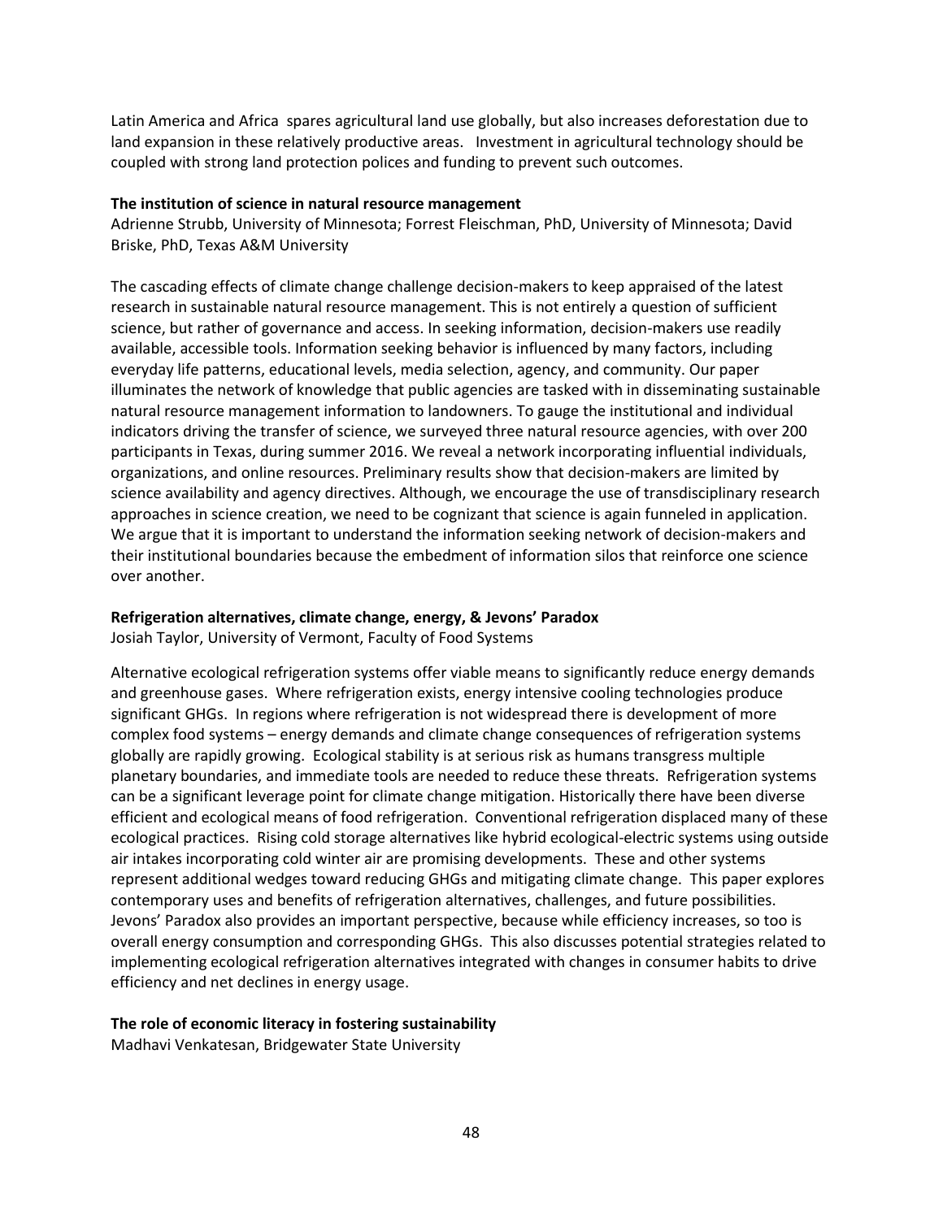Latin America and Africa spares agricultural land use globally, but also increases deforestation due to land expansion in these relatively productive areas. Investment in agricultural technology should be coupled with strong land protection polices and funding to prevent such outcomes.

**The institution of science in natural resource management**

Adrienne Strubb, University of Minnesota; Forrest Fleischman, PhD, University of Minnesota; David Briske, PhD, Texas A&M University

The cascading effects of climate change challenge decision-makers to keep appraised of the latest research in sustainable natural resource management. This is not entirely a question of sufficient science, but rather of governance and access. In seeking information, decision-makers use readily available, accessible tools. Information seeking behavior is influenced by many factors, including everyday life patterns, educational levels, media selection, agency, and community. Our paper illuminates the network of knowledge that public agencies are tasked with in disseminating sustainable natural resource management information to landowners. To gauge the institutional and individual indicators driving the transfer of science, we surveyed three natural resource agencies, with over 200 participants in Texas, during summer 2016. We reveal a network incorporating influential individuals, organizations, and online resources. Preliminary results show that decision-makers are limited by science availability and agency directives. Although, we encourage the use of transdisciplinary research approaches in science creation, we need to be cognizant that science is again funneled in application. We argue that it is important to understand the information seeking network of decision-makers and their institutional boundaries because the embedment of information silos that reinforce one science over another.

**Refrigeration alternatives, climate change, energy, & Jevons' Paradox**

Josiah Taylor, University of Vermont, Faculty of Food Systems

Alternative ecological refrigeration systems offer viable means to significantly reduce energy demands and greenhouse gases. Where refrigeration exists, energy intensive cooling technologies produce significant GHGs. In regions where refrigeration is not widespread there is development of more complex food systems – energy demands and climate change consequences of refrigeration systems globally are rapidly growing. Ecological stability is at serious risk as humans transgress multiple planetary boundaries, and immediate tools are needed to reduce these threats. Refrigeration systems can be a significant leverage point for climate change mitigation. Historically there have been diverse efficient and ecological means of food refrigeration. Conventional refrigeration displaced many of these ecological practices. Rising cold storage alternatives like hybrid ecological-electric systems using outside air intakes incorporating cold winter air are promising developments. These and other systems represent additional wedges toward reducing GHGs and mitigating climate change. This paper explores contemporary uses and benefits of refrigeration alternatives, challenges, and future possibilities. Jevons' Paradox also provides an important perspective, because while efficiency increases, so too is overall energy consumption and corresponding GHGs. This also discusses potential strategies related to implementing ecological refrigeration alternatives integrated with changes in consumer habits to drive efficiency and net declines in energy usage.

**The role of economic literacy in fostering sustainability**

Madhavi Venkatesan, Bridgewater State University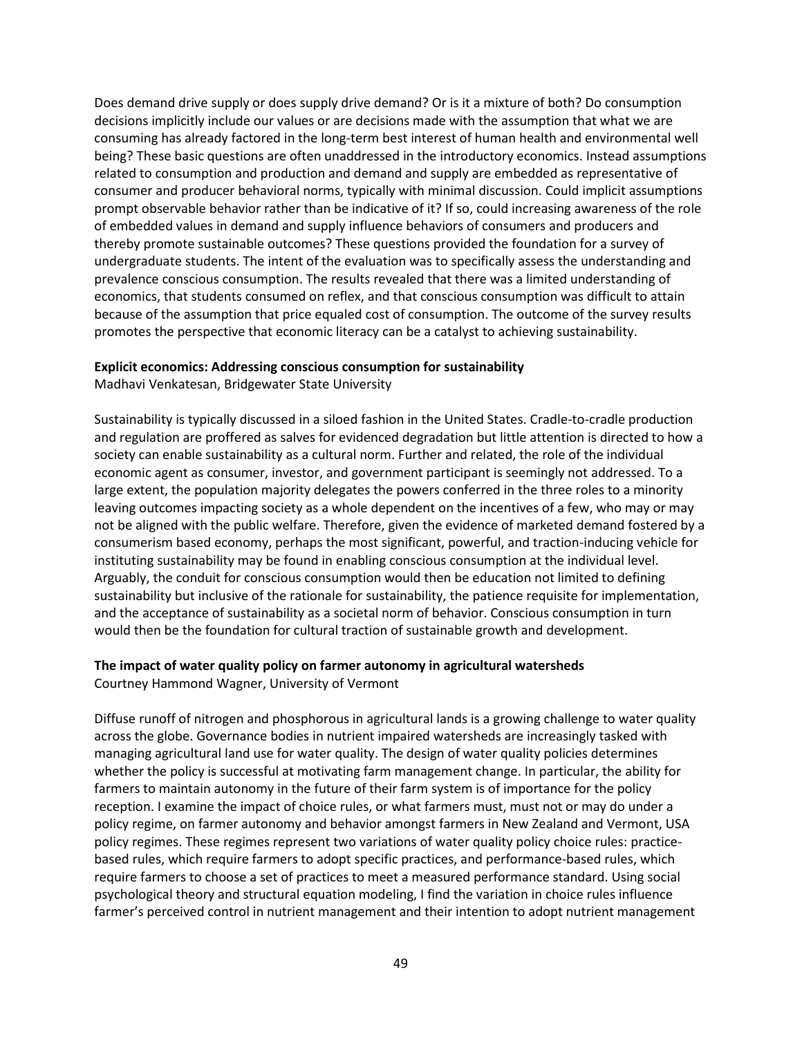Does demand drive supply or does supply drive demand? Or is it a mixture of both? Do consumption decisions implicitly include our values or are decisions made with the assumption that what we are consuming has already factored in the long-term best interest of human health and environmental well being? These basic questions are often unaddressed in the introductory economics. Instead assumptions related to consumption and production and demand and supply are embedded as representative of consumer and producer behavioral norms, typically with minimal discussion. Could implicit assumptions prompt observable behavior rather than be indicative of it? If so, could increasing awareness of the role of embedded values in demand and supply influence behaviors of consumers and producers and thereby promote sustainable outcomes? These questions provided the foundation for a survey of undergraduate students. The intent of the evaluation was to specifically assess the understanding and prevalence conscious consumption. The results revealed that there was a limited understanding of economics, that students consumed on reflex, and that conscious consumption was difficult to attain because of the assumption that price equaled cost of consumption. The outcome of the survey results promotes the perspective that economic literacy can be a catalyst to achieving sustainability.

**Explicit economics: Addressing conscious consumption for sustainability**
Madhavi Venkatesan, Bridgewater State University

Sustainability is typically discussed in a siloed fashion in the United States. Cradle-to-cradle production and regulation are proffered as salves for evidenced degradation but little attention is directed to how a society can enable sustainability as a cultural norm. Further and related, the role of the individual economic agent as consumer, investor, and government participant is seemingly not addressed. To a large extent, the population majority delegates the powers conferred in the three roles to a minority leaving outcomes impacting society as a whole dependent on the incentives of a few, who may or may not be aligned with the public welfare. Therefore, given the evidence of marketed demand fostered by a consumerism based economy, perhaps the most significant, powerful, and traction-inducing vehicle for instituting sustainability may be found in enabling conscious consumption at the individual level. Arguably, the conduit for conscious consumption would then be education not limited to defining sustainability but inclusive of the rationale for sustainability, the patience requisite for implementation, and the acceptance of sustainability as a societal norm of behavior. Conscious consumption in turn would then be the foundation for cultural traction of sustainable growth and development.

**The impact of water quality policy on farmer autonomy in agricultural watersheds**
Courtney Hammond Wagner, University of Vermont

Diffuse runoff of nitrogen and phosphorous in agricultural lands is a growing challenge to water quality across the globe. Governance bodies in nutrient impaired watersheds are increasingly tasked with managing agricultural land use for water quality. The design of water quality policies determines whether the policy is successful at motivating farm management change. In particular, the ability for farmers to maintain autonomy in the future of their farm system is of importance for the policy reception. I examine the impact of choice rules, or what farmers must, must not or may do under a policy regime, on farmer autonomy and behavior amongst farmers in New Zealand and Vermont, USA policy regimes. These regimes represent two variations of water quality policy choice rules: practice-based rules, which require farmers to adopt specific practices, and performance-based rules, which require farmers to choose a set of practices to meet a measured performance standard. Using social psychological theory and structural equation modeling, I find the variation in choice rules influence farmer's perceived control in nutrient management and their intention to adopt nutrient management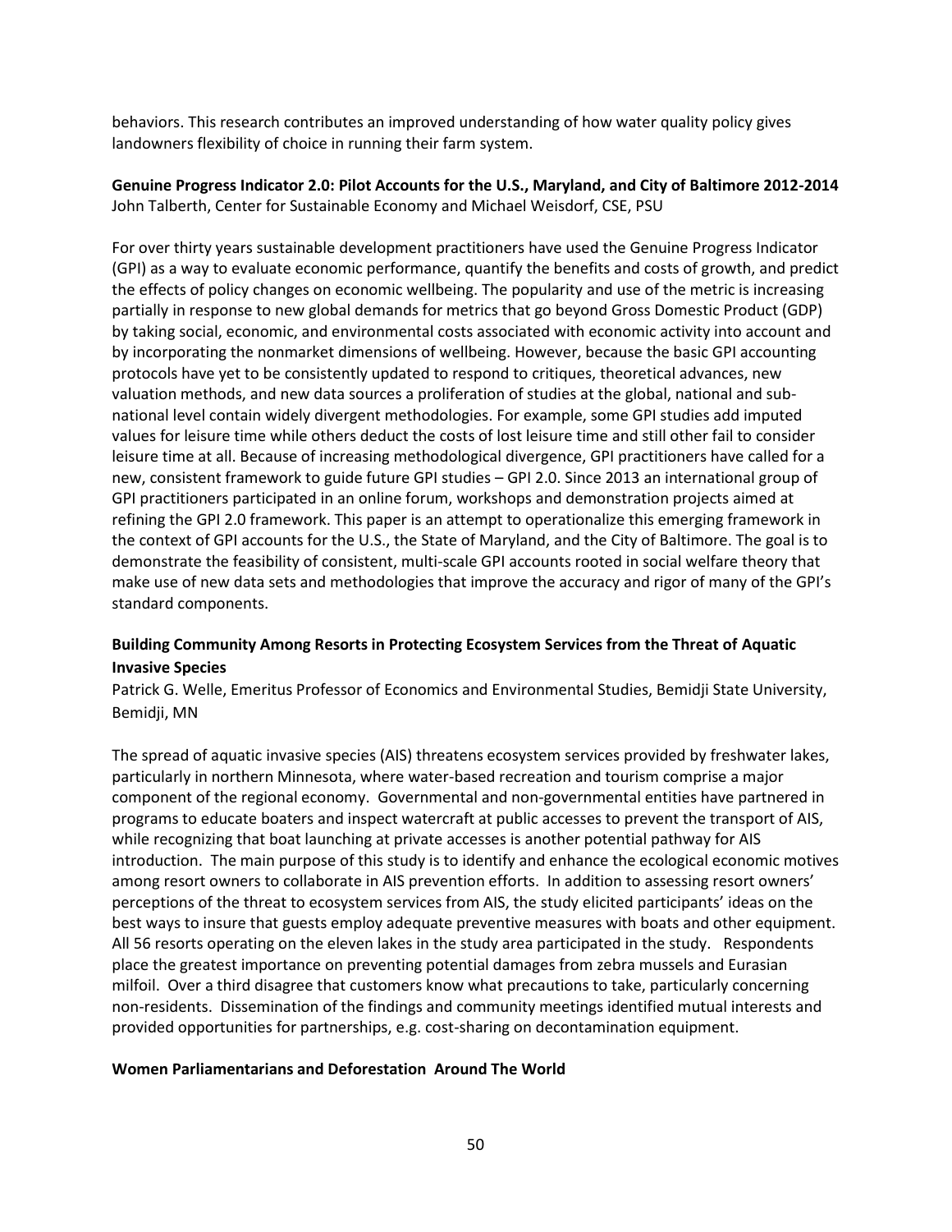behaviors. This research contributes an improved understanding of how water quality policy gives landowners flexibility of choice in running their farm system.

**Genuine Progress Indicator 2.0: Pilot Accounts for the U.S., Maryland, and City of Baltimore 2012-2014**
John Talberth, Center for Sustainable Economy and Michael Weisdorf, CSE, PSU

For over thirty years sustainable development practitioners have used the Genuine Progress Indicator (GPI) as a way to evaluate economic performance, quantify the benefits and costs of growth, and predict the effects of policy changes on economic wellbeing. The popularity and use of the metric is increasing partially in response to new global demands for metrics that go beyond Gross Domestic Product (GDP) by taking social, economic, and environmental costs associated with economic activity into account and by incorporating the nonmarket dimensions of wellbeing. However, because the basic GPI accounting protocols have yet to be consistently updated to respond to critiques, theoretical advances, new valuation methods, and new data sources a proliferation of studies at the global, national and sub-national level contain widely divergent methodologies. For example, some GPI studies add imputed values for leisure time while others deduct the costs of lost leisure time and still other fail to consider leisure time at all. Because of increasing methodological divergence, GPI practitioners have called for a new, consistent framework to guide future GPI studies – GPI 2.0. Since 2013 an international group of GPI practitioners participated in an online forum, workshops and demonstration projects aimed at refining the GPI 2.0 framework. This paper is an attempt to operationalize this emerging framework in the context of GPI accounts for the U.S., the State of Maryland, and the City of Baltimore. The goal is to demonstrate the feasibility of consistent, multi-scale GPI accounts rooted in social welfare theory that make use of new data sets and methodologies that improve the accuracy and rigor of many of the GPI's standard components.

**Building Community Among Resorts in Protecting Ecosystem Services from the Threat of Aquatic Invasive Species**
Patrick G. Welle, Emeritus Professor of Economics and Environmental Studies, Bemidji State University, Bemidji, MN

The spread of aquatic invasive species (AIS) threatens ecosystem services provided by freshwater lakes, particularly in northern Minnesota, where water-based recreation and tourism comprise a major component of the regional economy. Governmental and non-governmental entities have partnered in programs to educate boaters and inspect watercraft at public accesses to prevent the transport of AIS, while recognizing that boat launching at private accesses is another potential pathway for AIS introduction. The main purpose of this study is to identify and enhance the ecological economic motives among resort owners to collaborate in AIS prevention efforts. In addition to assessing resort owners' perceptions of the threat to ecosystem services from AIS, the study elicited participants' ideas on the best ways to insure that guests employ adequate preventive measures with boats and other equipment. All 56 resorts operating on the eleven lakes in the study area participated in the study. Respondents place the greatest importance on preventing potential damages from zebra mussels and Eurasian milfoil. Over a third disagree that customers know what precautions to take, particularly concerning non-residents. Dissemination of the findings and community meetings identified mutual interests and provided opportunities for partnerships, e.g. cost-sharing on decontamination equipment.

**Women Parliamentarians and Deforestation Around The World**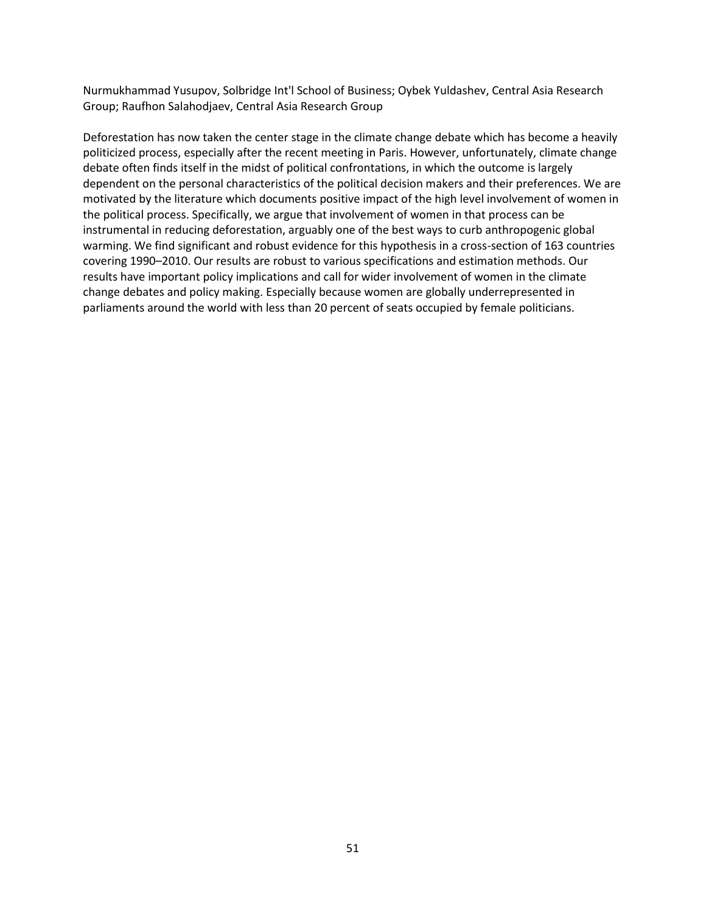Nurmukhammad Yusupov, Solbridge Int'l School of Business; Oybek Yuldashev, Central Asia Research Group; Raufhon Salahodjaev, Central Asia Research Group

Deforestation has now taken the center stage in the climate change debate which has become a heavily politicized process, especially after the recent meeting in Paris. However, unfortunately, climate change debate often finds itself in the midst of political confrontations, in which the outcome is largely dependent on the personal characteristics of the political decision makers and their preferences. We are motivated by the literature which documents positive impact of the high level involvement of women in the political process. Specifically, we argue that involvement of women in that process can be instrumental in reducing deforestation, arguably one of the best ways to curb anthropogenic global warming. We find significant and robust evidence for this hypothesis in a cross-section of 163 countries covering 1990–2010. Our results are robust to various specifications and estimation methods. Our results have important policy implications and call for wider involvement of women in the climate change debates and policy making. Especially because women are globally underrepresented in parliaments around the world with less than 20 percent of seats occupied by female politicians.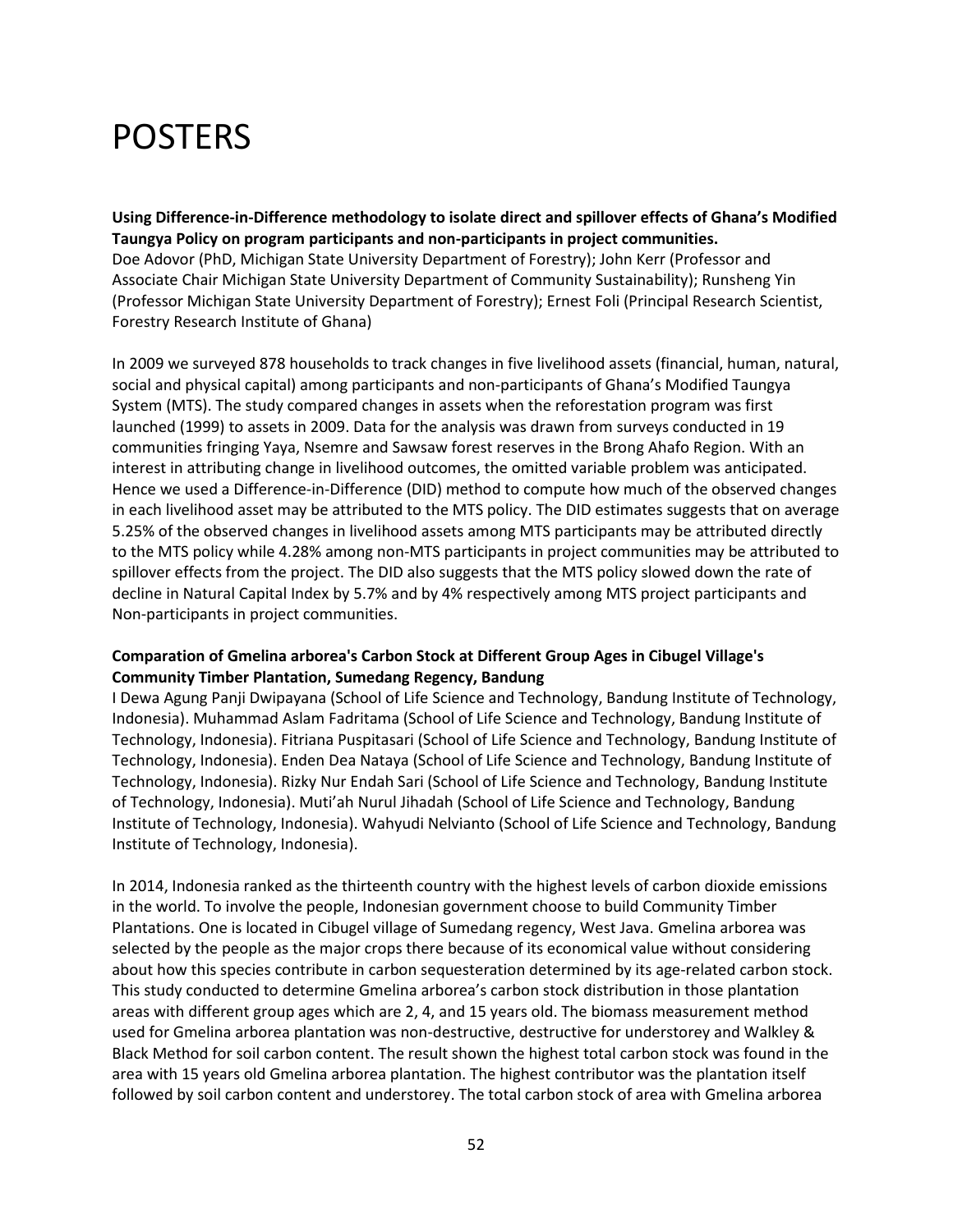# POSTERS

**Using Difference-in-Difference methodology to isolate direct and spillover effects of Ghana's Modified Taungya Policy on program participants and non-participants in project communities.**
Doe Adovor (PhD, Michigan State University Department of Forestry); John Kerr (Professor and Associate Chair Michigan State University Department of Community Sustainability); Runsheng Yin (Professor Michigan State University Department of Forestry); Ernest Foli (Principal Research Scientist, Forestry Research Institute of Ghana)

In 2009 we surveyed 878 households to track changes in five livelihood assets (financial, human, natural, social and physical capital) among participants and non-participants of Ghana's Modified Taungya System (MTS). The study compared changes in assets when the reforestation program was first launched (1999) to assets in 2009. Data for the analysis was drawn from surveys conducted in 19 communities fringing Yaya, Nsemre and Sawsaw forest reserves in the Brong Ahafo Region. With an interest in attributing change in livelihood outcomes, the omitted variable problem was anticipated. Hence we used a Difference-in-Difference (DID) method to compute how much of the observed changes in each livelihood asset may be attributed to the MTS policy. The DID estimates suggests that on average 5.25% of the observed changes in livelihood assets among MTS participants may be attributed directly to the MTS policy while 4.28% among non-MTS participants in project communities may be attributed to spillover effects from the project. The DID also suggests that the MTS policy slowed down the rate of decline in Natural Capital Index by 5.7% and by 4% respectively among MTS project participants and Non-participants in project communities.

**Comparation of Gmelina arborea's Carbon Stock at Different Group Ages in Cibugel Village's Community Timber Plantation, Sumedang Regency, Bandung**
I Dewa Agung Panji Dwipayana (School of Life Science and Technology, Bandung Institute of Technology, Indonesia). Muhammad Aslam Fadritama (School of Life Science and Technology, Bandung Institute of Technology, Indonesia). Fitriana Puspitasari (School of Life Science and Technology, Bandung Institute of Technology, Indonesia). Enden Dea Nataya (School of Life Science and Technology, Bandung Institute of Technology, Indonesia). Rizky Nur Endah Sari (School of Life Science and Technology, Bandung Institute of Technology, Indonesia). Muti'ah Nurul Jihadah (School of Life Science and Technology, Bandung Institute of Technology, Indonesia). Wahyudi Nelvianto (School of Life Science and Technology, Bandung Institute of Technology, Indonesia).

In 2014, Indonesia ranked as the thirteenth country with the highest levels of carbon dioxide emissions in the world. To involve the people, Indonesian government choose to build Community Timber Plantations. One is located in Cibugel village of Sumedang regency, West Java. Gmelina arborea was selected by the people as the major crops there because of its economical value without considering about how this species contribute in carbon sequesteration determined by its age-related carbon stock. This study conducted to determine Gmelina arborea's carbon stock distribution in those plantation areas with different group ages which are 2, 4, and 15 years old. The biomass measurement method used for Gmelina arborea plantation was non-destructive, destructive for understorey and Walkley & Black Method for soil carbon content. The result shown the highest total carbon stock was found in the area with 15 years old Gmelina arborea plantation. The highest contributor was the plantation itself followed by soil carbon content and understorey. The total carbon stock of area with Gmelina arborea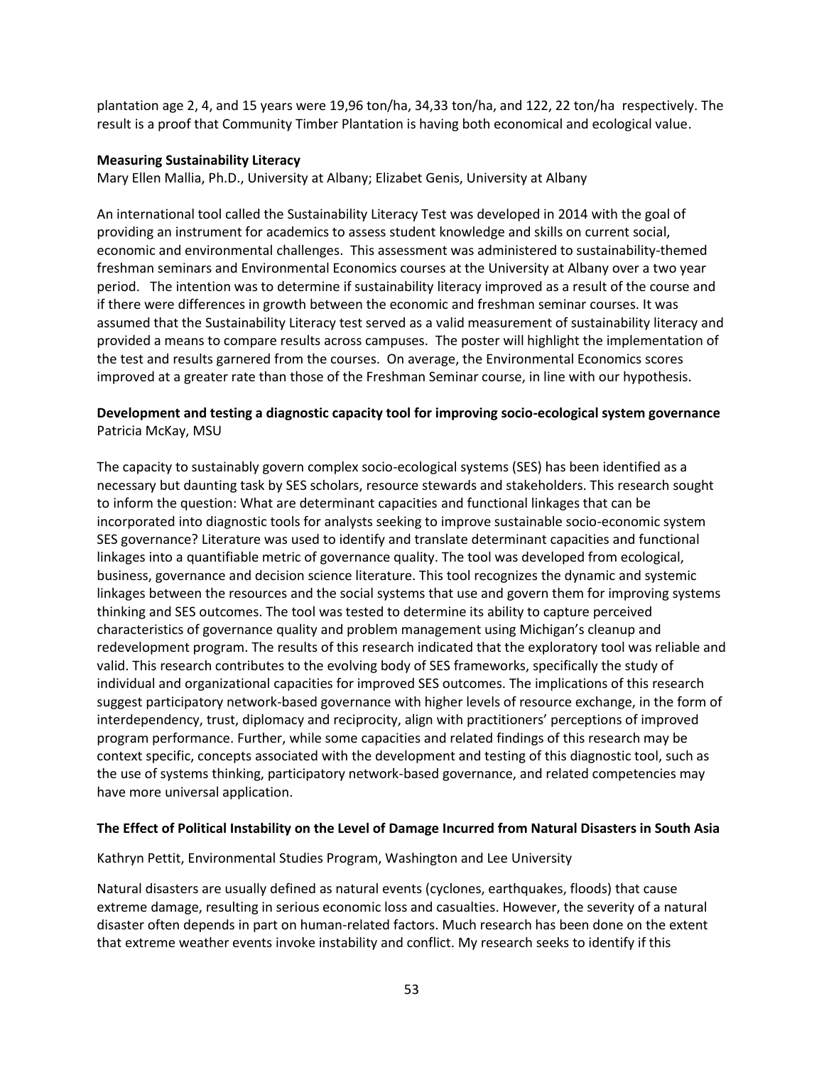plantation age 2, 4, and 15 years were 19,96 ton/ha, 34,33 ton/ha, and 122, 22 ton/ha respectively. The result is a proof that Community Timber Plantation is having both economical and ecological value.

**Measuring Sustainability Literacy**
Mary Ellen Mallia, Ph.D., University at Albany; Elizabet Genis, University at Albany

An international tool called the Sustainability Literacy Test was developed in 2014 with the goal of providing an instrument for academics to assess student knowledge and skills on current social, economic and environmental challenges. This assessment was administered to sustainability-themed freshman seminars and Environmental Economics courses at the University at Albany over a two year period. The intention was to determine if sustainability literacy improved as a result of the course and if there were differences in growth between the economic and freshman seminar courses. It was assumed that the Sustainability Literacy test served as a valid measurement of sustainability literacy and provided a means to compare results across campuses. The poster will highlight the implementation of the test and results garnered from the courses. On average, the Environmental Economics scores improved at a greater rate than those of the Freshman Seminar course, in line with our hypothesis.

**Development and testing a diagnostic capacity tool for improving socio-ecological system governance**
Patricia McKay, MSU

The capacity to sustainably govern complex socio-ecological systems (SES) has been identified as a necessary but daunting task by SES scholars, resource stewards and stakeholders. This research sought to inform the question: What are determinant capacities and functional linkages that can be incorporated into diagnostic tools for analysts seeking to improve sustainable socio-economic system SES governance? Literature was used to identify and translate determinant capacities and functional linkages into a quantifiable metric of governance quality. The tool was developed from ecological, business, governance and decision science literature. This tool recognizes the dynamic and systemic linkages between the resources and the social systems that use and govern them for improving systems thinking and SES outcomes. The tool was tested to determine its ability to capture perceived characteristics of governance quality and problem management using Michigan's cleanup and redevelopment program. The results of this research indicated that the exploratory tool was reliable and valid. This research contributes to the evolving body of SES frameworks, specifically the study of individual and organizational capacities for improved SES outcomes. The implications of this research suggest participatory network-based governance with higher levels of resource exchange, in the form of interdependency, trust, diplomacy and reciprocity, align with practitioners' perceptions of improved program performance. Further, while some capacities and related findings of this research may be context specific, concepts associated with the development and testing of this diagnostic tool, such as the use of systems thinking, participatory network-based governance, and related competencies may have more universal application.

**The Effect of Political Instability on the Level of Damage Incurred from Natural Disasters in South Asia**

Kathryn Pettit, Environmental Studies Program, Washington and Lee University

Natural disasters are usually defined as natural events (cyclones, earthquakes, floods) that cause extreme damage, resulting in serious economic loss and casualties. However, the severity of a natural disaster often depends in part on human-related factors. Much research has been done on the extent that extreme weather events invoke instability and conflict. My research seeks to identify if this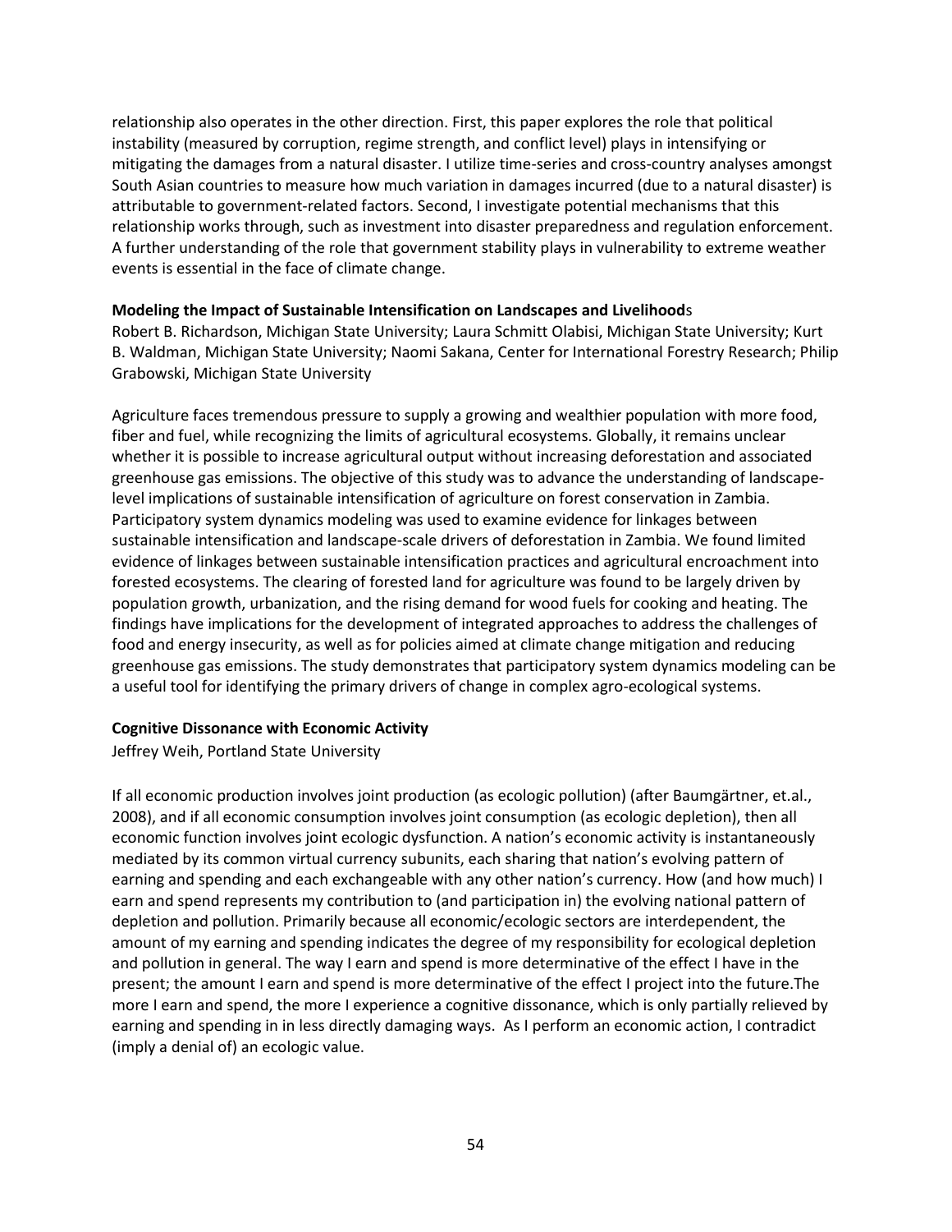relationship also operates in the other direction. First, this paper explores the role that political instability (measured by corruption, regime strength, and conflict level) plays in intensifying or mitigating the damages from a natural disaster. I utilize time-series and cross-country analyses amongst South Asian countries to measure how much variation in damages incurred (due to a natural disaster) is attributable to government-related factors. Second, I investigate potential mechanisms that this relationship works through, such as investment into disaster preparedness and regulation enforcement. A further understanding of the role that government stability plays in vulnerability to extreme weather events is essential in the face of climate change.

**Modeling the Impact of Sustainable Intensification on Landscapes and Livelihood**s

Robert B. Richardson, Michigan State University; Laura Schmitt Olabisi, Michigan State University; Kurt B. Waldman, Michigan State University; Naomi Sakana, Center for International Forestry Research; Philip Grabowski, Michigan State University

Agriculture faces tremendous pressure to supply a growing and wealthier population with more food, fiber and fuel, while recognizing the limits of agricultural ecosystems. Globally, it remains unclear whether it is possible to increase agricultural output without increasing deforestation and associated greenhouse gas emissions. The objective of this study was to advance the understanding of landscape-level implications of sustainable intensification of agriculture on forest conservation in Zambia. Participatory system dynamics modeling was used to examine evidence for linkages between sustainable intensification and landscape-scale drivers of deforestation in Zambia. We found limited evidence of linkages between sustainable intensification practices and agricultural encroachment into forested ecosystems. The clearing of forested land for agriculture was found to be largely driven by population growth, urbanization, and the rising demand for wood fuels for cooking and heating. The findings have implications for the development of integrated approaches to address the challenges of food and energy insecurity, as well as for policies aimed at climate change mitigation and reducing greenhouse gas emissions. The study demonstrates that participatory system dynamics modeling can be a useful tool for identifying the primary drivers of change in complex agro-ecological systems.

**Cognitive Dissonance with Economic Activity**

Jeffrey Weih, Portland State University

If all economic production involves joint production (as ecologic pollution) (after Baumgärtner, et.al., 2008), and if all economic consumption involves joint consumption (as ecologic depletion), then all economic function involves joint ecologic dysfunction. A nation's economic activity is instantaneously mediated by its common virtual currency subunits, each sharing that nation's evolving pattern of earning and spending and each exchangeable with any other nation's currency. How (and how much) I earn and spend represents my contribution to (and participation in) the evolving national pattern of depletion and pollution. Primarily because all economic/ecologic sectors are interdependent, the amount of my earning and spending indicates the degree of my responsibility for ecological depletion and pollution in general. The way I earn and spend is more determinative of the effect I have in the present; the amount I earn and spend is more determinative of the effect I project into the future.The more I earn and spend, the more I experience a cognitive dissonance, which is only partially relieved by earning and spending in in less directly damaging ways. As I perform an economic action, I contradict (imply a denial of) an ecologic value.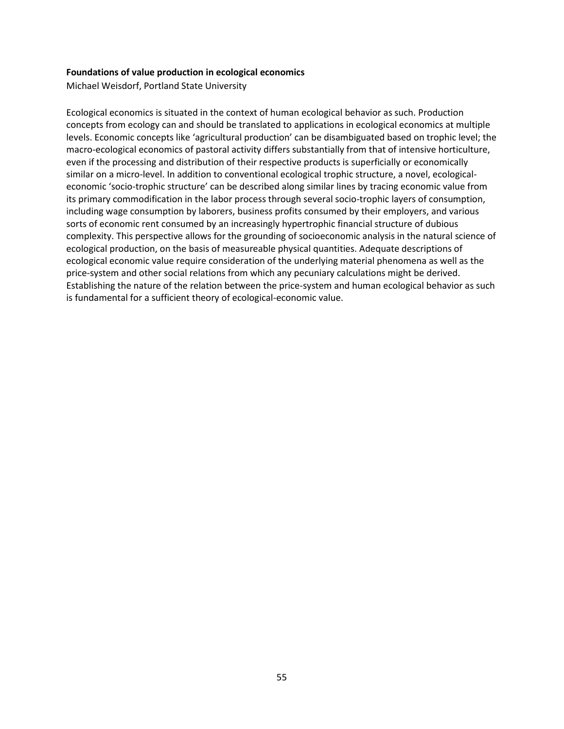**Foundations of value production in ecological economics**

Michael Weisdorf, Portland State University

Ecological economics is situated in the context of human ecological behavior as such. Production concepts from ecology can and should be translated to applications in ecological economics at multiple levels. Economic concepts like 'agricultural production' can be disambiguated based on trophic level; the macro-ecological economics of pastoral activity differs substantially from that of intensive horticulture, even if the processing and distribution of their respective products is superficially or economically similar on a micro-level. In addition to conventional ecological trophic structure, a novel, ecological-economic 'socio-trophic structure' can be described along similar lines by tracing economic value from its primary commodification in the labor process through several socio-trophic layers of consumption, including wage consumption by laborers, business profits consumed by their employers, and various sorts of economic rent consumed by an increasingly hypertrophic financial structure of dubious complexity. This perspective allows for the grounding of socioeconomic analysis in the natural science of ecological production, on the basis of measureable physical quantities. Adequate descriptions of ecological economic value require consideration of the underlying material phenomena as well as the price-system and other social relations from which any pecuniary calculations might be derived. Establishing the nature of the relation between the price-system and human ecological behavior as such is fundamental for a sufficient theory of ecological-economic value.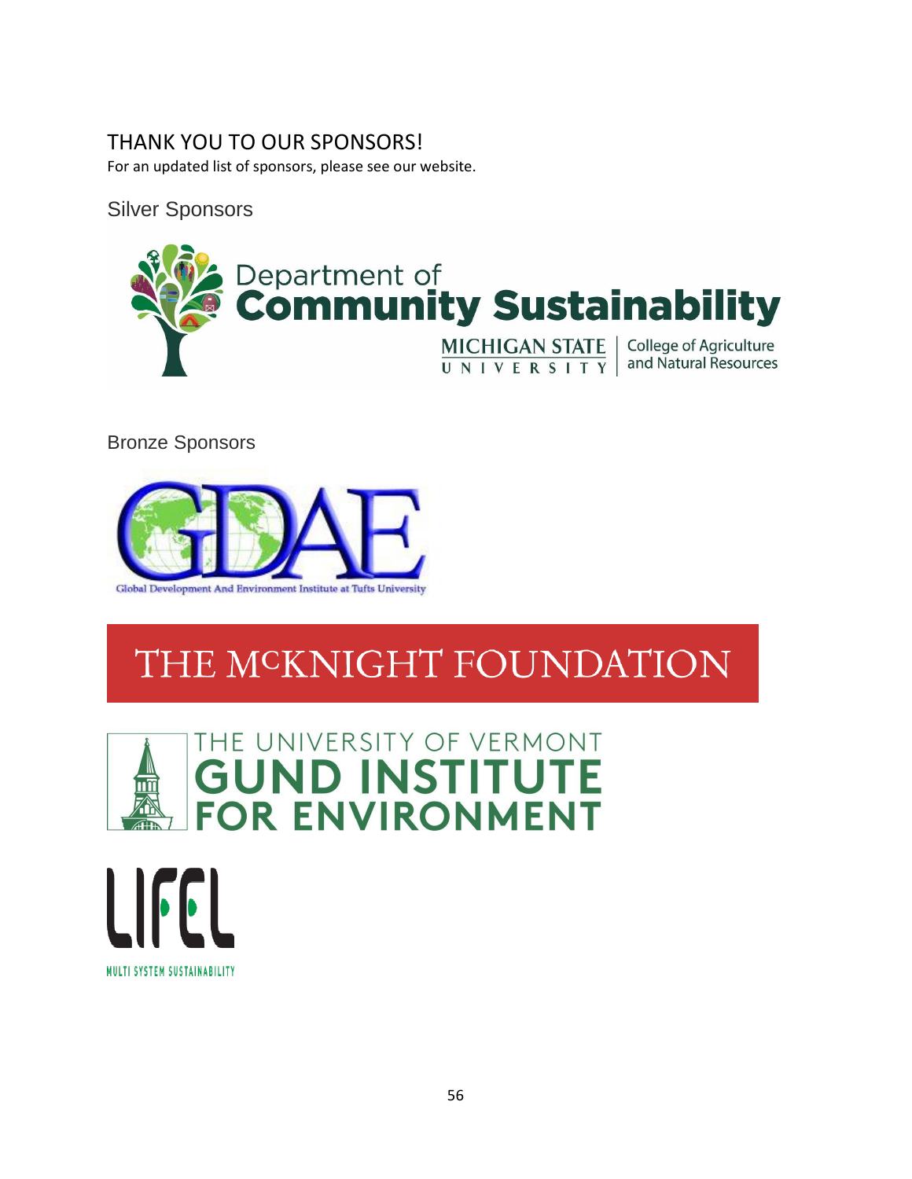# THANK YOU TO OUR SPONSORS!

For an updated list of sponsors, please see our website.

## Silver Sponsors

Department of Community Sustainability

MICHIGAN STATE UNIVERSITY | College of Agriculture and Natural Resources

## Bronze Sponsors

GDAE

Global Development And Environment Institute at Tufts University

THE McKNIGHT FOUNDATION

THE UNIVERSITY OF VERMONT GUND INSTITUTE FOR ENVIRONMENT

LIFEL

MULTI SYSTEM SUSTAINABILITY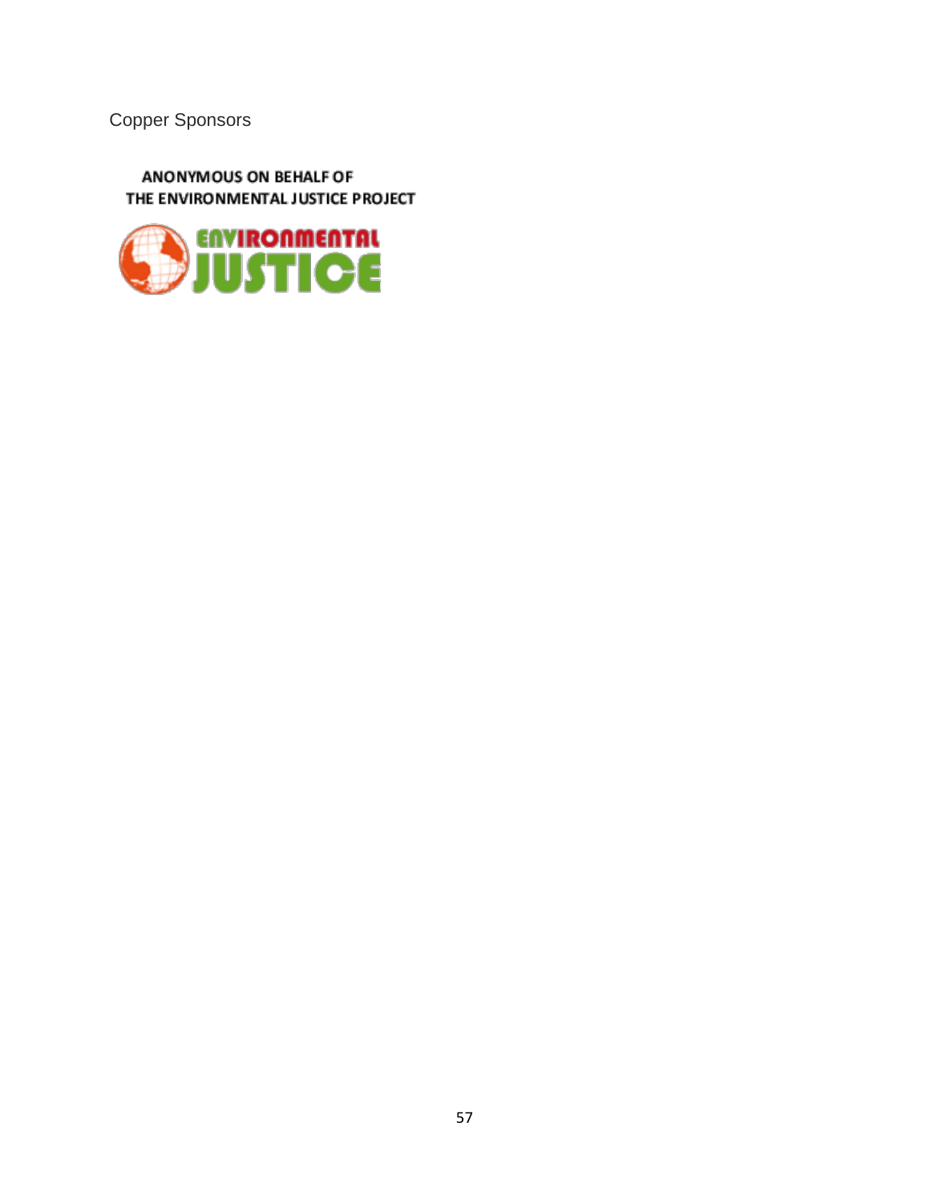Copper Sponsors

ANONYMOUS ON BEHALF OF
THE ENVIRONMENTAL JUSTICE PROJECT

ENVIRONMENTAL
JUSTICE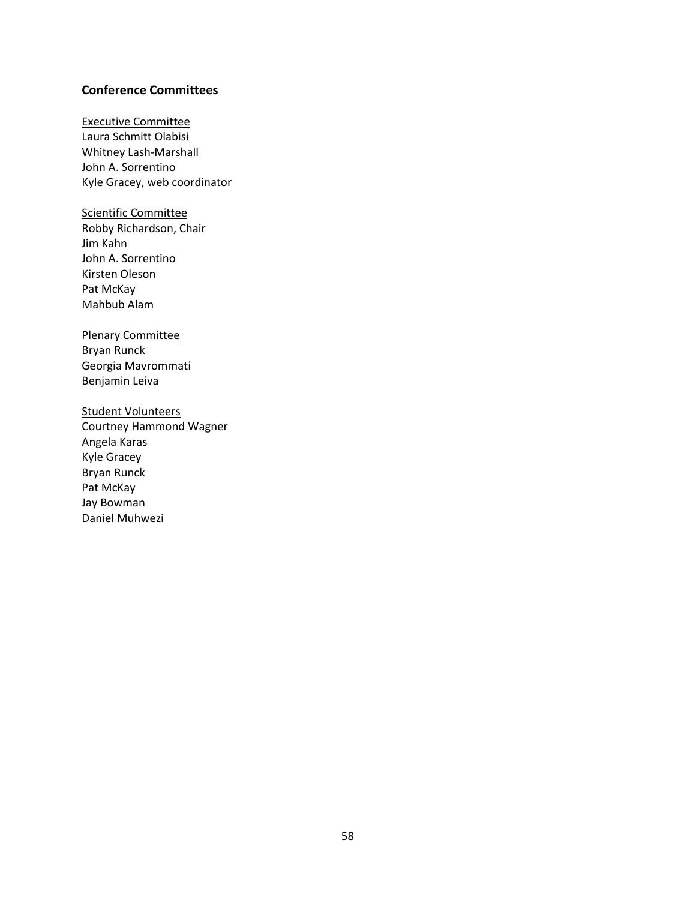## Conference Committees

Executive Committee
Laura Schmitt Olabisi
Whitney Lash-Marshall
John A. Sorrentino
Kyle Gracey, web coordinator

Scientific Committee
Robby Richardson, Chair
Jim Kahn
John A. Sorrentino
Kirsten Oleson
Pat McKay
Mahbub Alam

Plenary Committee
Bryan Runck
Georgia Mavrommati
Benjamin Leiva

Student Volunteers
Courtney Hammond Wagner
Angela Karas
Kyle Gracey
Bryan Runck
Pat McKay
Jay Bowman
Daniel Muhwezi